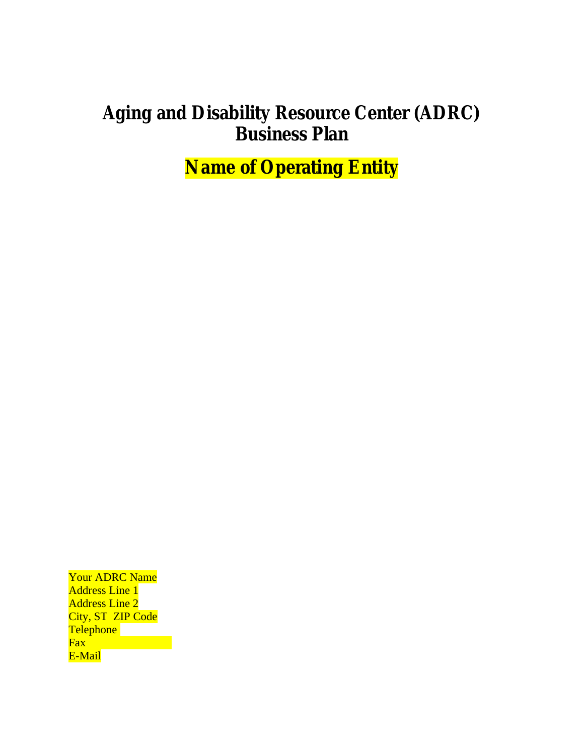# Aging and Disability Resource Center (ADRC) Business Plan

## Name of Operating Entity

Your ADRC Name
Address Line 1
Address Line 2
City, ST ZIP Code
Telephone
Fax
E-Mail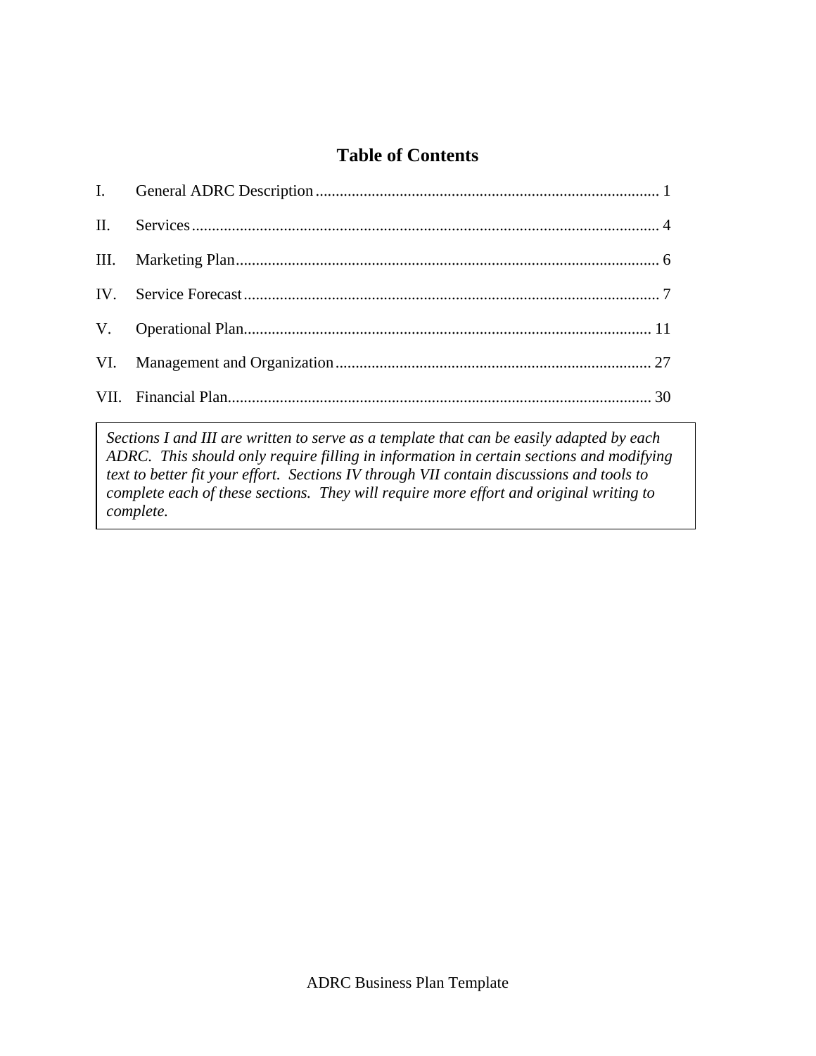# Table of Contents

| | | |
|---|---|---|
| I. | General ADRC Description | 1 |
| II. | Services | 4 |
| III. | Marketing Plan | 6 |
| IV. | Service Forecast | 7 |
| V. | Operational Plan | 11 |
| VI. | Management and Organization | 27 |
| VII. | Financial Plan | 30 |

*Sections I and III are written to serve as a template that can be easily adapted by each ADRC. This should only require filling in information in certain sections and modifying text to better fit your effort. Sections IV through VII contain discussions and tools to complete each of these sections. They will require more effort and original writing to complete.*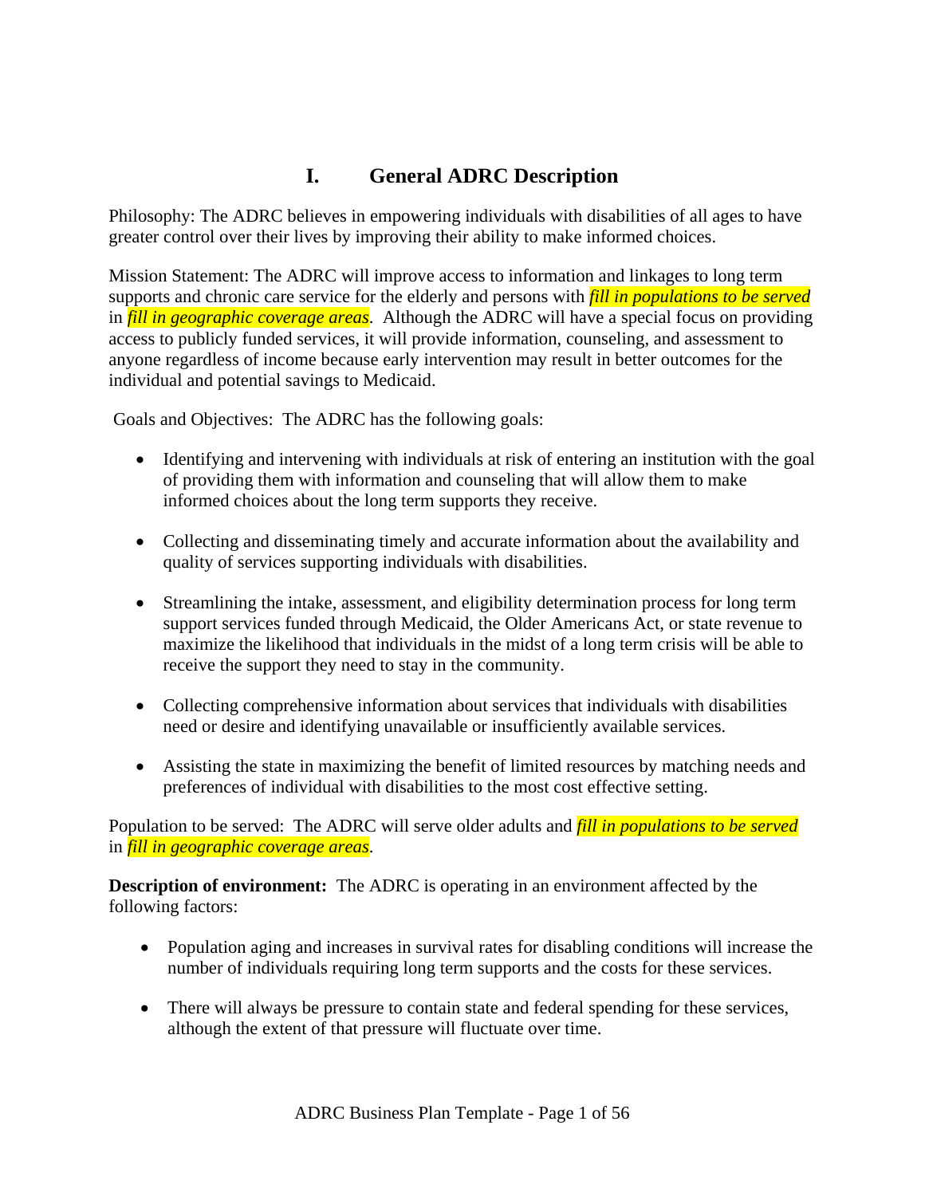# I. General ADRC Description

Philosophy: The ADRC believes in empowering individuals with disabilities of all ages to have greater control over their lives by improving their ability to make informed choices.

Mission Statement: The ADRC will improve access to information and linkages to long term supports and chronic care service for the elderly and persons with ***fill in populations to be served*** in ***fill in geographic coverage areas***. Although the ADRC will have a special focus on providing access to publicly funded services, it will provide information, counseling, and assessment to anyone regardless of income because early intervention may result in better outcomes for the individual and potential savings to Medicaid.

Goals and Objectives: The ADRC has the following goals:

- Identifying and intervening with individuals at risk of entering an institution with the goal of providing them with information and counseling that will allow them to make informed choices about the long term supports they receive.
- Collecting and disseminating timely and accurate information about the availability and quality of services supporting individuals with disabilities.
- Streamlining the intake, assessment, and eligibility determination process for long term support services funded through Medicaid, the Older Americans Act, or state revenue to maximize the likelihood that individuals in the midst of a long term crisis will be able to receive the support they need to stay in the community.
- Collecting comprehensive information about services that individuals with disabilities need or desire and identifying unavailable or insufficiently available services.
- Assisting the state in maximizing the benefit of limited resources by matching needs and preferences of individual with disabilities to the most cost effective setting.

Population to be served: The ADRC will serve older adults and ***fill in populations to be served*** in ***fill in geographic coverage areas***.

**Description of environment:** The ADRC is operating in an environment affected by the following factors:

- Population aging and increases in survival rates for disabling conditions will increase the number of individuals requiring long term supports and the costs for these services.
- There will always be pressure to contain state and federal spending for these services, although the extent of that pressure will fluctuate over time.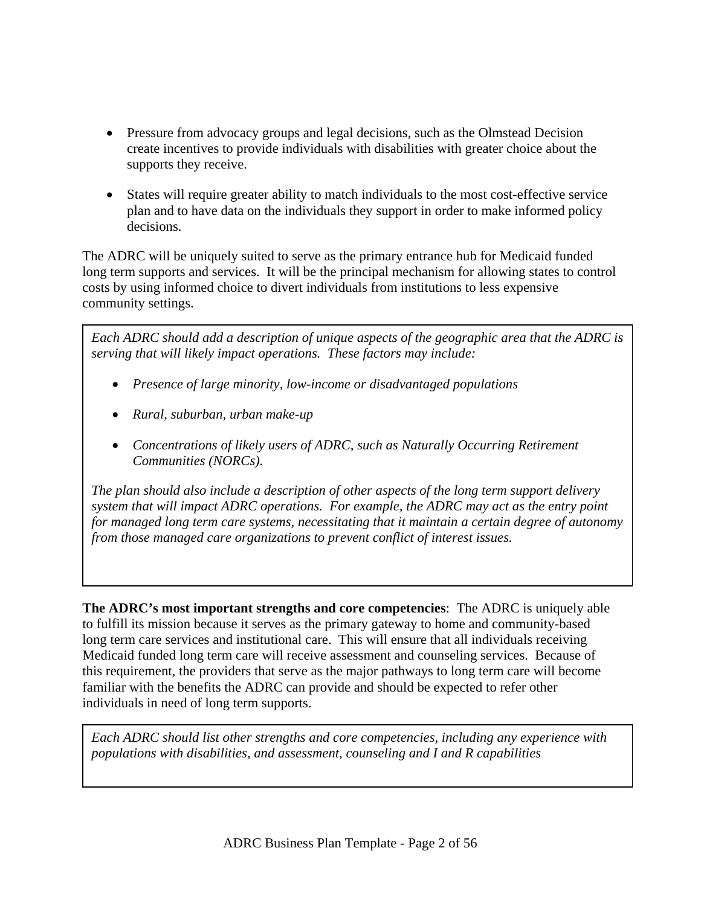- Pressure from advocacy groups and legal decisions, such as the Olmstead Decision create incentives to provide individuals with disabilities with greater choice about the supports they receive.

- States will require greater ability to match individuals to the most cost-effective service plan and to have data on the individuals they support in order to make informed policy decisions.

The ADRC will be uniquely suited to serve as the primary entrance hub for Medicaid funded long term supports and services. It will be the principal mechanism for allowing states to control costs by using informed choice to divert individuals from institutions to less expensive community settings.

> *Each ADRC should add a description of unique aspects of the geographic area that the ADRC is serving that will likely impact operations. These factors may include:*
>
> - *Presence of large minority, low-income or disadvantaged populations*
> - *Rural, suburban, urban make-up*
> - *Concentrations of likely users of ADRC, such as Naturally Occurring Retirement Communities (NORCs).*
>
> *The plan should also include a description of other aspects of the long term support delivery system that will impact ADRC operations. For example, the ADRC may act as the entry point for managed long term care systems, necessitating that it maintain a certain degree of autonomy from those managed care organizations to prevent conflict of interest issues.*

**The ADRC's most important strengths and core competencies**: The ADRC is uniquely able to fulfill its mission because it serves as the primary gateway to home and community-based long term care services and institutional care. This will ensure that all individuals receiving Medicaid funded long term care will receive assessment and counseling services. Because of this requirement, the providers that serve as the major pathways to long term care will become familiar with the benefits the ADRC can provide and should be expected to refer other individuals in need of long term supports.

> *Each ADRC should list other strengths and core competencies, including any experience with populations with disabilities, and assessment, counseling and I and R capabilities*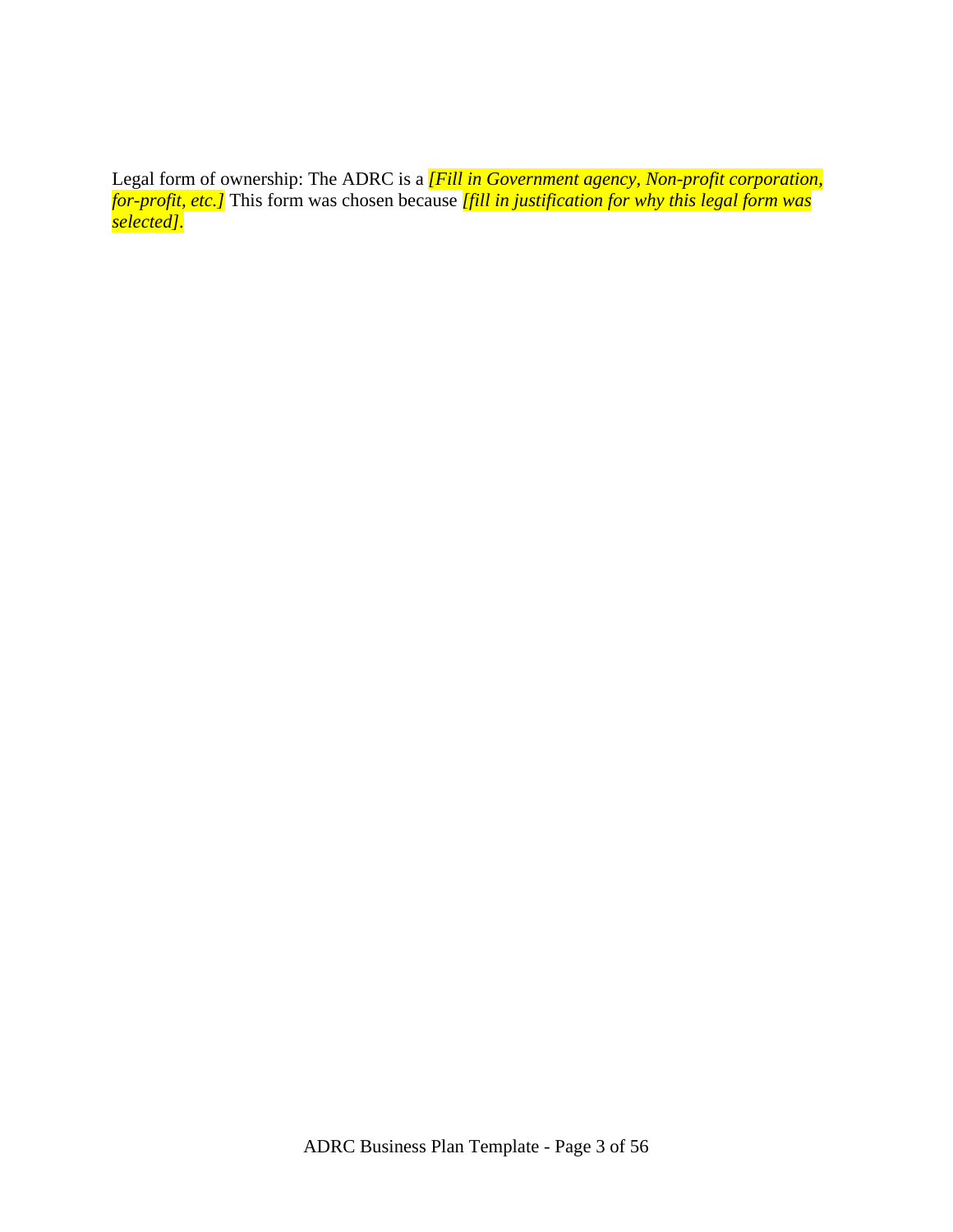Legal form of ownership: The ADRC is a *[Fill in Government agency, Non-profit corporation, for-profit, etc.]* This form was chosen because *[fill in justification for why this legal form was selected]*.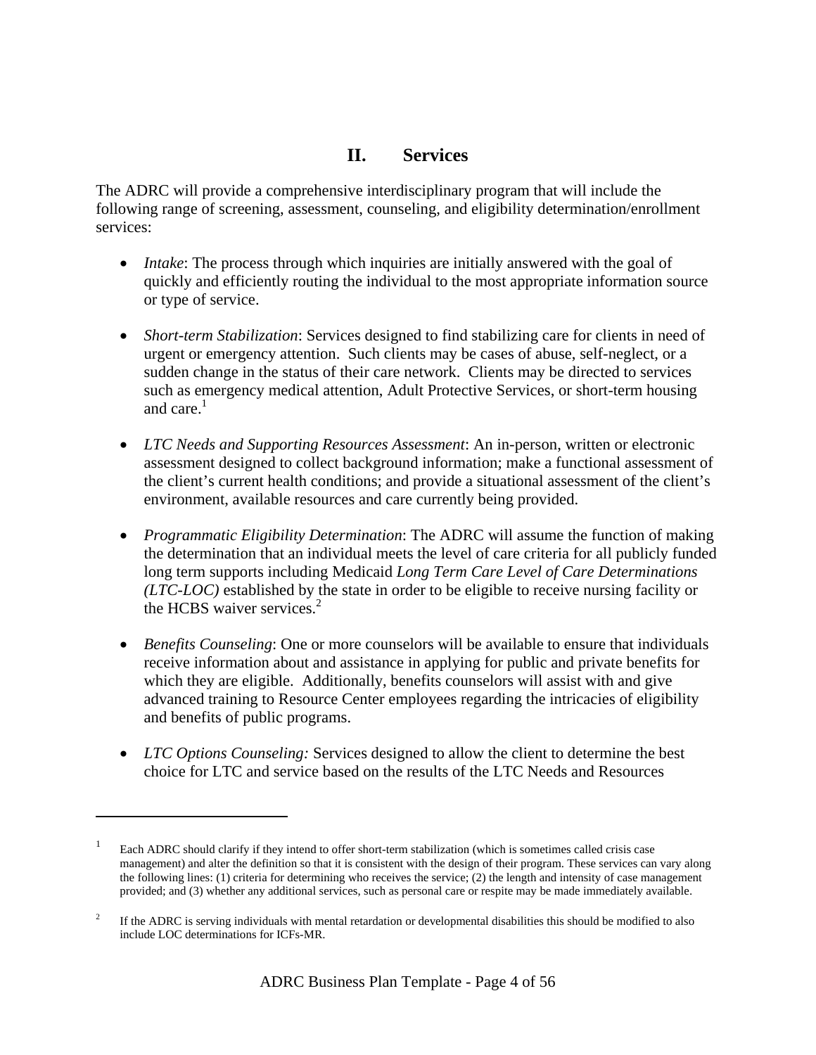## II. Services

The ADRC will provide a comprehensive interdisciplinary program that will include the following range of screening, assessment, counseling, and eligibility determination/enrollment services:

- *Intake*: The process through which inquiries are initially answered with the goal of quickly and efficiently routing the individual to the most appropriate information source or type of service.

- *Short-term Stabilization*: Services designed to find stabilizing care for clients in need of urgent or emergency attention. Such clients may be cases of abuse, self-neglect, or a sudden change in the status of their care network. Clients may be directed to services such as emergency medical attention, Adult Protective Services, or short-term housing and care.[1]

- *LTC Needs and Supporting Resources Assessment*: An in-person, written or electronic assessment designed to collect background information; make a functional assessment of the client's current health conditions; and provide a situational assessment of the client's environment, available resources and care currently being provided.

- *Programmatic Eligibility Determination*: The ADRC will assume the function of making the determination that an individual meets the level of care criteria for all publicly funded long term supports including Medicaid *Long Term Care Level of Care Determinations (LTC-LOC)* established by the state in order to be eligible to receive nursing facility or the HCBS waiver services.[2]

- *Benefits Counseling*: One or more counselors will be available to ensure that individuals receive information about and assistance in applying for public and private benefits for which they are eligible. Additionally, benefits counselors will assist with and give advanced training to Resource Center employees regarding the intricacies of eligibility and benefits of public programs.

- *LTC Options Counseling:* Services designed to allow the client to determine the best choice for LTC and service based on the results of the LTC Needs and Resources

---

[1] Each ADRC should clarify if they intend to offer short-term stabilization (which is sometimes called crisis case management) and alter the definition so that it is consistent with the design of their program. These services can vary along the following lines: (1) criteria for determining who receives the service; (2) the length and intensity of case management provided; and (3) whether any additional services, such as personal care or respite may be made immediately available.

[2] If the ADRC is serving individuals with mental retardation or developmental disabilities this should be modified to also include LOC determinations for ICFs-MR.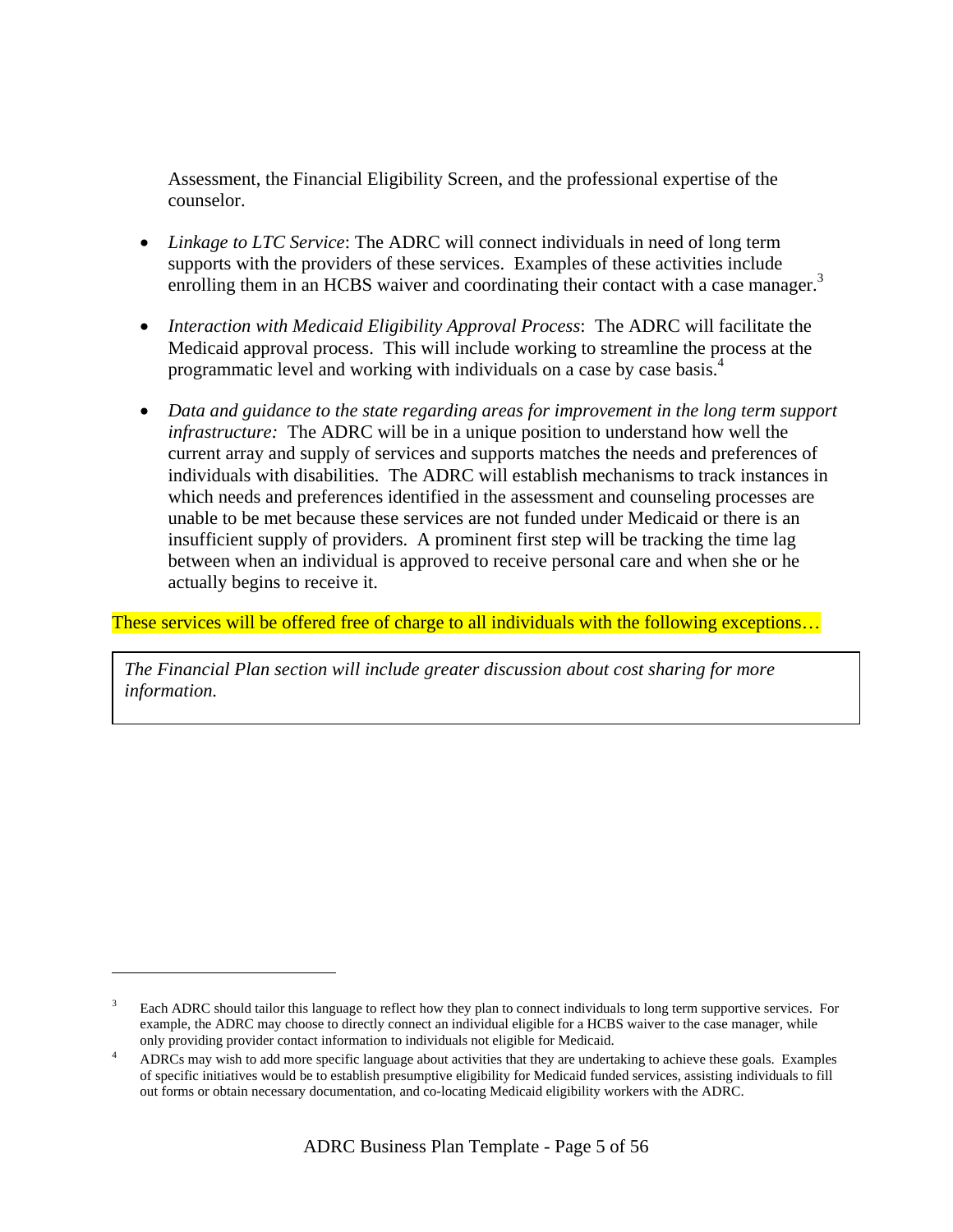Assessment, the Financial Eligibility Screen, and the professional expertise of the counselor.

- *Linkage to LTC Service*: The ADRC will connect individuals in need of long term supports with the providers of these services. Examples of these activities include enrolling them in an HCBS waiver and coordinating their contact with a case manager.[3]

- *Interaction with Medicaid Eligibility Approval Process*: The ADRC will facilitate the Medicaid approval process. This will include working to streamline the process at the programmatic level and working with individuals on a case by case basis.[4]

- *Data and guidance to the state regarding areas for improvement in the long term support infrastructure:* The ADRC will be in a unique position to understand how well the current array and supply of services and supports matches the needs and preferences of individuals with disabilities. The ADRC will establish mechanisms to track instances in which needs and preferences identified in the assessment and counseling processes are unable to be met because these services are not funded under Medicaid or there is an insufficient supply of providers. A prominent first step will be tracking the time lag between when an individual is approved to receive personal care and when she or he actually begins to receive it.

These services will be offered free of charge to all individuals with the following exceptions…

> *The Financial Plan section will include greater discussion about cost sharing for more information.*

---

[3] Each ADRC should tailor this language to reflect how they plan to connect individuals to long term supportive services. For example, the ADRC may choose to directly connect an individual eligible for a HCBS waiver to the case manager, while only providing provider contact information to individuals not eligible for Medicaid.

[4] ADRCs may wish to add more specific language about activities that they are undertaking to achieve these goals. Examples of specific initiatives would be to establish presumptive eligibility for Medicaid funded services, assisting individuals to fill out forms or obtain necessary documentation, and co-locating Medicaid eligibility workers with the ADRC.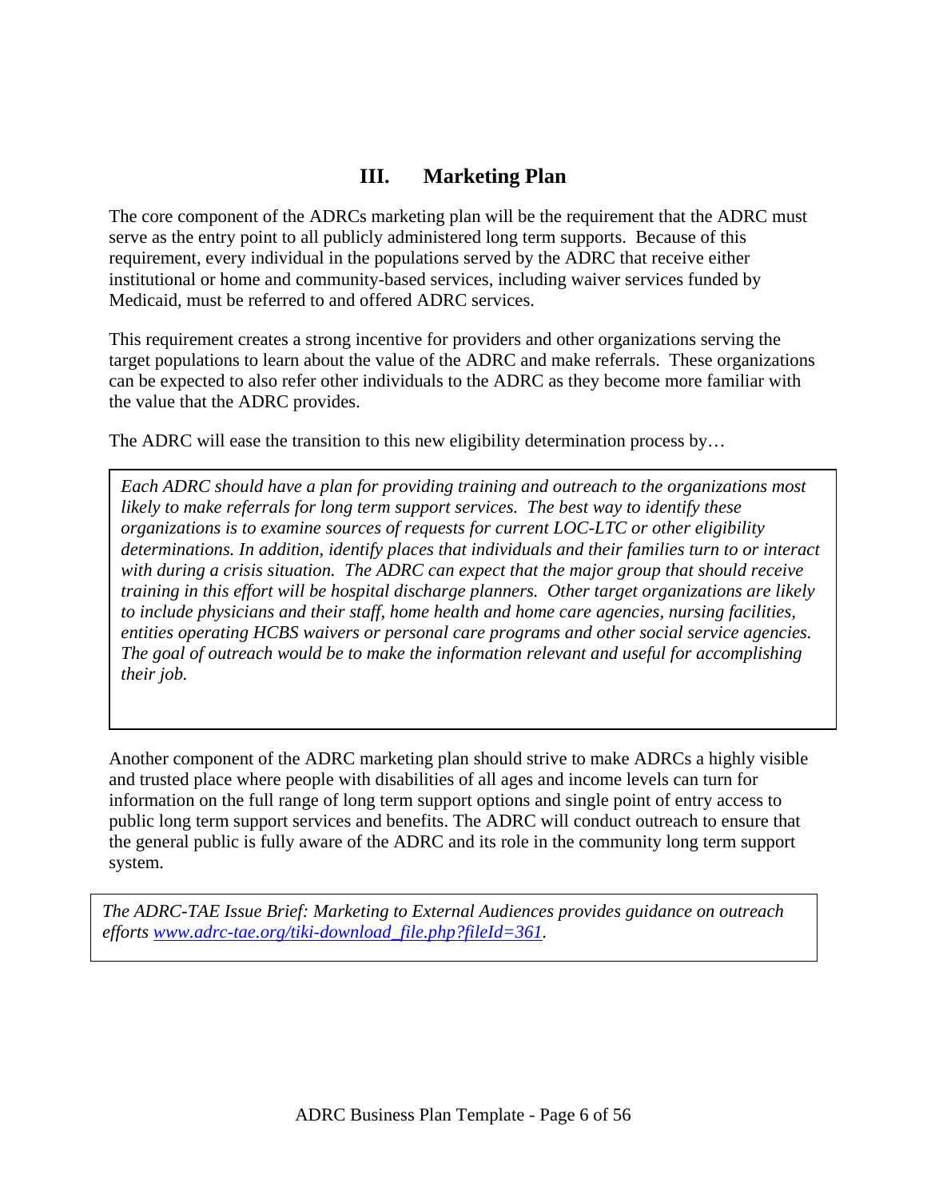## III. Marketing Plan

The core component of the ADRCs marketing plan will be the requirement that the ADRC must serve as the entry point to all publicly administered long term supports. Because of this requirement, every individual in the populations served by the ADRC that receive either institutional or home and community-based services, including waiver services funded by Medicaid, must be referred to and offered ADRC services.

This requirement creates a strong incentive for providers and other organizations serving the target populations to learn about the value of the ADRC and make referrals. These organizations can be expected to also refer other individuals to the ADRC as they become more familiar with the value that the ADRC provides.

The ADRC will ease the transition to this new eligibility determination process by…

> *Each ADRC should have a plan for providing training and outreach to the organizations most likely to make referrals for long term support services. The best way to identify these organizations is to examine sources of requests for current LOC-LTC or other eligibility determinations. In addition, identify places that individuals and their families turn to or interact with during a crisis situation. The ADRC can expect that the major group that should receive training in this effort will be hospital discharge planners. Other target organizations are likely to include physicians and their staff, home health and home care agencies, nursing facilities, entities operating HCBS waivers or personal care programs and other social service agencies. The goal of outreach would be to make the information relevant and useful for accomplishing their job.*

Another component of the ADRC marketing plan should strive to make ADRCs a highly visible and trusted place where people with disabilities of all ages and income levels can turn for information on the full range of long term support options and single point of entry access to public long term support services and benefits. The ADRC will conduct outreach to ensure that the general public is fully aware of the ADRC and its role in the community long term support system.

> *The ADRC-TAE Issue Brief: Marketing to External Audiences provides guidance on outreach efforts [www.adrc-tae.org/tiki-download_file.php?fileId=361](www.adrc-tae.org/tiki-download_file.php?fileId=361).*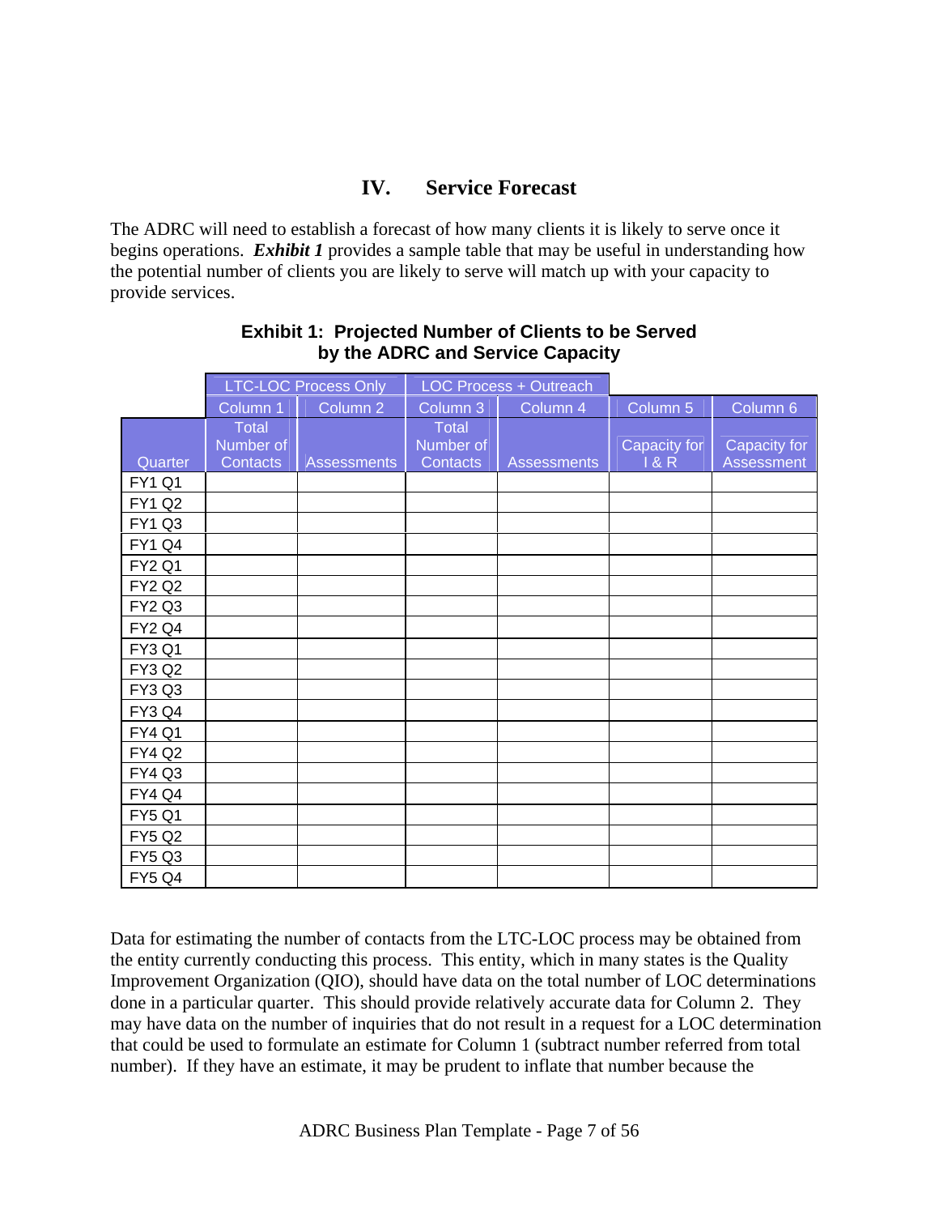## IV. Service Forecast

The ADRC will need to establish a forecast of how many clients it is likely to serve once it begins operations. ***Exhibit 1*** provides a sample table that may be useful in understanding how the potential number of clients you are likely to serve will match up with your capacity to provide services.

**Exhibit 1: Projected Number of Clients to be Served by the ADRC and Service Capacity**

| | LTC-LOC Process Only | | LOC Process + Outreach | | | |
|---|---|---|---|---|---|---|
| | Column 1 | Column 2 | Column 3 | Column 4 | Column 5 | Column 6 |
| Quarter | Total Number of Contacts | Assessments | Total Number of Contacts | Assessments | Capacity for I & R | Capacity for Assessment |
| FY1 Q1 | | | | | | |
| FY1 Q2 | | | | | | |
| FY1 Q3 | | | | | | |
| FY1 Q4 | | | | | | |
| FY2 Q1 | | | | | | |
| FY2 Q2 | | | | | | |
| FY2 Q3 | | | | | | |
| FY2 Q4 | | | | | | |
| FY3 Q1 | | | | | | |
| FY3 Q2 | | | | | | |
| FY3 Q3 | | | | | | |
| FY3 Q4 | | | | | | |
| FY4 Q1 | | | | | | |
| FY4 Q2 | | | | | | |
| FY4 Q3 | | | | | | |
| FY4 Q4 | | | | | | |
| FY5 Q1 | | | | | | |
| FY5 Q2 | | | | | | |
| FY5 Q3 | | | | | | |
| FY5 Q4 | | | | | | |

Data for estimating the number of contacts from the LTC-LOC process may be obtained from the entity currently conducting this process. This entity, which in many states is the Quality Improvement Organization (QIO), should have data on the total number of LOC determinations done in a particular quarter. This should provide relatively accurate data for Column 2. They may have data on the number of inquiries that do not result in a request for a LOC determination that could be used to formulate an estimate for Column 1 (subtract number referred from total number). If they have an estimate, it may be prudent to inflate that number because the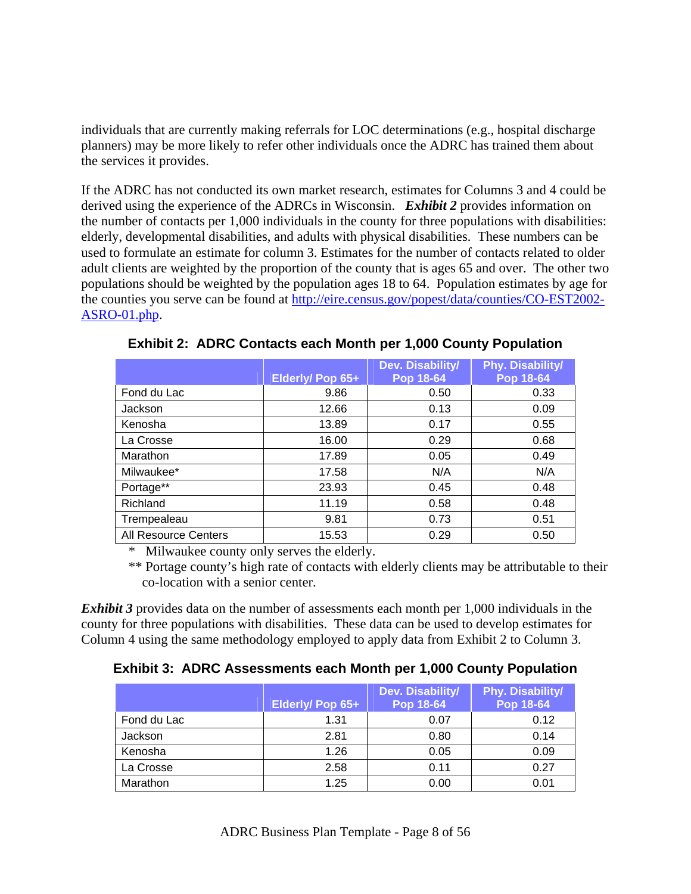individuals that are currently making referrals for LOC determinations (e.g., hospital discharge planners) may be more likely to refer other individuals once the ADRC has trained them about the services it provides.

If the ADRC has not conducted its own market research, estimates for Columns 3 and 4 could be derived using the experience of the ADRCs in Wisconsin. ***Exhibit 2*** provides information on the number of contacts per 1,000 individuals in the county for three populations with disabilities: elderly, developmental disabilities, and adults with physical disabilities. These numbers can be used to formulate an estimate for column 3. Estimates for the number of contacts related to older adult clients are weighted by the proportion of the county that is ages 65 and over. The other two populations should be weighted by the population ages 18 to 64. Population estimates by age for the counties you serve can be found at [http://eire.census.gov/popest/data/counties/CO-EST2002-ASRO-01.php](http://eire.census.gov/popest/data/counties/CO-EST2002-ASRO-01.php).

**Exhibit 2: ADRC Contacts each Month per 1,000 County Population**

| | Elderly/ Pop 65+ | Dev. Disability/ Pop 18-64 | Phy. Disability/ Pop 18-64 |
|---|---|---|---|
| Fond du Lac | 9.86 | 0.50 | 0.33 |
| Jackson | 12.66 | 0.13 | 0.09 |
| Kenosha | 13.89 | 0.17 | 0.55 |
| La Crosse | 16.00 | 0.29 | 0.68 |
| Marathon | 17.89 | 0.05 | 0.49 |
| Milwaukee* | 17.58 | N/A | N/A |
| Portage** | 23.93 | 0.45 | 0.48 |
| Richland | 11.19 | 0.58 | 0.48 |
| Trempealeau | 9.81 | 0.73 | 0.51 |
| All Resource Centers | 15.53 | 0.29 | 0.50 |

\* Milwaukee county only serves the elderly.

** Portage county's high rate of contacts with elderly clients may be attributable to their co-location with a senior center.

***Exhibit 3*** provides data on the number of assessments each month per 1,000 individuals in the county for three populations with disabilities. These data can be used to develop estimates for Column 4 using the same methodology employed to apply data from Exhibit 2 to Column 3.

**Exhibit 3: ADRC Assessments each Month per 1,000 County Population**

| | Elderly/ Pop 65+ | Dev. Disability/ Pop 18-64 | Phy. Disability/ Pop 18-64 |
|---|---|---|---|
| Fond du Lac | 1.31 | 0.07 | 0.12 |
| Jackson | 2.81 | 0.80 | 0.14 |
| Kenosha | 1.26 | 0.05 | 0.09 |
| La Crosse | 2.58 | 0.11 | 0.27 |
| Marathon | 1.25 | 0.00 | 0.01 |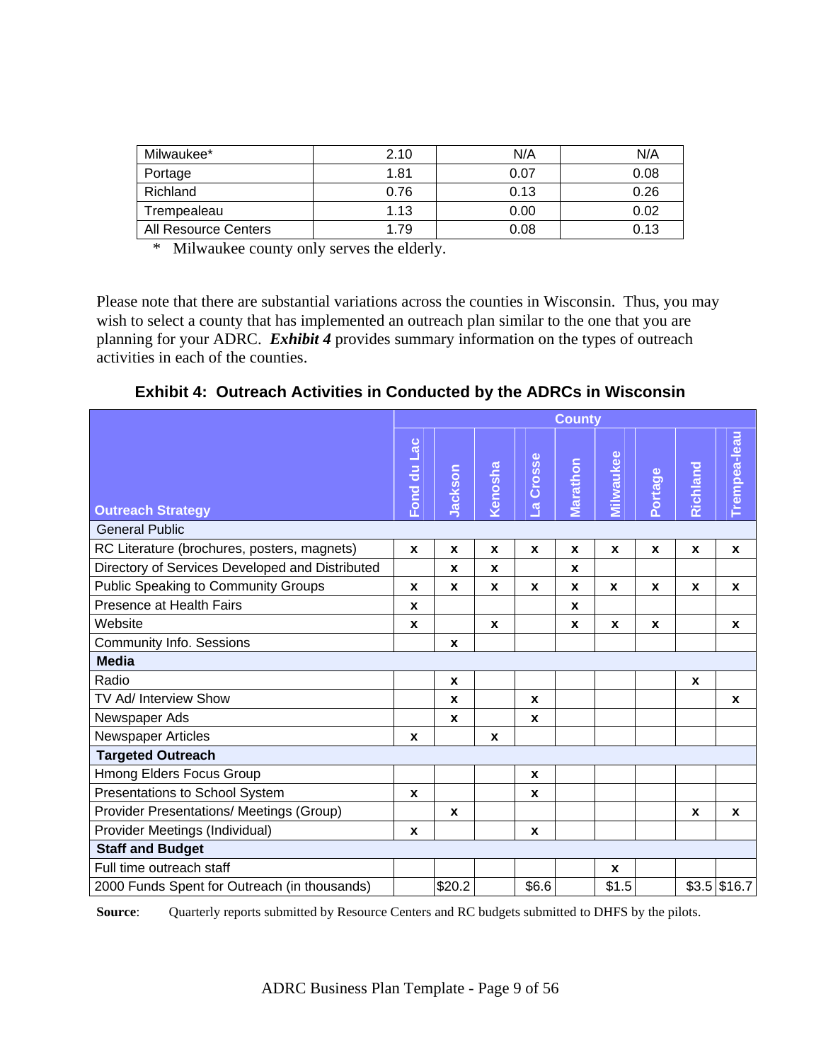| Milwaukee* | 2.10 | N/A | N/A |
|---|---|---|---|
| Portage | 1.81 | 0.07 | 0.08 |
| Richland | 0.76 | 0.13 | 0.26 |
| Trempealeau | 1.13 | 0.00 | 0.02 |
| All Resource Centers | 1.79 | 0.08 | 0.13 |

\* Milwaukee county only serves the elderly.

Please note that there are substantial variations across the counties in Wisconsin. Thus, you may wish to select a county that has implemented an outreach plan similar to the one that you are planning for your ADRC. ***Exhibit 4*** provides summary information on the types of outreach activities in each of the counties.

**Exhibit 4: Outreach Activities in Conducted by the ADRCs in Wisconsin**

| | County | | | | | | | | |
|---|---|---|---|---|---|---|---|---|---|
| **Outreach Strategy** | **Fond du Lac** | **Jackson** | **Kenosha** | **La Crosse** | **Marathon** | **Milwaukee** | **Portage** | **Richland** | **Trempea-leau** |
| **General Public** | | | | | | | | | |
| RC Literature (brochures, posters, magnets) | x | x | x | x | x | x | x | x | x |
| Directory of Services Developed and Distributed | | x | x | | x | | | | |
| Public Speaking to Community Groups | x | x | x | x | x | x | x | x | x |
| Presence at Health Fairs | x | | | | x | | | | |
| Website | x | | x | | x | x | x | | x |
| Community Info. Sessions | | x | | | | | | | |
| **Media** | | | | | | | | | |
| Radio | | x | | | | | | x | |
| TV Ad/ Interview Show | | x | | x | | | | | x |
| Newspaper Ads | | x | | x | | | | | |
| Newspaper Articles | x | | x | | | | | | |
| **Targeted Outreach** | | | | | | | | | |
| Hmong Elders Focus Group | | | | x | | | | | |
| Presentations to School System | x | | | x | | | | | |
| Provider Presentations/ Meetings (Group) | | x | | | | | | x | x |
| Provider Meetings (Individual) | x | | | x | | | | | |
| **Staff and Budget** | | | | | | | | | |
| Full time outreach staff | | | | | | x | | | |
| 2000 Funds Spent for Outreach (in thousands) | | $20.2 | | $6.6 | | $1.5 | | $3.5 | $16.7 |

**Source**: Quarterly reports submitted by Resource Centers and RC budgets submitted to DHFS by the pilots.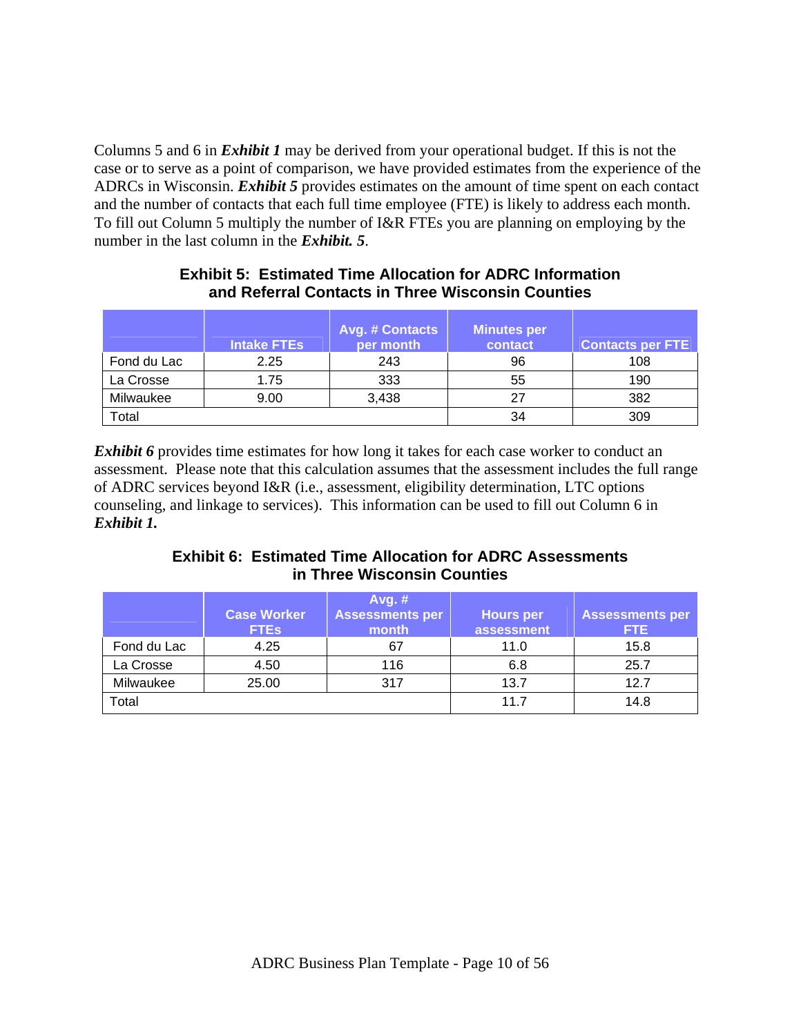Columns 5 and 6 in ***Exhibit 1*** may be derived from your operational budget. If this is not the case or to serve as a point of comparison, we have provided estimates from the experience of the ADRCs in Wisconsin. ***Exhibit 5*** provides estimates on the amount of time spent on each contact and the number of contacts that each full time employee (FTE) is likely to address each month. To fill out Column 5 multiply the number of I&R FTEs you are planning on employing by the number in the last column in the ***Exhibit. 5***.

**Exhibit 5: Estimated Time Allocation for ADRC Information and Referral Contacts in Three Wisconsin Counties**

| | Intake FTEs | Avg. # Contacts per month | Minutes per contact | Contacts per FTE |
|---|---|---|---|---|
| Fond du Lac | 2.25 | 243 | 96 | 108 |
| La Crosse | 1.75 | 333 | 55 | 190 |
| Milwaukee | 9.00 | 3,438 | 27 | 382 |
| Total | | | 34 | 309 |

***Exhibit 6*** provides time estimates for how long it takes for each case worker to conduct an assessment. Please note that this calculation assumes that the assessment includes the full range of ADRC services beyond I&R (i.e., assessment, eligibility determination, LTC options counseling, and linkage to services). This information can be used to fill out Column 6 in ***Exhibit 1.***

**Exhibit 6: Estimated Time Allocation for ADRC Assessments in Three Wisconsin Counties**

| | Case Worker FTEs | Avg. # Assessments per month | Hours per assessment | Assessments per FTE |
|---|---|---|---|---|
| Fond du Lac | 4.25 | 67 | 11.0 | 15.8 |
| La Crosse | 4.50 | 116 | 6.8 | 25.7 |
| Milwaukee | 25.00 | 317 | 13.7 | 12.7 |
| Total | | | 11.7 | 14.8 |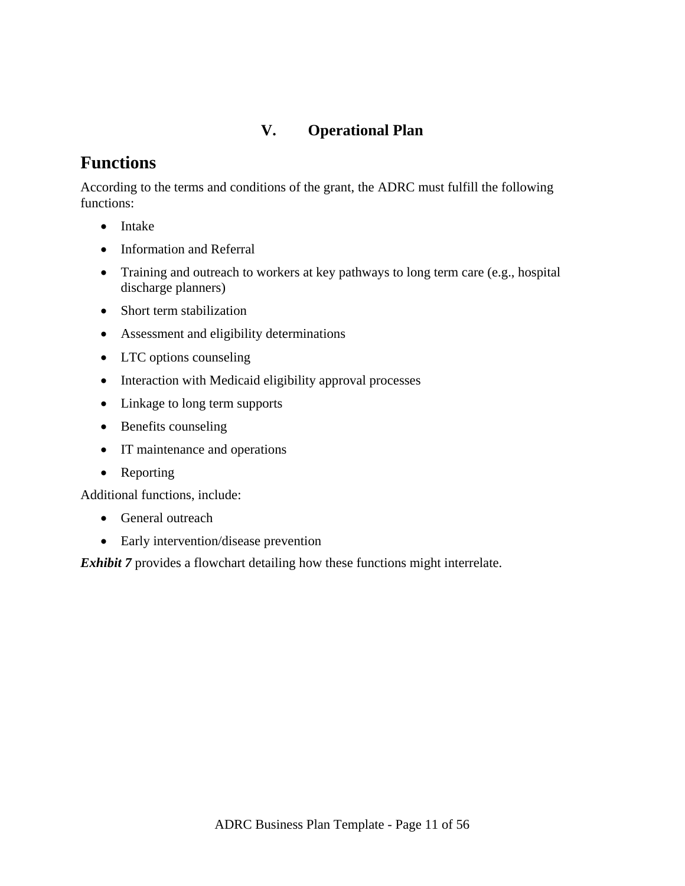# V. Operational Plan

## Functions

According to the terms and conditions of the grant, the ADRC must fulfill the following functions:

- Intake
- Information and Referral
- Training and outreach to workers at key pathways to long term care (e.g., hospital discharge planners)
- Short term stabilization
- Assessment and eligibility determinations
- LTC options counseling
- Interaction with Medicaid eligibility approval processes
- Linkage to long term supports
- Benefits counseling
- IT maintenance and operations
- Reporting

Additional functions, include:

- General outreach
- Early intervention/disease prevention

***Exhibit 7*** provides a flowchart detailing how these functions might interrelate.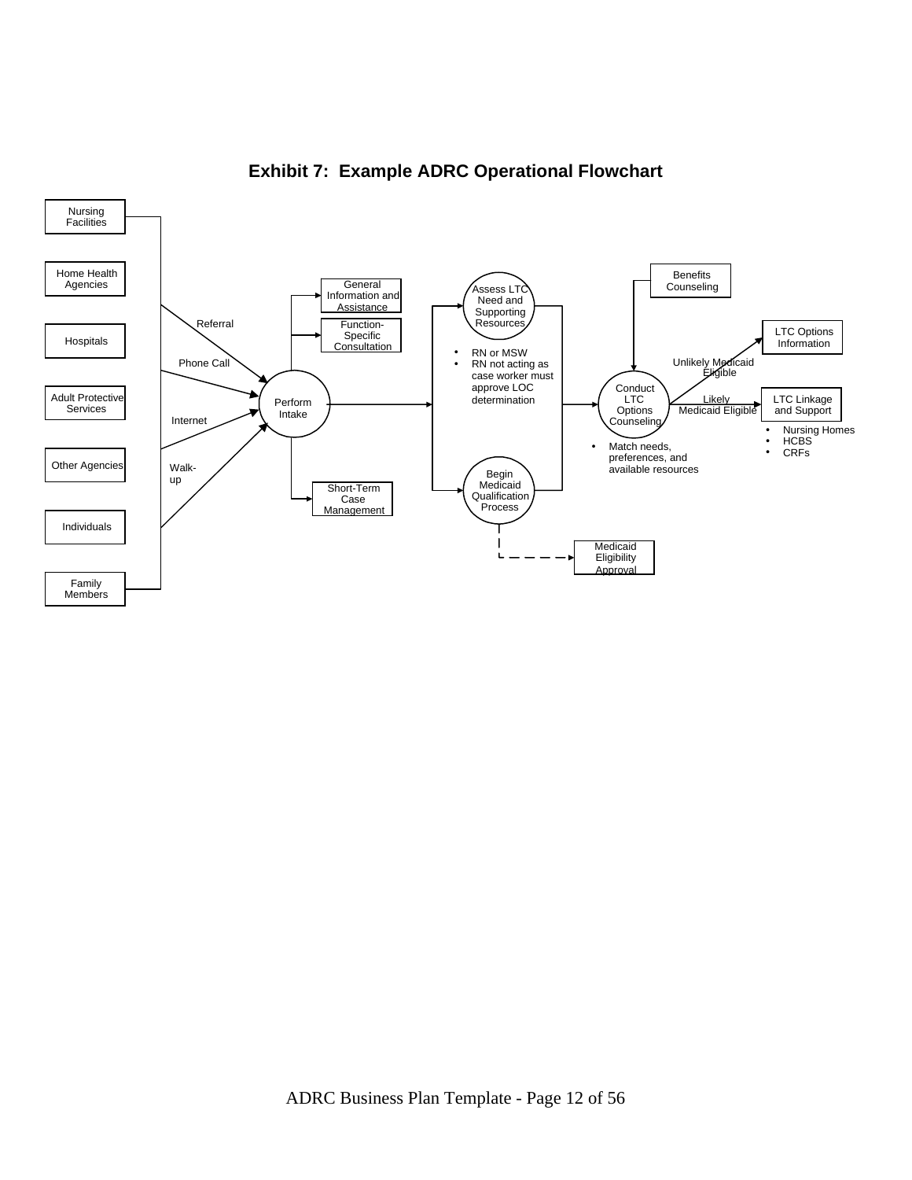## Exhibit 7: Example ADRC Operational Flowchart

Nursing Facilities

Home Health Agencies

Hospitals

Adult Protective Services

Other Agencies

Individuals

Family Members

Referral

Phone Call

Internet

Walk-up

Perform Intake

General Information and Assistance

Function-Specific Consultation

Short-Term Case Management

Assess LTC Need and Supporting Resources

- RN or MSW
- RN not acting as case worker must approve LOC determination

Begin Medicaid Qualification Process

Medicaid Eligibility Approval

Benefits Counseling

Conduct LTC Options Counseling

- Match needs, preferences, and available resources

Unlikely Medicaid Eligible

LTC Options Information

Likely Medicaid Eligible

LTC Linkage and Support

- Nursing Homes
- HCBS
- CRFs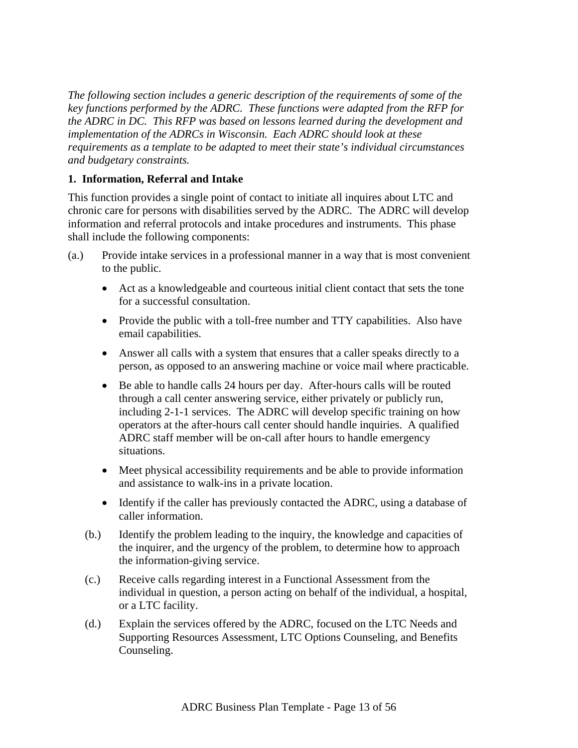*The following section includes a generic description of the requirements of some of the key functions performed by the ADRC. These functions were adapted from the RFP for the ADRC in DC. This RFP was based on lessons learned during the development and implementation of the ADRCs in Wisconsin. Each ADRC should look at these requirements as a template to be adapted to meet their state's individual circumstances and budgetary constraints.*

**1. Information, Referral and Intake**

This function provides a single point of contact to initiate all inquires about LTC and chronic care for persons with disabilities served by the ADRC. The ADRC will develop information and referral protocols and intake procedures and instruments. This phase shall include the following components:

(a.) Provide intake services in a professional manner in a way that is most convenient to the public.

- Act as a knowledgeable and courteous initial client contact that sets the tone for a successful consultation.
- Provide the public with a toll-free number and TTY capabilities. Also have email capabilities.
- Answer all calls with a system that ensures that a caller speaks directly to a person, as opposed to an answering machine or voice mail where practicable.
- Be able to handle calls 24 hours per day. After-hours calls will be routed through a call center answering service, either privately or publicly run, including 2-1-1 services. The ADRC will develop specific training on how operators at the after-hours call center should handle inquiries. A qualified ADRC staff member will be on-call after hours to handle emergency situations.
- Meet physical accessibility requirements and be able to provide information and assistance to walk-ins in a private location.
- Identify if the caller has previously contacted the ADRC, using a database of caller information.

(b.) Identify the problem leading to the inquiry, the knowledge and capacities of the inquirer, and the urgency of the problem, to determine how to approach the information-giving service.

(c.) Receive calls regarding interest in a Functional Assessment from the individual in question, a person acting on behalf of the individual, a hospital, or a LTC facility.

(d.) Explain the services offered by the ADRC, focused on the LTC Needs and Supporting Resources Assessment, LTC Options Counseling, and Benefits Counseling.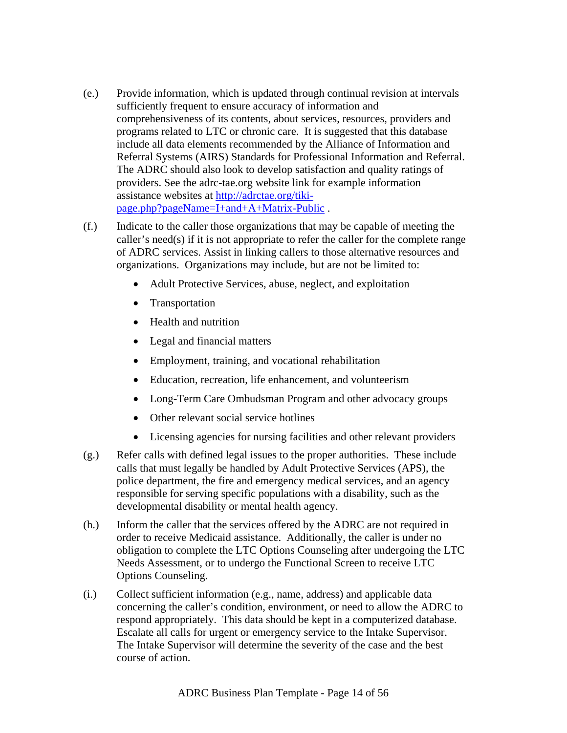(e.) Provide information, which is updated through continual revision at intervals sufficiently frequent to ensure accuracy of information and comprehensiveness of its contents, about services, resources, providers and programs related to LTC or chronic care. It is suggested that this database include all data elements recommended by the Alliance of Information and Referral Systems (AIRS) Standards for Professional Information and Referral. The ADRC should also look to develop satisfaction and quality ratings of providers. See the adrc-tae.org website link for example information assistance websites at [http://adrctae.org/tiki-page.php?pageName=I+and+A+Matrix-Public](http://adrctae.org/tiki-page.php?pageName=I+and+A+Matrix-Public) .

(f.) Indicate to the caller those organizations that may be capable of meeting the caller's need(s) if it is not appropriate to refer the caller for the complete range of ADRC services. Assist in linking callers to those alternative resources and organizations. Organizations may include, but are not be limited to:

- Adult Protective Services, abuse, neglect, and exploitation
- Transportation
- Health and nutrition
- Legal and financial matters
- Employment, training, and vocational rehabilitation
- Education, recreation, life enhancement, and volunteerism
- Long-Term Care Ombudsman Program and other advocacy groups
- Other relevant social service hotlines
- Licensing agencies for nursing facilities and other relevant providers

(g.) Refer calls with defined legal issues to the proper authorities. These include calls that must legally be handled by Adult Protective Services (APS), the police department, the fire and emergency medical services, and an agency responsible for serving specific populations with a disability, such as the developmental disability or mental health agency.

(h.) Inform the caller that the services offered by the ADRC are not required in order to receive Medicaid assistance. Additionally, the caller is under no obligation to complete the LTC Options Counseling after undergoing the LTC Needs Assessment, or to undergo the Functional Screen to receive LTC Options Counseling.

(i.) Collect sufficient information (e.g., name, address) and applicable data concerning the caller's condition, environment, or need to allow the ADRC to respond appropriately. This data should be kept in a computerized database. Escalate all calls for urgent or emergency service to the Intake Supervisor. The Intake Supervisor will determine the severity of the case and the best course of action.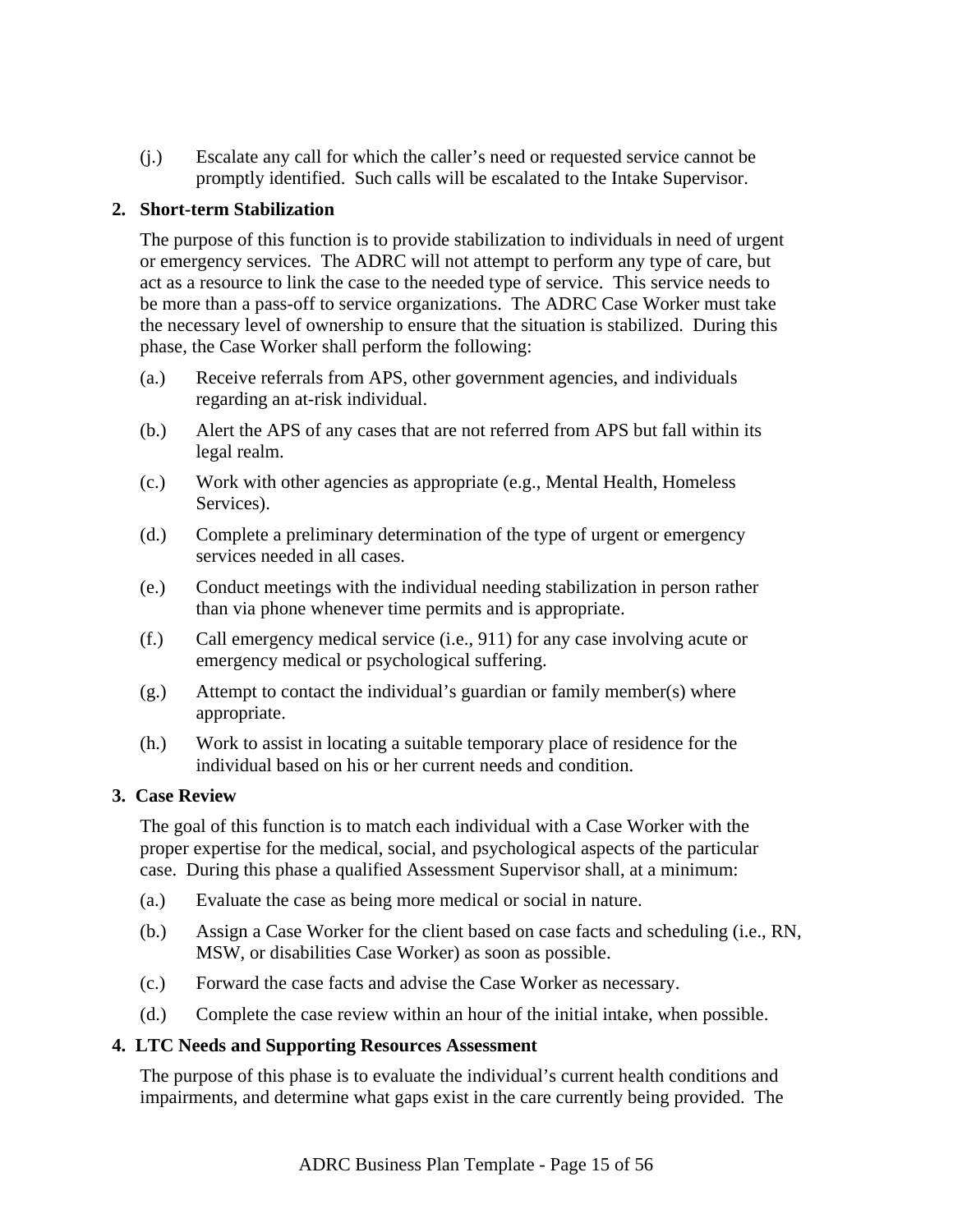(j.) Escalate any call for which the caller's need or requested service cannot be promptly identified. Such calls will be escalated to the Intake Supervisor.

**2. Short-term Stabilization**

The purpose of this function is to provide stabilization to individuals in need of urgent or emergency services. The ADRC will not attempt to perform any type of care, but act as a resource to link the case to the needed type of service. This service needs to be more than a pass-off to service organizations. The ADRC Case Worker must take the necessary level of ownership to ensure that the situation is stabilized. During this phase, the Case Worker shall perform the following:

(a.) Receive referrals from APS, other government agencies, and individuals regarding an at-risk individual.

(b.) Alert the APS of any cases that are not referred from APS but fall within its legal realm.

(c.) Work with other agencies as appropriate (e.g., Mental Health, Homeless Services).

(d.) Complete a preliminary determination of the type of urgent or emergency services needed in all cases.

(e.) Conduct meetings with the individual needing stabilization in person rather than via phone whenever time permits and is appropriate.

(f.) Call emergency medical service (i.e., 911) for any case involving acute or emergency medical or psychological suffering.

(g.) Attempt to contact the individual's guardian or family member(s) where appropriate.

(h.) Work to assist in locating a suitable temporary place of residence for the individual based on his or her current needs and condition.

**3. Case Review**

The goal of this function is to match each individual with a Case Worker with the proper expertise for the medical, social, and psychological aspects of the particular case. During this phase a qualified Assessment Supervisor shall, at a minimum:

(a.) Evaluate the case as being more medical or social in nature.

(b.) Assign a Case Worker for the client based on case facts and scheduling (i.e., RN, MSW, or disabilities Case Worker) as soon as possible.

(c.) Forward the case facts and advise the Case Worker as necessary.

(d.) Complete the case review within an hour of the initial intake, when possible.

**4. LTC Needs and Supporting Resources Assessment**

The purpose of this phase is to evaluate the individual's current health conditions and impairments, and determine what gaps exist in the care currently being provided. The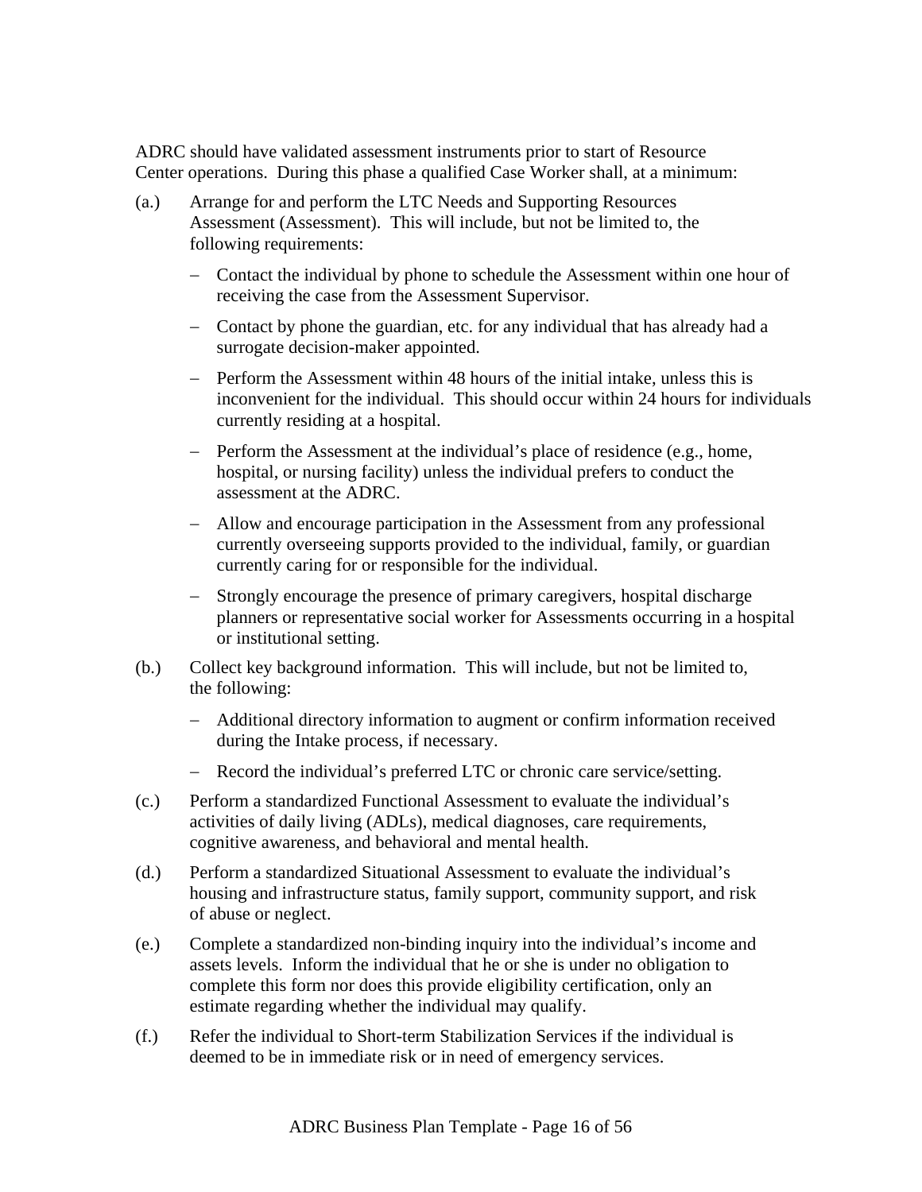ADRC should have validated assessment instruments prior to start of Resource Center operations. During this phase a qualified Case Worker shall, at a minimum:

(a.) Arrange for and perform the LTC Needs and Supporting Resources Assessment (Assessment). This will include, but not be limited to, the following requirements:

- Contact the individual by phone to schedule the Assessment within one hour of receiving the case from the Assessment Supervisor.
- Contact by phone the guardian, etc. for any individual that has already had a surrogate decision-maker appointed.
- Perform the Assessment within 48 hours of the initial intake, unless this is inconvenient for the individual. This should occur within 24 hours for individuals currently residing at a hospital.
- Perform the Assessment at the individual's place of residence (e.g., home, hospital, or nursing facility) unless the individual prefers to conduct the assessment at the ADRC.
- Allow and encourage participation in the Assessment from any professional currently overseeing supports provided to the individual, family, or guardian currently caring for or responsible for the individual.
- Strongly encourage the presence of primary caregivers, hospital discharge planners or representative social worker for Assessments occurring in a hospital or institutional setting.

(b.) Collect key background information. This will include, but not be limited to, the following:

- Additional directory information to augment or confirm information received during the Intake process, if necessary.
- Record the individual's preferred LTC or chronic care service/setting.

(c.) Perform a standardized Functional Assessment to evaluate the individual's activities of daily living (ADLs), medical diagnoses, care requirements, cognitive awareness, and behavioral and mental health.

(d.) Perform a standardized Situational Assessment to evaluate the individual's housing and infrastructure status, family support, community support, and risk of abuse or neglect.

(e.) Complete a standardized non-binding inquiry into the individual's income and assets levels. Inform the individual that he or she is under no obligation to complete this form nor does this provide eligibility certification, only an estimate regarding whether the individual may qualify.

(f.) Refer the individual to Short-term Stabilization Services if the individual is deemed to be in immediate risk or in need of emergency services.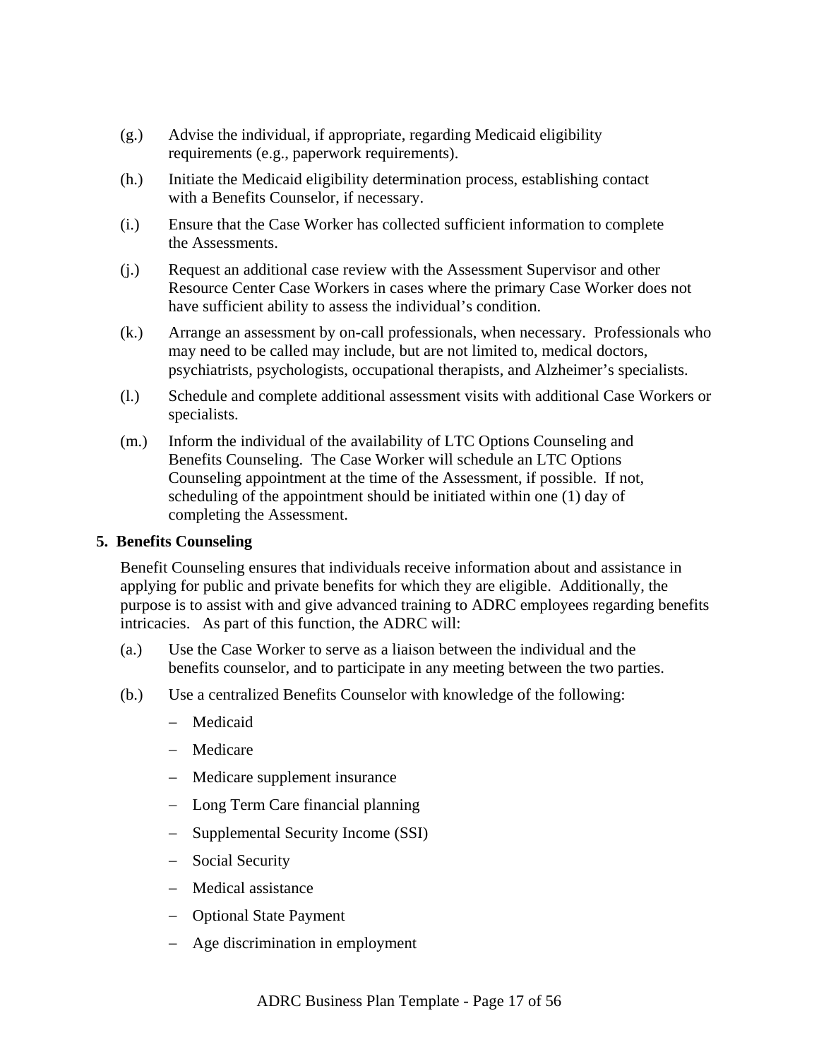(g.) Advise the individual, if appropriate, regarding Medicaid eligibility requirements (e.g., paperwork requirements).

(h.) Initiate the Medicaid eligibility determination process, establishing contact with a Benefits Counselor, if necessary.

(i.) Ensure that the Case Worker has collected sufficient information to complete the Assessments.

(j.) Request an additional case review with the Assessment Supervisor and other Resource Center Case Workers in cases where the primary Case Worker does not have sufficient ability to assess the individual's condition.

(k.) Arrange an assessment by on-call professionals, when necessary. Professionals who may need to be called may include, but are not limited to, medical doctors, psychiatrists, psychologists, occupational therapists, and Alzheimer's specialists.

(l.) Schedule and complete additional assessment visits with additional Case Workers or specialists.

(m.) Inform the individual of the availability of LTC Options Counseling and Benefits Counseling. The Case Worker will schedule an LTC Options Counseling appointment at the time of the Assessment, if possible. If not, scheduling of the appointment should be initiated within one (1) day of completing the Assessment.

**5. Benefits Counseling**

Benefit Counseling ensures that individuals receive information about and assistance in applying for public and private benefits for which they are eligible. Additionally, the purpose is to assist with and give advanced training to ADRC employees regarding benefits intricacies. As part of this function, the ADRC will:

(a.) Use the Case Worker to serve as a liaison between the individual and the benefits counselor, and to participate in any meeting between the two parties.

(b.) Use a centralized Benefits Counselor with knowledge of the following:

- Medicaid
- Medicare
- Medicare supplement insurance
- Long Term Care financial planning
- Supplemental Security Income (SSI)
- Social Security
- Medical assistance
- Optional State Payment
- Age discrimination in employment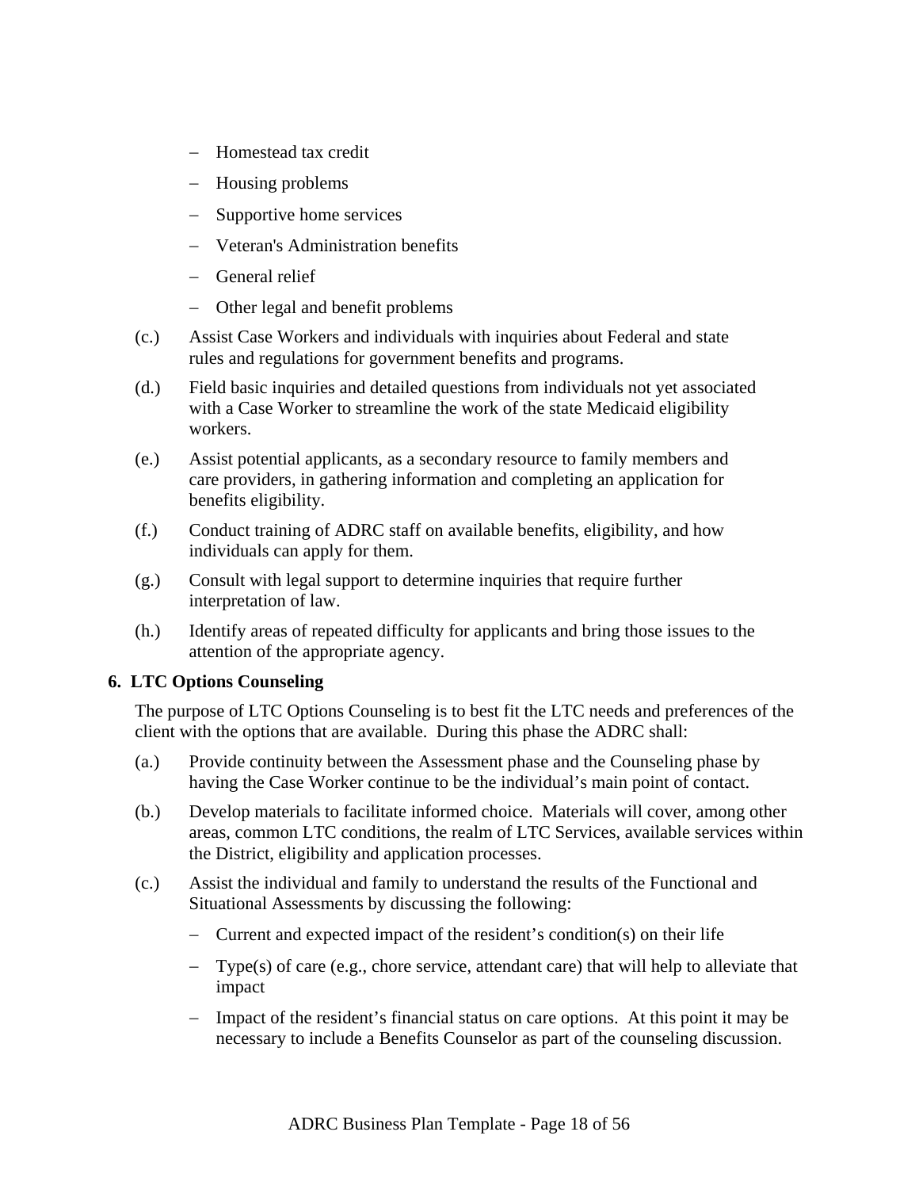- Homestead tax credit
- Housing problems
- Supportive home services
- Veteran's Administration benefits
- General relief
- Other legal and benefit problems

(c.) Assist Case Workers and individuals with inquiries about Federal and state rules and regulations for government benefits and programs.

(d.) Field basic inquiries and detailed questions from individuals not yet associated with a Case Worker to streamline the work of the state Medicaid eligibility workers.

(e.) Assist potential applicants, as a secondary resource to family members and care providers, in gathering information and completing an application for benefits eligibility.

(f.) Conduct training of ADRC staff on available benefits, eligibility, and how individuals can apply for them.

(g.) Consult with legal support to determine inquiries that require further interpretation of law.

(h.) Identify areas of repeated difficulty for applicants and bring those issues to the attention of the appropriate agency.

**6. LTC Options Counseling**

The purpose of LTC Options Counseling is to best fit the LTC needs and preferences of the client with the options that are available. During this phase the ADRC shall:

(a.) Provide continuity between the Assessment phase and the Counseling phase by having the Case Worker continue to be the individual's main point of contact.

(b.) Develop materials to facilitate informed choice. Materials will cover, among other areas, common LTC conditions, the realm of LTC Services, available services within the District, eligibility and application processes.

(c.) Assist the individual and family to understand the results of the Functional and Situational Assessments by discussing the following:

- Current and expected impact of the resident's condition(s) on their life
- Type(s) of care (e.g., chore service, attendant care) that will help to alleviate that impact
- Impact of the resident's financial status on care options. At this point it may be necessary to include a Benefits Counselor as part of the counseling discussion.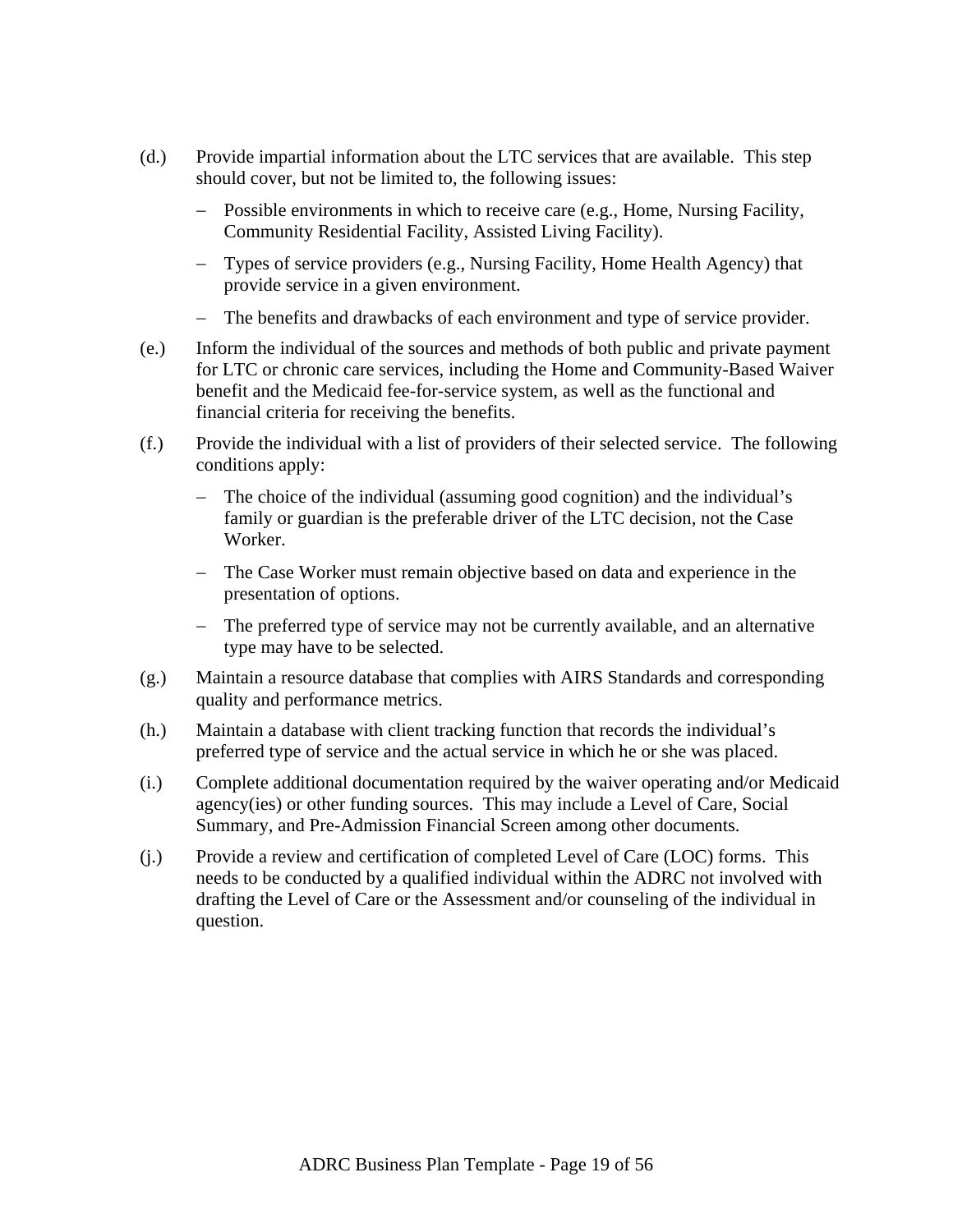(d.) Provide impartial information about the LTC services that are available. This step should cover, but not be limited to, the following issues:

- Possible environments in which to receive care (e.g., Home, Nursing Facility, Community Residential Facility, Assisted Living Facility).
- Types of service providers (e.g., Nursing Facility, Home Health Agency) that provide service in a given environment.
- The benefits and drawbacks of each environment and type of service provider.

(e.) Inform the individual of the sources and methods of both public and private payment for LTC or chronic care services, including the Home and Community-Based Waiver benefit and the Medicaid fee-for-service system, as well as the functional and financial criteria for receiving the benefits.

(f.) Provide the individual with a list of providers of their selected service. The following conditions apply:

- The choice of the individual (assuming good cognition) and the individual's family or guardian is the preferable driver of the LTC decision, not the Case Worker.
- The Case Worker must remain objective based on data and experience in the presentation of options.
- The preferred type of service may not be currently available, and an alternative type may have to be selected.

(g.) Maintain a resource database that complies with AIRS Standards and corresponding quality and performance metrics.

(h.) Maintain a database with client tracking function that records the individual's preferred type of service and the actual service in which he or she was placed.

(i.) Complete additional documentation required by the waiver operating and/or Medicaid agency(ies) or other funding sources. This may include a Level of Care, Social Summary, and Pre-Admission Financial Screen among other documents.

(j.) Provide a review and certification of completed Level of Care (LOC) forms. This needs to be conducted by a qualified individual within the ADRC not involved with drafting the Level of Care or the Assessment and/or counseling of the individual in question.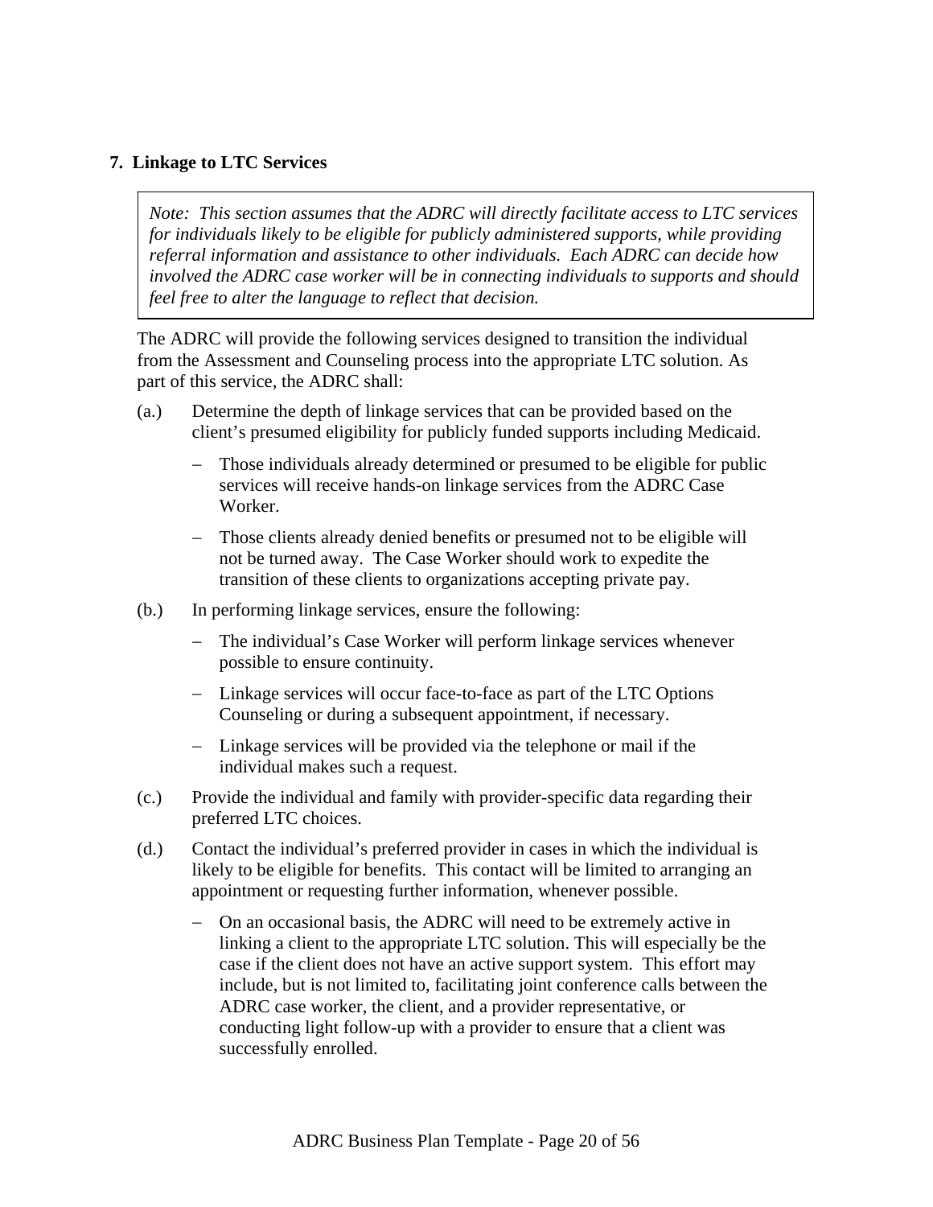## 7. Linkage to LTC Services

> *Note: This section assumes that the ADRC will directly facilitate access to LTC services for individuals likely to be eligible for publicly administered supports, while providing referral information and assistance to other individuals. Each ADRC can decide how involved the ADRC case worker will be in connecting individuals to supports and should feel free to alter the language to reflect that decision.*

The ADRC will provide the following services designed to transition the individual from the Assessment and Counseling process into the appropriate LTC solution. As part of this service, the ADRC shall:

(a.) Determine the depth of linkage services that can be provided based on the client's presumed eligibility for publicly funded supports including Medicaid.

- Those individuals already determined or presumed to be eligible for public services will receive hands-on linkage services from the ADRC Case Worker.
- Those clients already denied benefits or presumed not to be eligible will not be turned away. The Case Worker should work to expedite the transition of these clients to organizations accepting private pay.

(b.) In performing linkage services, ensure the following:

- The individual's Case Worker will perform linkage services whenever possible to ensure continuity.
- Linkage services will occur face-to-face as part of the LTC Options Counseling or during a subsequent appointment, if necessary.
- Linkage services will be provided via the telephone or mail if the individual makes such a request.

(c.) Provide the individual and family with provider-specific data regarding their preferred LTC choices.

(d.) Contact the individual's preferred provider in cases in which the individual is likely to be eligible for benefits. This contact will be limited to arranging an appointment or requesting further information, whenever possible.

- On an occasional basis, the ADRC will need to be extremely active in linking a client to the appropriate LTC solution. This will especially be the case if the client does not have an active support system. This effort may include, but is not limited to, facilitating joint conference calls between the ADRC case worker, the client, and a provider representative, or conducting light follow-up with a provider to ensure that a client was successfully enrolled.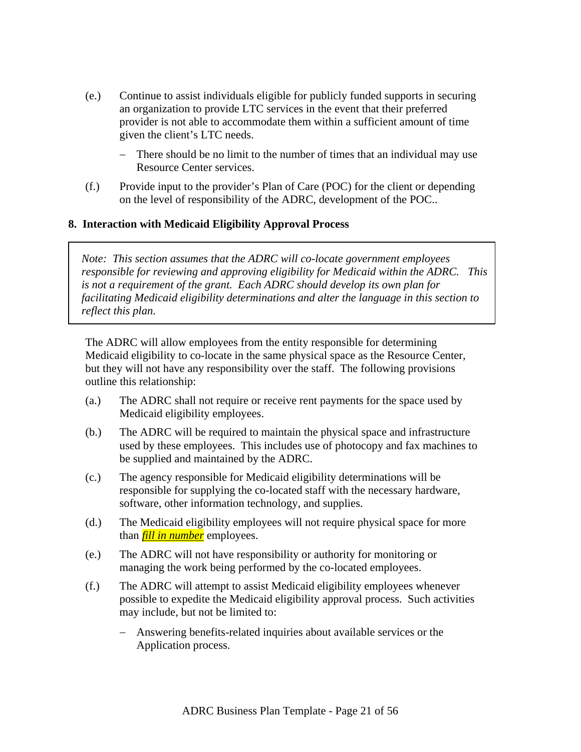(e.) Continue to assist individuals eligible for publicly funded supports in securing an organization to provide LTC services in the event that their preferred provider is not able to accommodate them within a sufficient amount of time given the client's LTC needs.

   – There should be no limit to the number of times that an individual may use Resource Center services.

(f.) Provide input to the provider's Plan of Care (POC) for the client or depending on the level of responsibility of the ADRC, development of the POC..

**8. Interaction with Medicaid Eligibility Approval Process**

> *Note: This section assumes that the ADRC will co-locate government employees responsible for reviewing and approving eligibility for Medicaid within the ADRC. This is not a requirement of the grant. Each ADRC should develop its own plan for facilitating Medicaid eligibility determinations and alter the language in this section to reflect this plan.*

The ADRC will allow employees from the entity responsible for determining Medicaid eligibility to co-locate in the same physical space as the Resource Center, but they will not have any responsibility over the staff. The following provisions outline this relationship:

(a.) The ADRC shall not require or receive rent payments for the space used by Medicaid eligibility employees.

(b.) The ADRC will be required to maintain the physical space and infrastructure used by these employees. This includes use of photocopy and fax machines to be supplied and maintained by the ADRC.

(c.) The agency responsible for Medicaid eligibility determinations will be responsible for supplying the co-located staff with the necessary hardware, software, other information technology, and supplies.

(d.) The Medicaid eligibility employees will not require physical space for more than ***fill in number*** employees.

(e.) The ADRC will not have responsibility or authority for monitoring or managing the work being performed by the co-located employees.

(f.) The ADRC will attempt to assist Medicaid eligibility employees whenever possible to expedite the Medicaid eligibility approval process. Such activities may include, but not be limited to:

   – Answering benefits-related inquiries about available services or the Application process.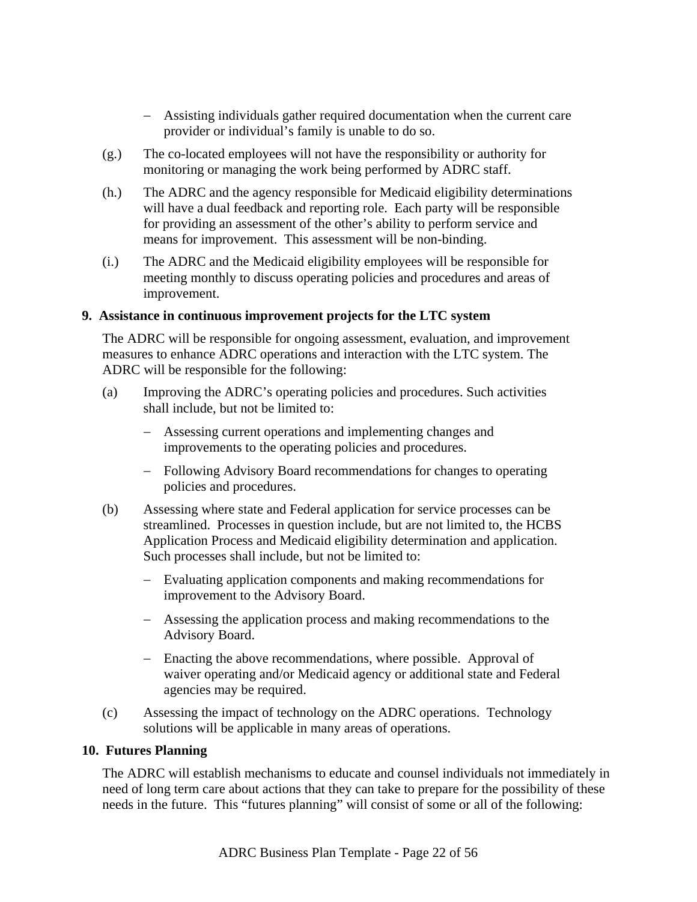- Assisting individuals gather required documentation when the current care provider or individual's family is unable to do so.

(g.) The co-located employees will not have the responsibility or authority for monitoring or managing the work being performed by ADRC staff.

(h.) The ADRC and the agency responsible for Medicaid eligibility determinations will have a dual feedback and reporting role. Each party will be responsible for providing an assessment of the other's ability to perform service and means for improvement. This assessment will be non-binding.

(i.) The ADRC and the Medicaid eligibility employees will be responsible for meeting monthly to discuss operating policies and procedures and areas of improvement.

**9. Assistance in continuous improvement projects for the LTC system**

The ADRC will be responsible for ongoing assessment, evaluation, and improvement measures to enhance ADRC operations and interaction with the LTC system. The ADRC will be responsible for the following:

(a) Improving the ADRC's operating policies and procedures. Such activities shall include, but not be limited to:

- Assessing current operations and implementing changes and improvements to the operating policies and procedures.
- Following Advisory Board recommendations for changes to operating policies and procedures.

(b) Assessing where state and Federal application for service processes can be streamlined. Processes in question include, but are not limited to, the HCBS Application Process and Medicaid eligibility determination and application. Such processes shall include, but not be limited to:

- Evaluating application components and making recommendations for improvement to the Advisory Board.
- Assessing the application process and making recommendations to the Advisory Board.
- Enacting the above recommendations, where possible. Approval of waiver operating and/or Medicaid agency or additional state and Federal agencies may be required.

(c) Assessing the impact of technology on the ADRC operations. Technology solutions will be applicable in many areas of operations.

**10. Futures Planning**

The ADRC will establish mechanisms to educate and counsel individuals not immediately in need of long term care about actions that they can take to prepare for the possibility of these needs in the future. This "futures planning" will consist of some or all of the following: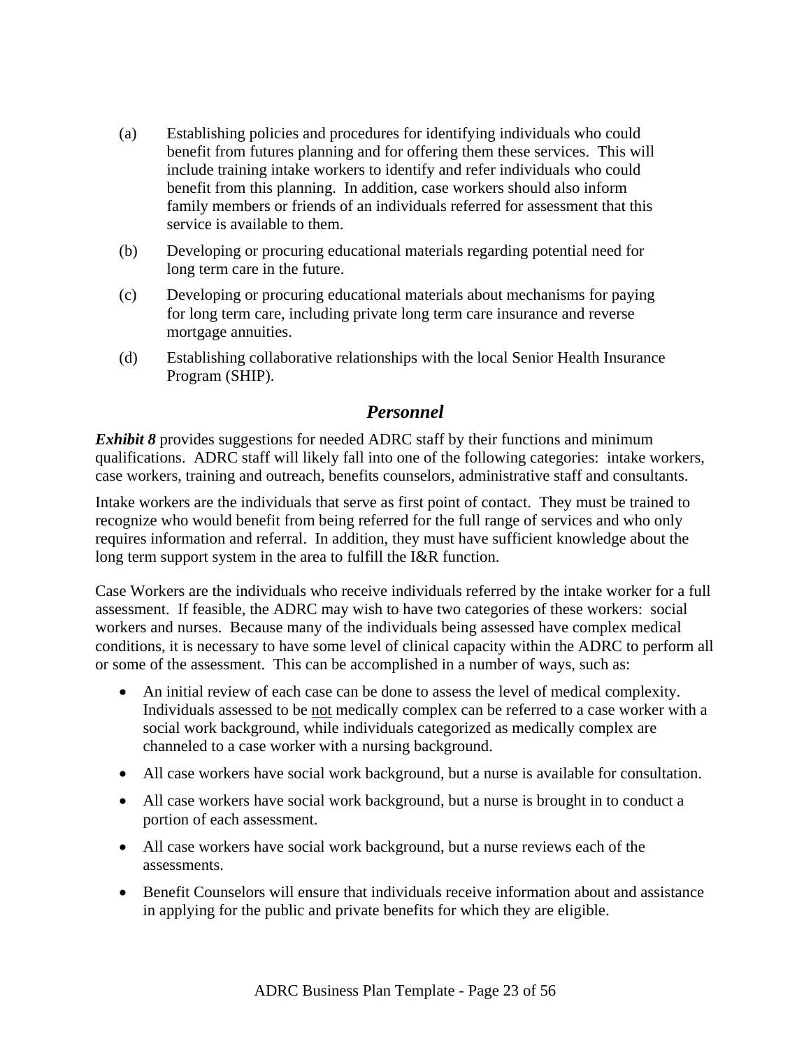(a) Establishing policies and procedures for identifying individuals who could benefit from futures planning and for offering them these services. This will include training intake workers to identify and refer individuals who could benefit from this planning. In addition, case workers should also inform family members or friends of an individuals referred for assessment that this service is available to them.

(b) Developing or procuring educational materials regarding potential need for long term care in the future.

(c) Developing or procuring educational materials about mechanisms for paying for long term care, including private long term care insurance and reverse mortgage annuities.

(d) Establishing collaborative relationships with the local Senior Health Insurance Program (SHIP).

## *Personnel*

***Exhibit 8*** provides suggestions for needed ADRC staff by their functions and minimum qualifications. ADRC staff will likely fall into one of the following categories: intake workers, case workers, training and outreach, benefits counselors, administrative staff and consultants.

Intake workers are the individuals that serve as first point of contact. They must be trained to recognize who would benefit from being referred for the full range of services and who only requires information and referral. In addition, they must have sufficient knowledge about the long term support system in the area to fulfill the I&R function.

Case Workers are the individuals who receive individuals referred by the intake worker for a full assessment. If feasible, the ADRC may wish to have two categories of these workers: social workers and nurses. Because many of the individuals being assessed have complex medical conditions, it is necessary to have some level of clinical capacity within the ADRC to perform all or some of the assessment. This can be accomplished in a number of ways, such as:

- An initial review of each case can be done to assess the level of medical complexity. Individuals assessed to be <u>not</u> medically complex can be referred to a case worker with a social work background, while individuals categorized as medically complex are channeled to a case worker with a nursing background.
- All case workers have social work background, but a nurse is available for consultation.
- All case workers have social work background, but a nurse is brought in to conduct a portion of each assessment.
- All case workers have social work background, but a nurse reviews each of the assessments.
- Benefit Counselors will ensure that individuals receive information about and assistance in applying for the public and private benefits for which they are eligible.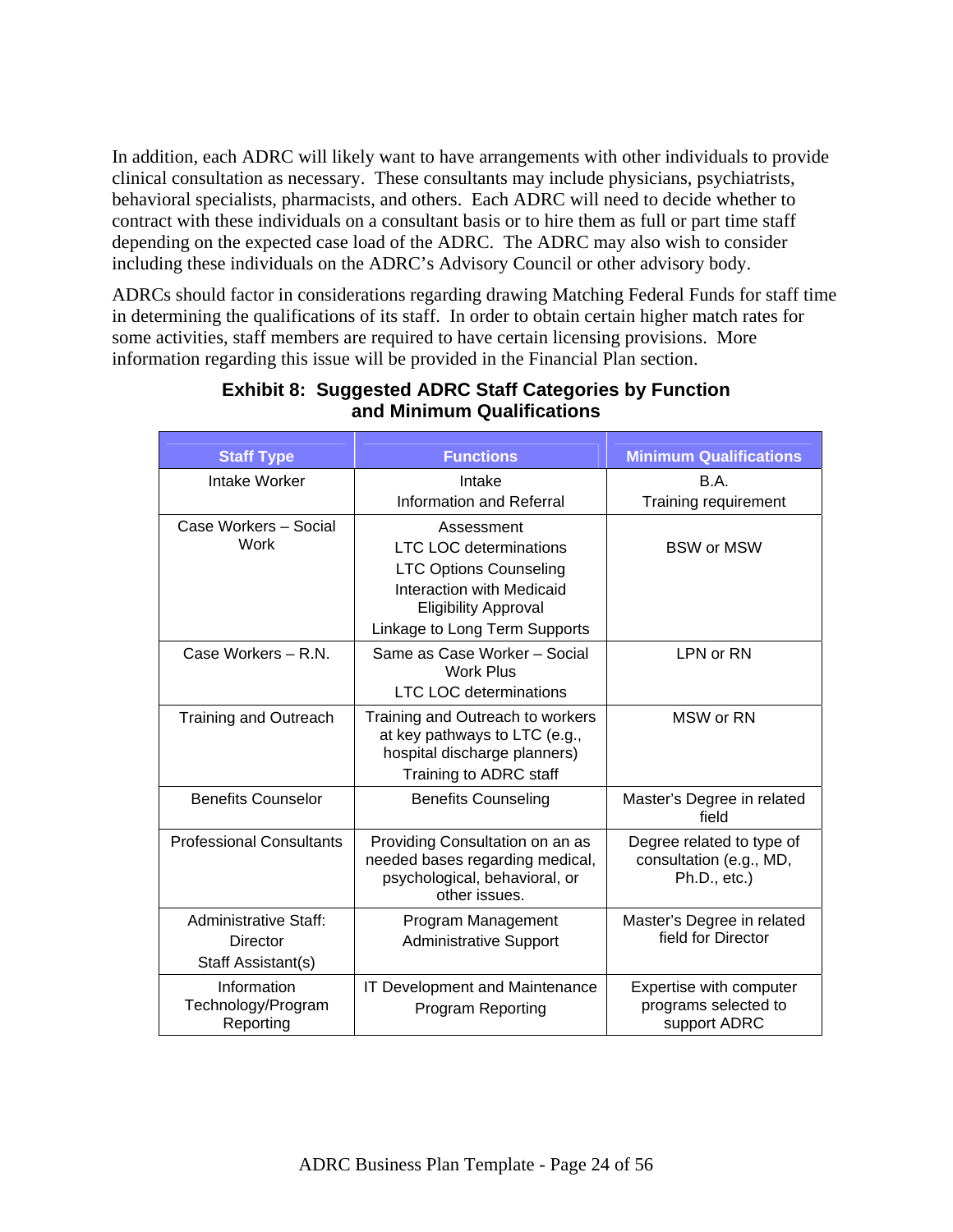In addition, each ADRC will likely want to have arrangements with other individuals to provide clinical consultation as necessary.  These consultants may include physicians, psychiatrists, behavioral specialists, pharmacists, and others.  Each ADRC will need to decide whether to contract with these individuals on a consultant basis or to hire them as full or part time staff depending on the expected case load of the ADRC.  The ADRC may also wish to consider including these individuals on the ADRC's Advisory Council or other advisory body.

ADRCs should factor in considerations regarding drawing Matching Federal Funds for staff time in determining the qualifications of its staff.  In order to obtain certain higher match rates for some activities, staff members are required to have certain licensing provisions.  More information regarding this issue will be provided in the Financial Plan section.

**Exhibit 8:  Suggested ADRC Staff Categories by Function and Minimum Qualifications**

| Staff Type | Functions | Minimum Qualifications |
|---|---|---|
| Intake Worker | Intake<br>Information and Referral | B.A.<br>Training requirement |
| Case Workers – Social Work | Assessment<br>LTC LOC determinations<br>LTC Options Counseling<br>Interaction with Medicaid Eligibility Approval<br>Linkage to Long Term Supports | BSW or MSW |
| Case Workers – R.N. | Same as Case Worker – Social Work Plus<br>LTC LOC determinations | LPN or RN |
| Training and Outreach | Training and Outreach to workers at key pathways to LTC (e.g., hospital discharge planners)<br>Training to ADRC staff | MSW or RN |
| Benefits Counselor | Benefits Counseling | Master's Degree in related field |
| Professional Consultants | Providing Consultation on an as needed bases regarding medical, psychological, behavioral, or other issues. | Degree related to type of consultation (e.g., MD, Ph.D., etc.) |
| Administrative Staff:<br>Director<br>Staff Assistant(s) | Program Management<br>Administrative Support | Master's Degree in related field for Director |
| Information Technology/Program Reporting | IT Development and Maintenance<br>Program Reporting | Expertise with computer programs selected to support ADRC |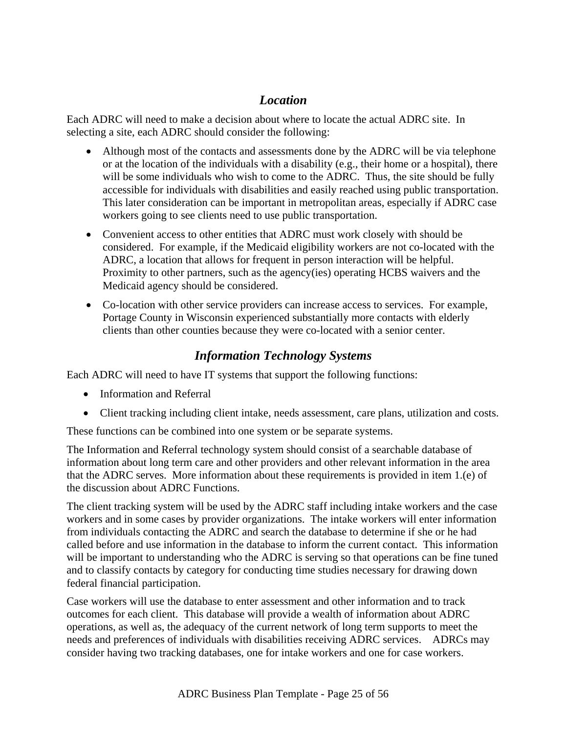## *Location*

Each ADRC will need to make a decision about where to locate the actual ADRC site. In selecting a site, each ADRC should consider the following:

- Although most of the contacts and assessments done by the ADRC will be via telephone or at the location of the individuals with a disability (e.g., their home or a hospital), there will be some individuals who wish to come to the ADRC. Thus, the site should be fully accessible for individuals with disabilities and easily reached using public transportation. This later consideration can be important in metropolitan areas, especially if ADRC case workers going to see clients need to use public transportation.
- Convenient access to other entities that ADRC must work closely with should be considered. For example, if the Medicaid eligibility workers are not co-located with the ADRC, a location that allows for frequent in person interaction will be helpful. Proximity to other partners, such as the agency(ies) operating HCBS waivers and the Medicaid agency should be considered.
- Co-location with other service providers can increase access to services. For example, Portage County in Wisconsin experienced substantially more contacts with elderly clients than other counties because they were co-located with a senior center.

## *Information Technology Systems*

Each ADRC will need to have IT systems that support the following functions:

- Information and Referral
- Client tracking including client intake, needs assessment, care plans, utilization and costs.

These functions can be combined into one system or be separate systems.

The Information and Referral technology system should consist of a searchable database of information about long term care and other providers and other relevant information in the area that the ADRC serves. More information about these requirements is provided in item 1.(e) of the discussion about ADRC Functions.

The client tracking system will be used by the ADRC staff including intake workers and the case workers and in some cases by provider organizations. The intake workers will enter information from individuals contacting the ADRC and search the database to determine if she or he had called before and use information in the database to inform the current contact. This information will be important to understanding who the ADRC is serving so that operations can be fine tuned and to classify contacts by category for conducting time studies necessary for drawing down federal financial participation.

Case workers will use the database to enter assessment and other information and to track outcomes for each client. This database will provide a wealth of information about ADRC operations, as well as, the adequacy of the current network of long term supports to meet the needs and preferences of individuals with disabilities receiving ADRC services. ADRCs may consider having two tracking databases, one for intake workers and one for case workers.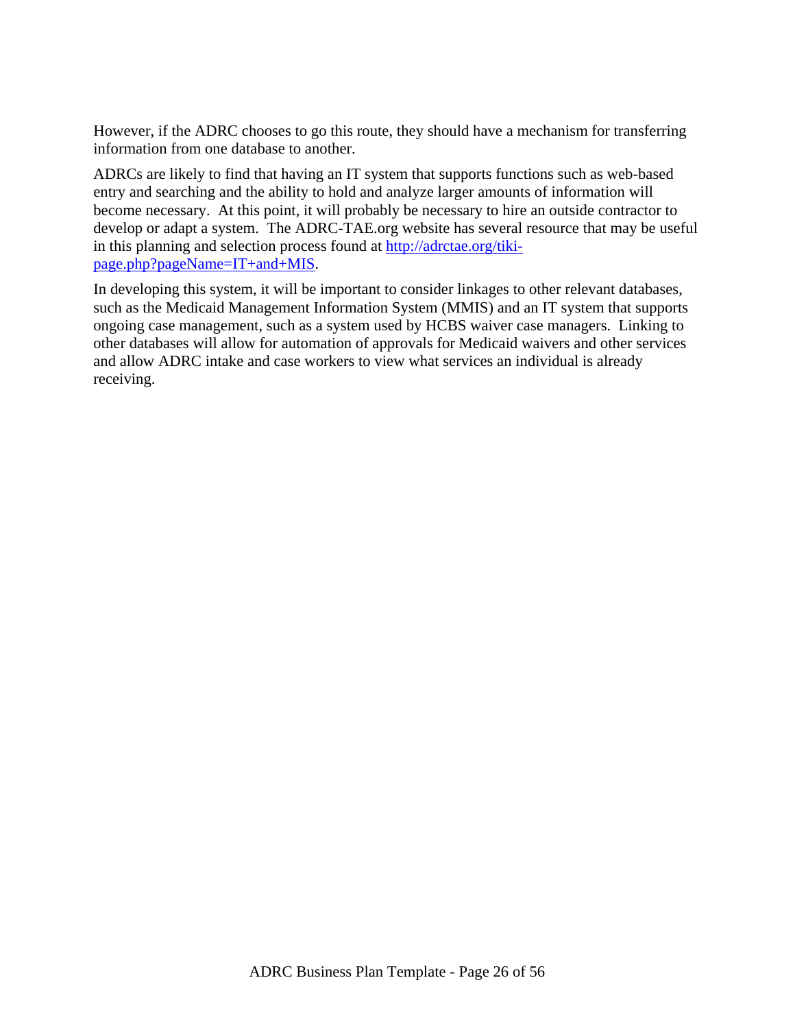However, if the ADRC chooses to go this route, they should have a mechanism for transferring information from one database to another.

ADRCs are likely to find that having an IT system that supports functions such as web-based entry and searching and the ability to hold and analyze larger amounts of information will become necessary. At this point, it will probably be necessary to hire an outside contractor to develop or adapt a system. The ADRC-TAE.org website has several resource that may be useful in this planning and selection process found at [http://adrctae.org/tiki-page.php?pageName=IT+and+MIS](http://adrctae.org/tiki-page.php?pageName=IT+and+MIS).

In developing this system, it will be important to consider linkages to other relevant databases, such as the Medicaid Management Information System (MMIS) and an IT system that supports ongoing case management, such as a system used by HCBS waiver case managers. Linking to other databases will allow for automation of approvals for Medicaid waivers and other services and allow ADRC intake and case workers to view what services an individual is already receiving.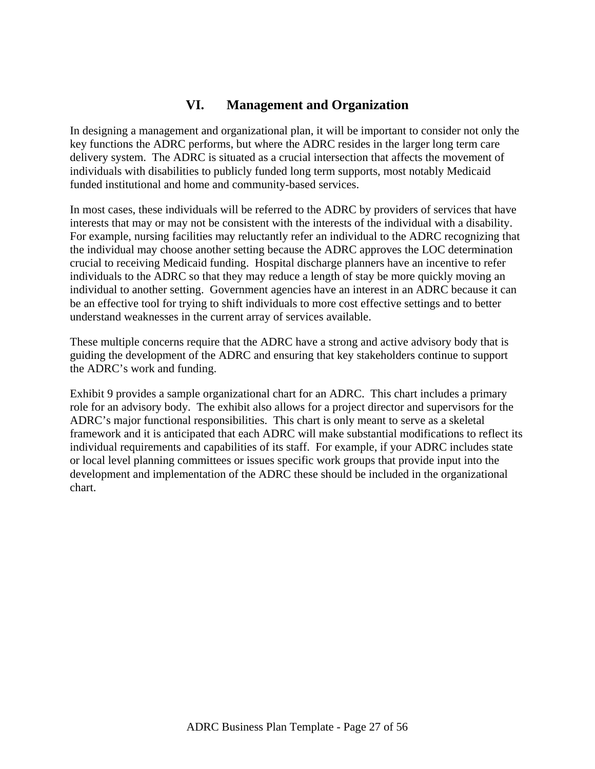# VI. Management and Organization

In designing a management and organizational plan, it will be important to consider not only the key functions the ADRC performs, but where the ADRC resides in the larger long term care delivery system. The ADRC is situated as a crucial intersection that affects the movement of individuals with disabilities to publicly funded long term supports, most notably Medicaid funded institutional and home and community-based services.

In most cases, these individuals will be referred to the ADRC by providers of services that have interests that may or may not be consistent with the interests of the individual with a disability. For example, nursing facilities may reluctantly refer an individual to the ADRC recognizing that the individual may choose another setting because the ADRC approves the LOC determination crucial to receiving Medicaid funding. Hospital discharge planners have an incentive to refer individuals to the ADRC so that they may reduce a length of stay be more quickly moving an individual to another setting. Government agencies have an interest in an ADRC because it can be an effective tool for trying to shift individuals to more cost effective settings and to better understand weaknesses in the current array of services available.

These multiple concerns require that the ADRC have a strong and active advisory body that is guiding the development of the ADRC and ensuring that key stakeholders continue to support the ADRC's work and funding.

Exhibit 9 provides a sample organizational chart for an ADRC. This chart includes a primary role for an advisory body. The exhibit also allows for a project director and supervisors for the ADRC's major functional responsibilities. This chart is only meant to serve as a skeletal framework and it is anticipated that each ADRC will make substantial modifications to reflect its individual requirements and capabilities of its staff. For example, if your ADRC includes state or local level planning committees or issues specific work groups that provide input into the development and implementation of the ADRC these should be included in the organizational chart.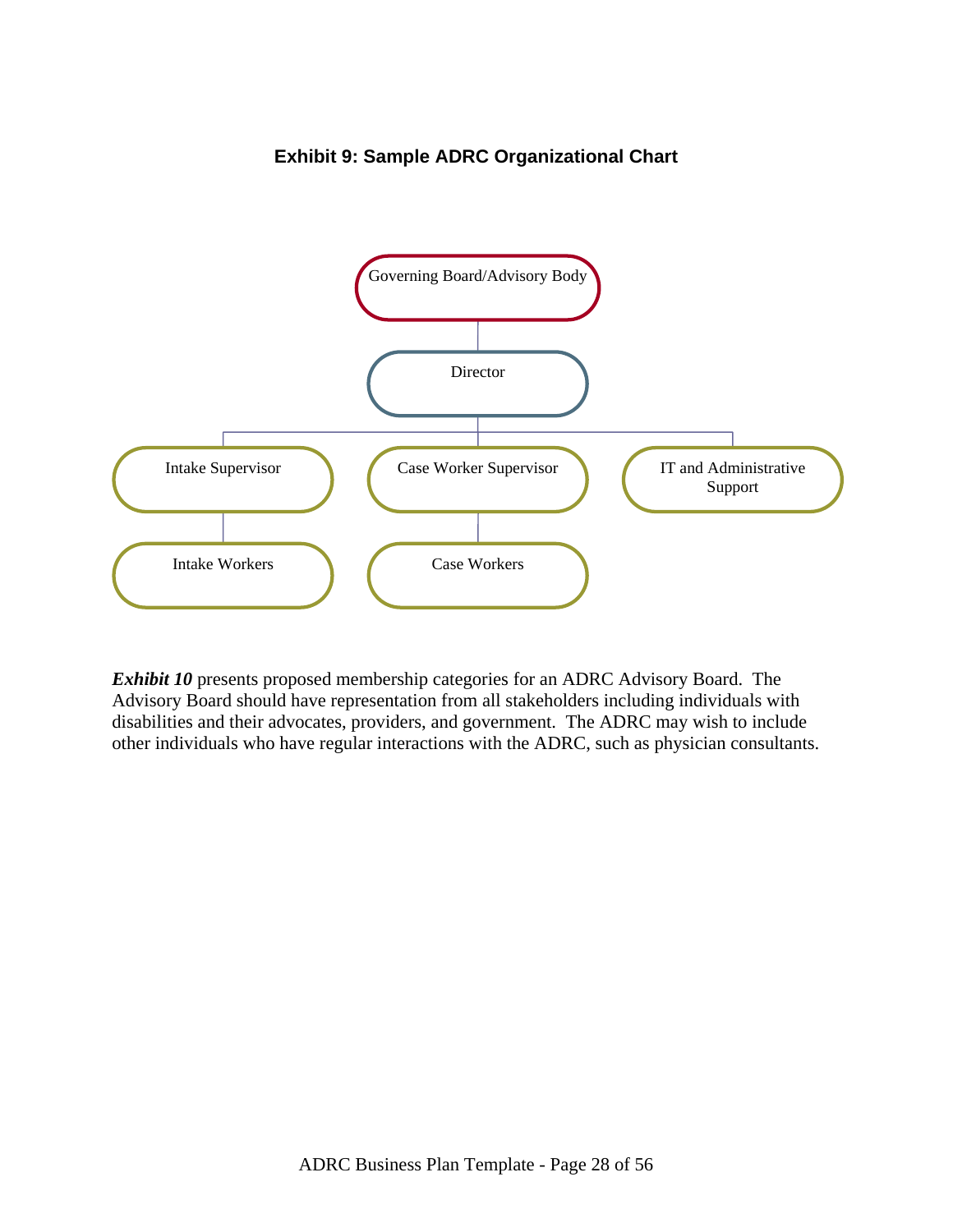### Exhibit 9: Sample ADRC Organizational Chart

- Governing Board/Advisory Body
  - Director
    - Intake Supervisor
      - Intake Workers
    - Case Worker Supervisor
      - Case Workers
    - IT and Administrative Support

***Exhibit 10*** presents proposed membership categories for an ADRC Advisory Board. The Advisory Board should have representation from all stakeholders including individuals with disabilities and their advocates, providers, and government. The ADRC may wish to include other individuals who have regular interactions with the ADRC, such as physician consultants.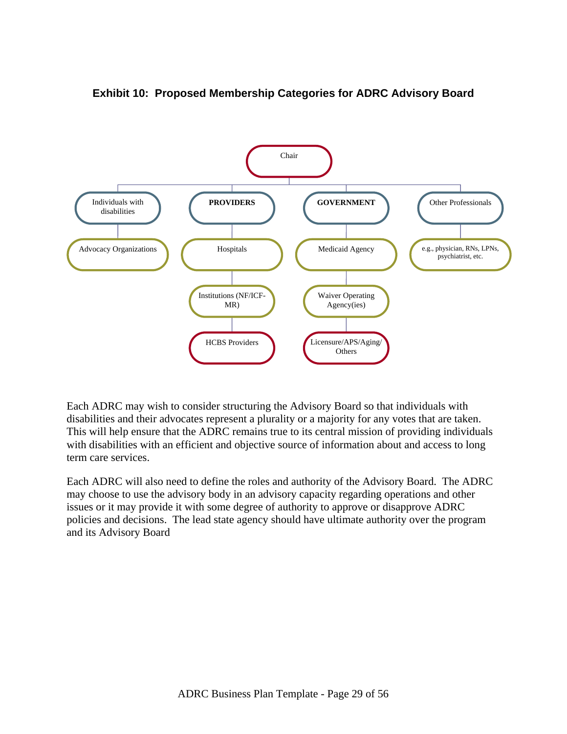**Exhibit 10: Proposed Membership Categories for ADRC Advisory Board**

- Chair
  - Individuals with disabilities
    - Advocacy Organizations
  - **PROVIDERS**
    - Hospitals
      - Institutions (NF/ICF-MR)
        - HCBS Providers
  - **GOVERNMENT**
    - Medicaid Agency
      - Waiver Operating Agency(ies)
        - Licensure/APS/Aging/Others
  - Other Professionals
    - e.g., physician, RNs, LPNs, psychiatrist, etc.

Each ADRC may wish to consider structuring the Advisory Board so that individuals with disabilities and their advocates represent a plurality or a majority for any votes that are taken. This will help ensure that the ADRC remains true to its central mission of providing individuals with disabilities with an efficient and objective source of information about and access to long term care services.

Each ADRC will also need to define the roles and authority of the Advisory Board. The ADRC may choose to use the advisory body in an advisory capacity regarding operations and other issues or it may provide it with some degree of authority to approve or disapprove ADRC policies and decisions. The lead state agency should have ultimate authority over the program and its Advisory Board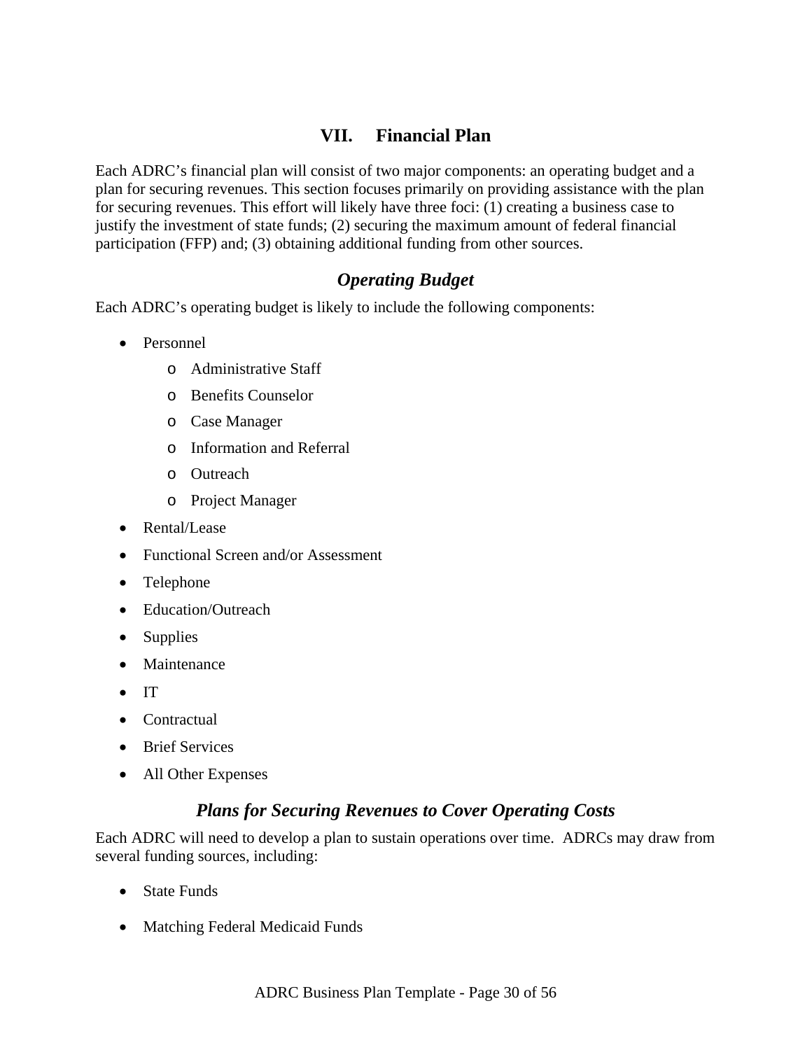# VII. Financial Plan

Each ADRC's financial plan will consist of two major components: an operating budget and a plan for securing revenues. This section focuses primarily on providing assistance with the plan for securing revenues. This effort will likely have three foci: (1) creating a business case to justify the investment of state funds; (2) securing the maximum amount of federal financial participation (FFP) and; (3) obtaining additional funding from other sources.

## *Operating Budget*

Each ADRC's operating budget is likely to include the following components:

- Personnel
  - Administrative Staff
  - Benefits Counselor
  - Case Manager
  - Information and Referral
  - Outreach
  - Project Manager
- Rental/Lease
- Functional Screen and/or Assessment
- Telephone
- Education/Outreach
- Supplies
- Maintenance
- IT
- Contractual
- Brief Services
- All Other Expenses

## *Plans for Securing Revenues to Cover Operating Costs*

Each ADRC will need to develop a plan to sustain operations over time. ADRCs may draw from several funding sources, including:

- State Funds
- Matching Federal Medicaid Funds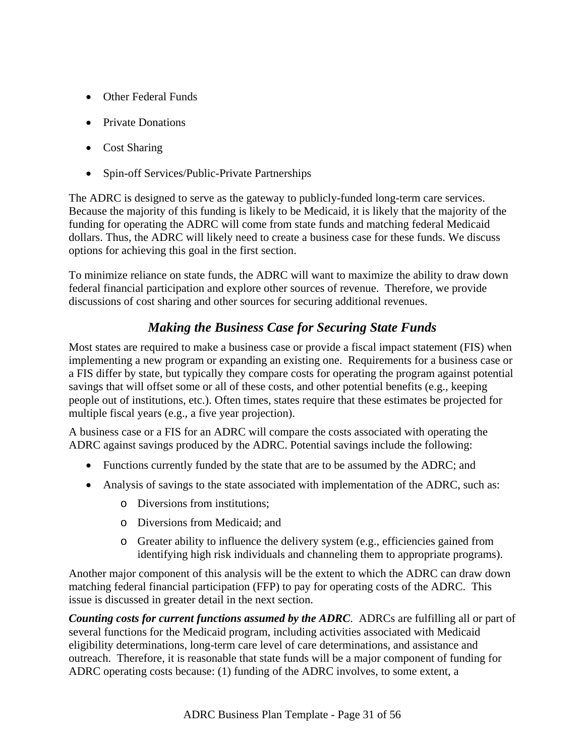- Other Federal Funds
- Private Donations
- Cost Sharing
- Spin-off Services/Public-Private Partnerships

The ADRC is designed to serve as the gateway to publicly-funded long-term care services. Because the majority of this funding is likely to be Medicaid, it is likely that the majority of the funding for operating the ADRC will come from state funds and matching federal Medicaid dollars. Thus, the ADRC will likely need to create a business case for these funds. We discuss options for achieving this goal in the first section.

To minimize reliance on state funds, the ADRC will want to maximize the ability to draw down federal financial participation and explore other sources of revenue. Therefore, we provide discussions of cost sharing and other sources for securing additional revenues.

### *Making the Business Case for Securing State Funds*

Most states are required to make a business case or provide a fiscal impact statement (FIS) when implementing a new program or expanding an existing one. Requirements for a business case or a FIS differ by state, but typically they compare costs for operating the program against potential savings that will offset some or all of these costs, and other potential benefits (e.g., keeping people out of institutions, etc.). Often times, states require that these estimates be projected for multiple fiscal years (e.g., a five year projection).

A business case or a FIS for an ADRC will compare the costs associated with operating the ADRC against savings produced by the ADRC. Potential savings include the following:

- Functions currently funded by the state that are to be assumed by the ADRC; and
- Analysis of savings to the state associated with implementation of the ADRC, such as:
  - Diversions from institutions;
  - Diversions from Medicaid; and
  - Greater ability to influence the delivery system (e.g., efficiencies gained from identifying high risk individuals and channeling them to appropriate programs).

Another major component of this analysis will be the extent to which the ADRC can draw down matching federal financial participation (FFP) to pay for operating costs of the ADRC. This issue is discussed in greater detail in the next section.

***Counting costs for current functions assumed by the ADRC***. ADRCs are fulfilling all or part of several functions for the Medicaid program, including activities associated with Medicaid eligibility determinations, long-term care level of care determinations, and assistance and outreach. Therefore, it is reasonable that state funds will be a major component of funding for ADRC operating costs because: (1) funding of the ADRC involves, to some extent, a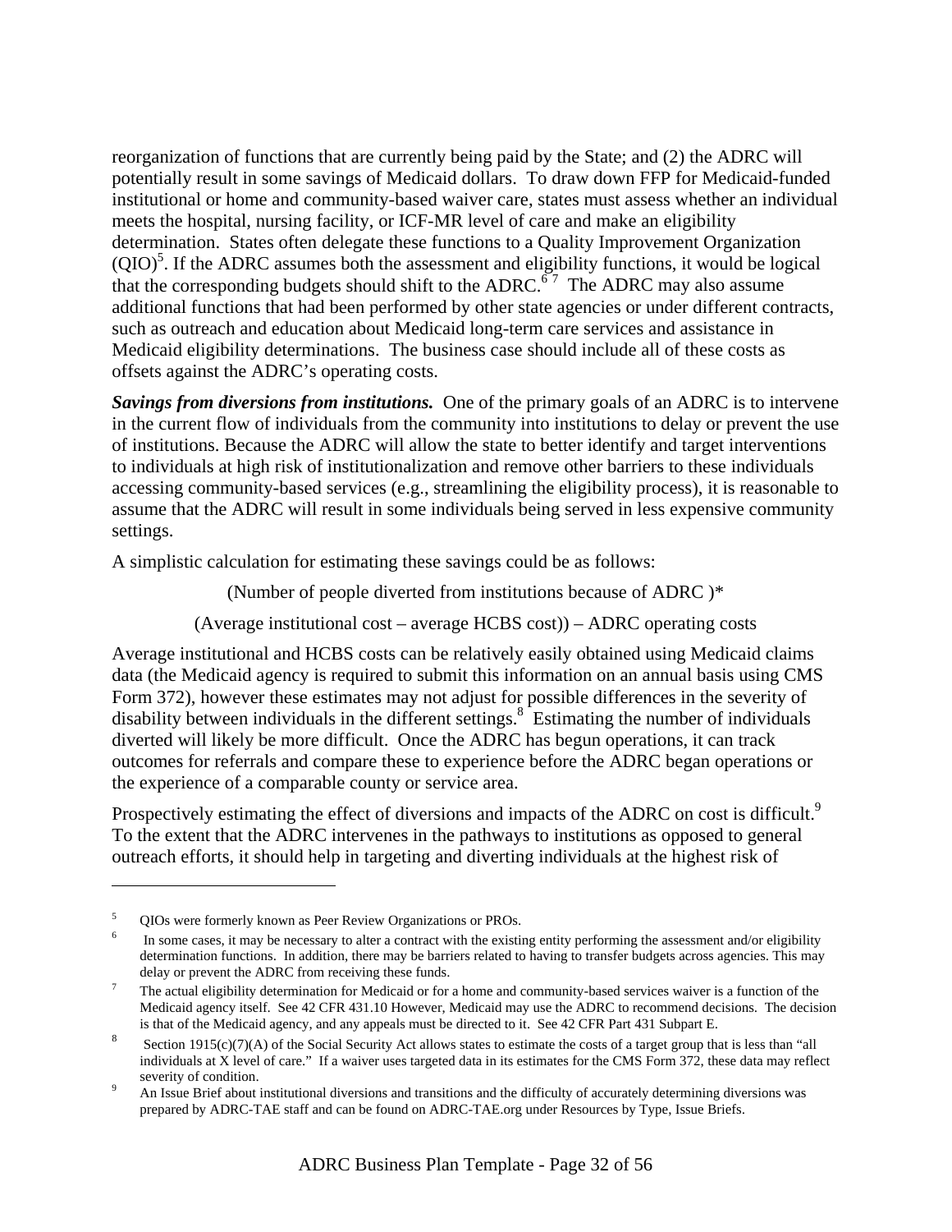reorganization of functions that are currently being paid by the State; and (2) the ADRC will potentially result in some savings of Medicaid dollars. To draw down FFP for Medicaid-funded institutional or home and community-based waiver care, states must assess whether an individual meets the hospital, nursing facility, or ICF-MR level of care and make an eligibility determination. States often delegate these functions to a Quality Improvement Organization (QIO)[5]. If the ADRC assumes both the assessment and eligibility functions, it would be logical that the corresponding budgets should shift to the ADRC.[6] [7] The ADRC may also assume additional functions that had been performed by other state agencies or under different contracts, such as outreach and education about Medicaid long-term care services and assistance in Medicaid eligibility determinations. The business case should include all of these costs as offsets against the ADRC's operating costs.

***Savings from diversions from institutions.*** One of the primary goals of an ADRC is to intervene in the current flow of individuals from the community into institutions to delay or prevent the use of institutions. Because the ADRC will allow the state to better identify and target interventions to individuals at high risk of institutionalization and remove other barriers to these individuals accessing community-based services (e.g., streamlining the eligibility process), it is reasonable to assume that the ADRC will result in some individuals being served in less expensive community settings.

A simplistic calculation for estimating these savings could be as follows:

(Number of people diverted from institutions because of ADRC )*

(Average institutional cost – average HCBS cost)) – ADRC operating costs

Average institutional and HCBS costs can be relatively easily obtained using Medicaid claims data (the Medicaid agency is required to submit this information on an annual basis using CMS Form 372), however these estimates may not adjust for possible differences in the severity of disability between individuals in the different settings.[8] Estimating the number of individuals diverted will likely be more difficult. Once the ADRC has begun operations, it can track outcomes for referrals and compare these to experience before the ADRC began operations or the experience of a comparable county or service area.

Prospectively estimating the effect of diversions and impacts of the ADRC on cost is difficult.[9] To the extent that the ADRC intervenes in the pathways to institutions as opposed to general outreach efforts, it should help in targeting and diverting individuals at the highest risk of

---

[5] QIOs were formerly known as Peer Review Organizations or PROs.

[6] In some cases, it may be necessary to alter a contract with the existing entity performing the assessment and/or eligibility determination functions. In addition, there may be barriers related to having to transfer budgets across agencies. This may delay or prevent the ADRC from receiving these funds.

[7] The actual eligibility determination for Medicaid or for a home and community-based services waiver is a function of the Medicaid agency itself. See 42 CFR 431.10 However, Medicaid may use the ADRC to recommend decisions. The decision is that of the Medicaid agency, and any appeals must be directed to it. See 42 CFR Part 431 Subpart E.

[8] Section 1915(c)(7)(A) of the Social Security Act allows states to estimate the costs of a target group that is less than "all individuals at X level of care." If a waiver uses targeted data in its estimates for the CMS Form 372, these data may reflect severity of condition.

[9] An Issue Brief about institutional diversions and transitions and the difficulty of accurately determining diversions was prepared by ADRC-TAE staff and can be found on ADRC-TAE.org under Resources by Type, Issue Briefs.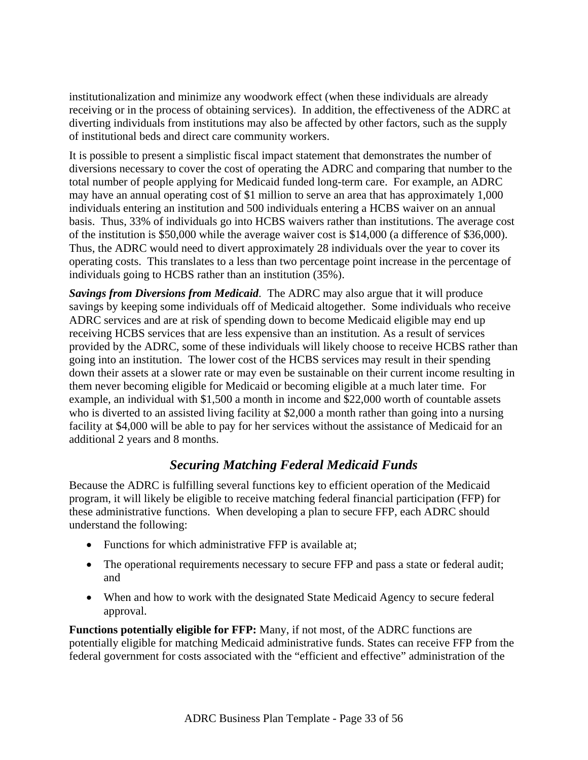institutionalization and minimize any woodwork effect (when these individuals are already receiving or in the process of obtaining services). In addition, the effectiveness of the ADRC at diverting individuals from institutions may also be affected by other factors, such as the supply of institutional beds and direct care community workers.

It is possible to present a simplistic fiscal impact statement that demonstrates the number of diversions necessary to cover the cost of operating the ADRC and comparing that number to the total number of people applying for Medicaid funded long-term care. For example, an ADRC may have an annual operating cost of $1 million to serve an area that has approximately 1,000 individuals entering an institution and 500 individuals entering a HCBS waiver on an annual basis. Thus, 33% of individuals go into HCBS waivers rather than institutions. The average cost of the institution is $50,000 while the average waiver cost is $14,000 (a difference of $36,000). Thus, the ADRC would need to divert approximately 28 individuals over the year to cover its operating costs. This translates to a less than two percentage point increase in the percentage of individuals going to HCBS rather than an institution (35%).

***Savings from Diversions from Medicaid***. The ADRC may also argue that it will produce savings by keeping some individuals off of Medicaid altogether. Some individuals who receive ADRC services and are at risk of spending down to become Medicaid eligible may end up receiving HCBS services that are less expensive than an institution. As a result of services provided by the ADRC, some of these individuals will likely choose to receive HCBS rather than going into an institution. The lower cost of the HCBS services may result in their spending down their assets at a slower rate or may even be sustainable on their current income resulting in them never becoming eligible for Medicaid or becoming eligible at a much later time. For example, an individual with $1,500 a month in income and $22,000 worth of countable assets who is diverted to an assisted living facility at $2,000 a month rather than going into a nursing facility at $4,000 will be able to pay for her services without the assistance of Medicaid for an additional 2 years and 8 months.

## *Securing Matching Federal Medicaid Funds*

Because the ADRC is fulfilling several functions key to efficient operation of the Medicaid program, it will likely be eligible to receive matching federal financial participation (FFP) for these administrative functions. When developing a plan to secure FFP, each ADRC should understand the following:

- Functions for which administrative FFP is available at;
- The operational requirements necessary to secure FFP and pass a state or federal audit; and
- When and how to work with the designated State Medicaid Agency to secure federal approval.

**Functions potentially eligible for FFP:** Many, if not most, of the ADRC functions are potentially eligible for matching Medicaid administrative funds. States can receive FFP from the federal government for costs associated with the "efficient and effective" administration of the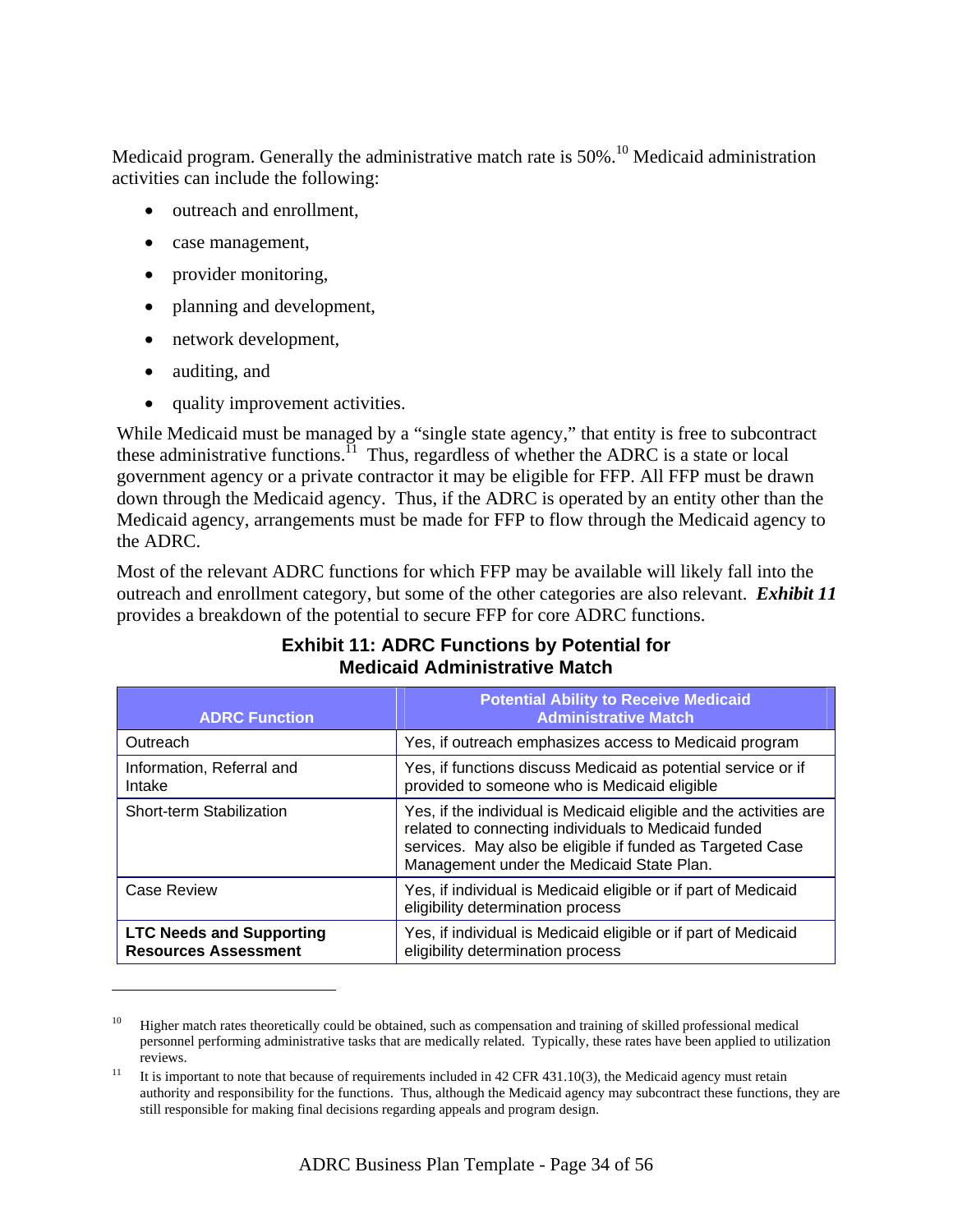Medicaid program. Generally the administrative match rate is 50%.[10] Medicaid administration activities can include the following:

- outreach and enrollment,
- case management,
- provider monitoring,
- planning and development,
- network development,
- auditing, and
- quality improvement activities.

While Medicaid must be managed by a "single state agency," that entity is free to subcontract these administrative functions.[11] Thus, regardless of whether the ADRC is a state or local government agency or a private contractor it may be eligible for FFP. All FFP must be drawn down through the Medicaid agency. Thus, if the ADRC is operated by an entity other than the Medicaid agency, arrangements must be made for FFP to flow through the Medicaid agency to the ADRC.

Most of the relevant ADRC functions for which FFP may be available will likely fall into the outreach and enrollment category, but some of the other categories are also relevant. ***Exhibit 11*** provides a breakdown of the potential to secure FFP for core ADRC functions.

**Exhibit 11: ADRC Functions by Potential for Medicaid Administrative Match**

| ADRC Function | Potential Ability to Receive Medicaid Administrative Match |
|---|---|
| Outreach | Yes, if outreach emphasizes access to Medicaid program |
| Information, Referral and Intake | Yes, if functions discuss Medicaid as potential service or if provided to someone who is Medicaid eligible |
| Short-term Stabilization | Yes, if the individual is Medicaid eligible and the activities are related to connecting individuals to Medicaid funded services. May also be eligible if funded as Targeted Case Management under the Medicaid State Plan. |
| Case Review | Yes, if individual is Medicaid eligible or if part of Medicaid eligibility determination process |
| **LTC Needs and Supporting Resources Assessment** | Yes, if individual is Medicaid eligible or if part of Medicaid eligibility determination process |

---

[10] Higher match rates theoretically could be obtained, such as compensation and training of skilled professional medical personnel performing administrative tasks that are medically related. Typically, these rates have been applied to utilization reviews.

[11] It is important to note that because of requirements included in 42 CFR 431.10(3), the Medicaid agency must retain authority and responsibility for the functions. Thus, although the Medicaid agency may subcontract these functions, they are still responsible for making final decisions regarding appeals and program design.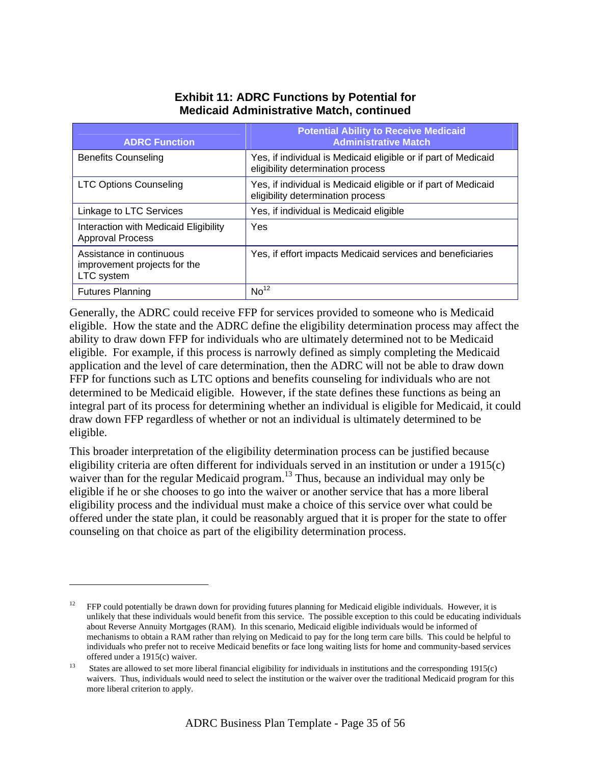**Exhibit 11: ADRC Functions by Potential for Medicaid Administrative Match, continued**

| ADRC Function | Potential Ability to Receive Medicaid Administrative Match |
|---|---|
| Benefits Counseling | Yes, if individual is Medicaid eligible or if part of Medicaid eligibility determination process |
| LTC Options Counseling | Yes, if individual is Medicaid eligible or if part of Medicaid eligibility determination process |
| Linkage to LTC Services | Yes, if individual is Medicaid eligible |
| Interaction with Medicaid Eligibility Approval Process | Yes |
| Assistance in continuous improvement projects for the LTC system | Yes, if effort impacts Medicaid services and beneficiaries |
| Futures Planning | No[12] |

Generally, the ADRC could receive FFP for services provided to someone who is Medicaid eligible. How the state and the ADRC define the eligibility determination process may affect the ability to draw down FFP for individuals who are ultimately determined not to be Medicaid eligible. For example, if this process is narrowly defined as simply completing the Medicaid application and the level of care determination, then the ADRC will not be able to draw down FFP for functions such as LTC options and benefits counseling for individuals who are not determined to be Medicaid eligible. However, if the state defines these functions as being an integral part of its process for determining whether an individual is eligible for Medicaid, it could draw down FFP regardless of whether or not an individual is ultimately determined to be eligible.

This broader interpretation of the eligibility determination process can be justified because eligibility criteria are often different for individuals served in an institution or under a 1915(c) waiver than for the regular Medicaid program.[13] Thus, because an individual may only be eligible if he or she chooses to go into the waiver or another service that has a more liberal eligibility process and the individual must make a choice of this service over what could be offered under the state plan, it could be reasonably argued that it is proper for the state to offer counseling on that choice as part of the eligibility determination process.

---

[12] FFP could potentially be drawn down for providing futures planning for Medicaid eligible individuals. However, it is unlikely that these individuals would benefit from this service. The possible exception to this could be educating individuals about Reverse Annuity Mortgages (RAM). In this scenario, Medicaid eligible individuals would be informed of mechanisms to obtain a RAM rather than relying on Medicaid to pay for the long term care bills. This could be helpful to individuals who prefer not to receive Medicaid benefits or face long waiting lists for home and community-based services offered under a 1915(c) waiver.

[13] States are allowed to set more liberal financial eligibility for individuals in institutions and the corresponding 1915(c) waivers. Thus, individuals would need to select the institution or the waiver over the traditional Medicaid program for this more liberal criterion to apply.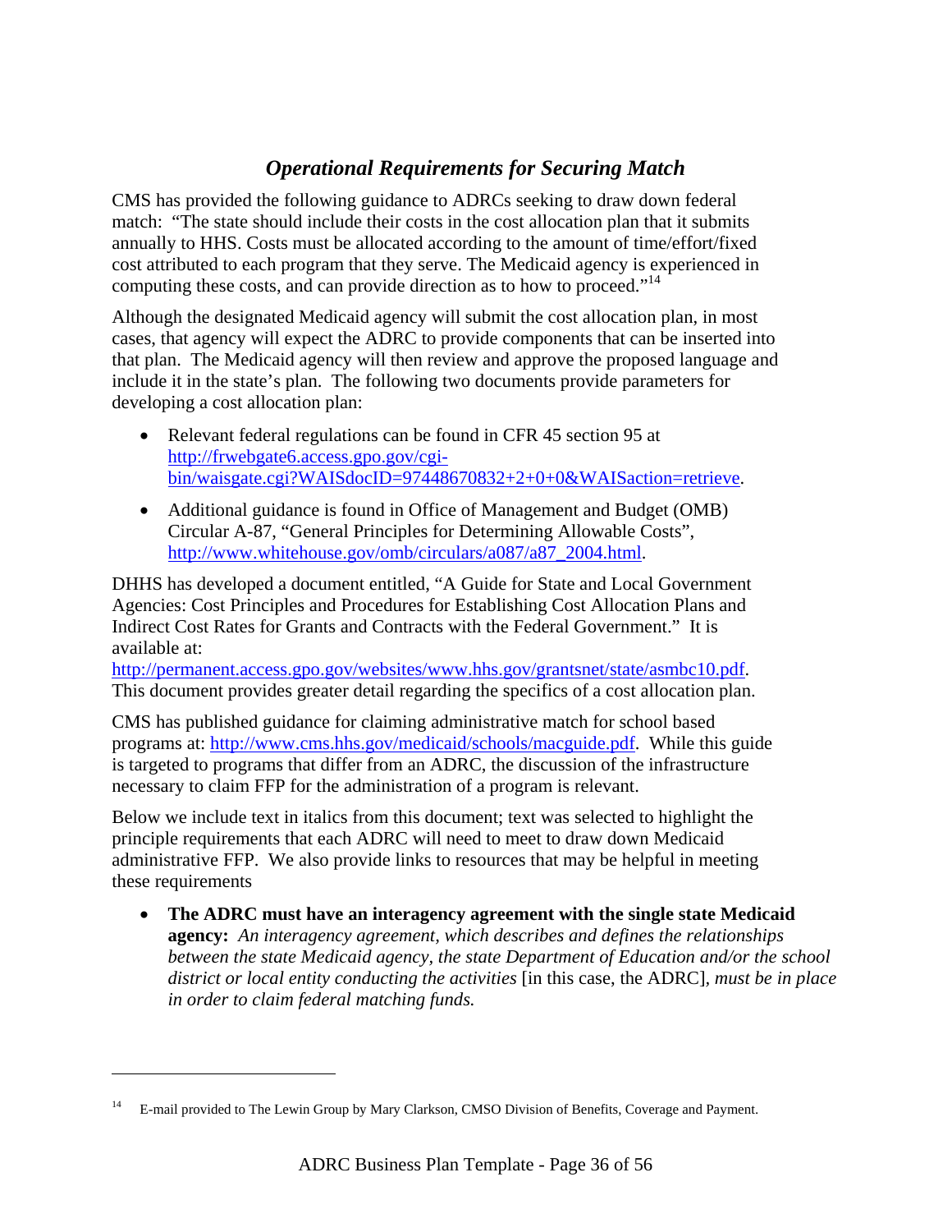### *Operational Requirements for Securing Match*

CMS has provided the following guidance to ADRCs seeking to draw down federal match: "The state should include their costs in the cost allocation plan that it submits annually to HHS. Costs must be allocated according to the amount of time/effort/fixed cost attributed to each program that they serve. The Medicaid agency is experienced in computing these costs, and can provide direction as to how to proceed."[14]

Although the designated Medicaid agency will submit the cost allocation plan, in most cases, that agency will expect the ADRC to provide components that can be inserted into that plan. The Medicaid agency will then review and approve the proposed language and include it in the state's plan. The following two documents provide parameters for developing a cost allocation plan:

- Relevant federal regulations can be found in CFR 45 section 95 at http://frwebgate6.access.gpo.gov/cgi-bin/waisgate.cgi?WAISdocID=97448670832+2+0+0&WAISaction=retrieve.
- Additional guidance is found in Office of Management and Budget (OMB) Circular A-87, "General Principles for Determining Allowable Costs", http://www.whitehouse.gov/omb/circulars/a087/a87_2004.html.

DHHS has developed a document entitled, "A Guide for State and Local Government Agencies: Cost Principles and Procedures for Establishing Cost Allocation Plans and Indirect Cost Rates for Grants and Contracts with the Federal Government." It is available at: http://permanent.access.gpo.gov/websites/www.hhs.gov/grantsnet/state/asmbc10.pdf. This document provides greater detail regarding the specifics of a cost allocation plan.

CMS has published guidance for claiming administrative match for school based programs at: http://www.cms.hhs.gov/medicaid/schools/macguide.pdf. While this guide is targeted to programs that differ from an ADRC, the discussion of the infrastructure necessary to claim FFP for the administration of a program is relevant.

Below we include text in italics from this document; text was selected to highlight the principle requirements that each ADRC will need to meet to draw down Medicaid administrative FFP. We also provide links to resources that may be helpful in meeting these requirements

- **The ADRC must have an interagency agreement with the single state Medicaid agency:** *An interagency agreement, which describes and defines the relationships between the state Medicaid agency, the state Department of Education and/or the school district or local entity conducting the activities* [in this case, the ADRC], *must be in place in order to claim federal matching funds.*

---

[14] E-mail provided to The Lewin Group by Mary Clarkson, CMSO Division of Benefits, Coverage and Payment.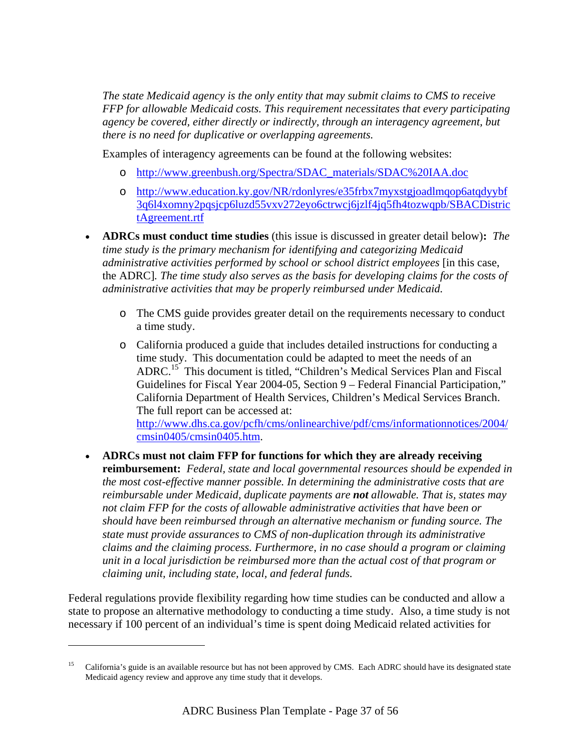*The state Medicaid agency is the only entity that may submit claims to CMS to receive FFP for allowable Medicaid costs. This requirement necessitates that every participating agency be covered, either directly or indirectly, through an interagency agreement, but there is no need for duplicative or overlapping agreements.*

Examples of interagency agreements can be found at the following websites:

- http://www.greenbush.org/Spectra/SDAC_materials/SDAC%20IAA.doc
- http://www.education.ky.gov/NR/rdonlyres/e35frbx7myxstgjoadlmqop6atqdyybf3q6l4xomny2pqsjcp6luzd55vxv272eyo6ctrwcj6jzlf4jq5fh4tozwqpb/SBACDistrictAgreement.rtf

- **ADRCs must conduct time studies** (this issue is discussed in greater detail below)**:** *The time study is the primary mechanism for identifying and categorizing Medicaid administrative activities performed by school or school district employees* [in this case, the ADRC]*. The time study also serves as the basis for developing claims for the costs of administrative activities that may be properly reimbursed under Medicaid.*
  - The CMS guide provides greater detail on the requirements necessary to conduct a time study.
  - California produced a guide that includes detailed instructions for conducting a time study. This documentation could be adapted to meet the needs of an ADRC.[15] This document is titled, "Children's Medical Services Plan and Fiscal Guidelines for Fiscal Year 2004-05, Section 9 – Federal Financial Participation," California Department of Health Services, Children's Medical Services Branch. The full report can be accessed at: http://www.dhs.ca.gov/pcfh/cms/onlinearchive/pdf/cms/informationnotices/2004/cmsin0405/cmsin0405.htm.
- **ADRCs must not claim FFP for functions for which they are already receiving reimbursement:** *Federal, state and local governmental resources should be expended in the most cost-effective manner possible. In determining the administrative costs that are reimbursable under Medicaid, duplicate payments are **not** allowable. That is, states may not claim FFP for the costs of allowable administrative activities that have been or should have been reimbursed through an alternative mechanism or funding source. The state must provide assurances to CMS of non-duplication through its administrative claims and the claiming process. Furthermore, in no case should a program or claiming unit in a local jurisdiction be reimbursed more than the actual cost of that program or claiming unit, including state, local, and federal funds.*

Federal regulations provide flexibility regarding how time studies can be conducted and allow a state to propose an alternative methodology to conducting a time study. Also, a time study is not necessary if 100 percent of an individual's time is spent doing Medicaid related activities for

---

[15] California's guide is an available resource but has not been approved by CMS. Each ADRC should have its designated state Medicaid agency review and approve any time study that it develops.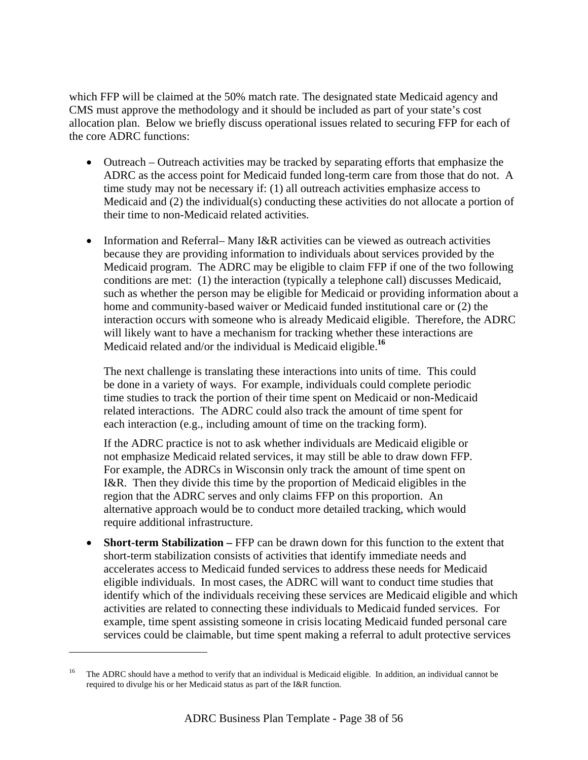which FFP will be claimed at the 50% match rate. The designated state Medicaid agency and CMS must approve the methodology and it should be included as part of your state's cost allocation plan. Below we briefly discuss operational issues related to securing FFP for each of the core ADRC functions:

- Outreach – Outreach activities may be tracked by separating efforts that emphasize the ADRC as the access point for Medicaid funded long-term care from those that do not. A time study may not be necessary if: (1) all outreach activities emphasize access to Medicaid and (2) the individual(s) conducting these activities do not allocate a portion of their time to non-Medicaid related activities.

- Information and Referral– Many I&R activities can be viewed as outreach activities because they are providing information to individuals about services provided by the Medicaid program. The ADRC may be eligible to claim FFP if one of the two following conditions are met: (1) the interaction (typically a telephone call) discusses Medicaid, such as whether the person may be eligible for Medicaid or providing information about a home and community-based waiver or Medicaid funded institutional care or (2) the interaction occurs with someone who is already Medicaid eligible. Therefore, the ADRC will likely want to have a mechanism for tracking whether these interactions are Medicaid related and/or the individual is Medicaid eligible.[16]

  The next challenge is translating these interactions into units of time. This could be done in a variety of ways. For example, individuals could complete periodic time studies to track the portion of their time spent on Medicaid or non-Medicaid related interactions. The ADRC could also track the amount of time spent for each interaction (e.g., including amount of time on the tracking form).

  If the ADRC practice is not to ask whether individuals are Medicaid eligible or not emphasize Medicaid related services, it may still be able to draw down FFP. For example, the ADRCs in Wisconsin only track the amount of time spent on I&R. Then they divide this time by the proportion of Medicaid eligibles in the region that the ADRC serves and only claims FFP on this proportion. An alternative approach would be to conduct more detailed tracking, which would require additional infrastructure.

- **Short-term Stabilization –** FFP can be drawn down for this function to the extent that short-term stabilization consists of activities that identify immediate needs and accelerates access to Medicaid funded services to address these needs for Medicaid eligible individuals. In most cases, the ADRC will want to conduct time studies that identify which of the individuals receiving these services are Medicaid eligible and which activities are related to connecting these individuals to Medicaid funded services. For example, time spent assisting someone in crisis locating Medicaid funded personal care services could be claimable, but time spent making a referral to adult protective services

---

[16] The ADRC should have a method to verify that an individual is Medicaid eligible. In addition, an individual cannot be required to divulge his or her Medicaid status as part of the I&R function.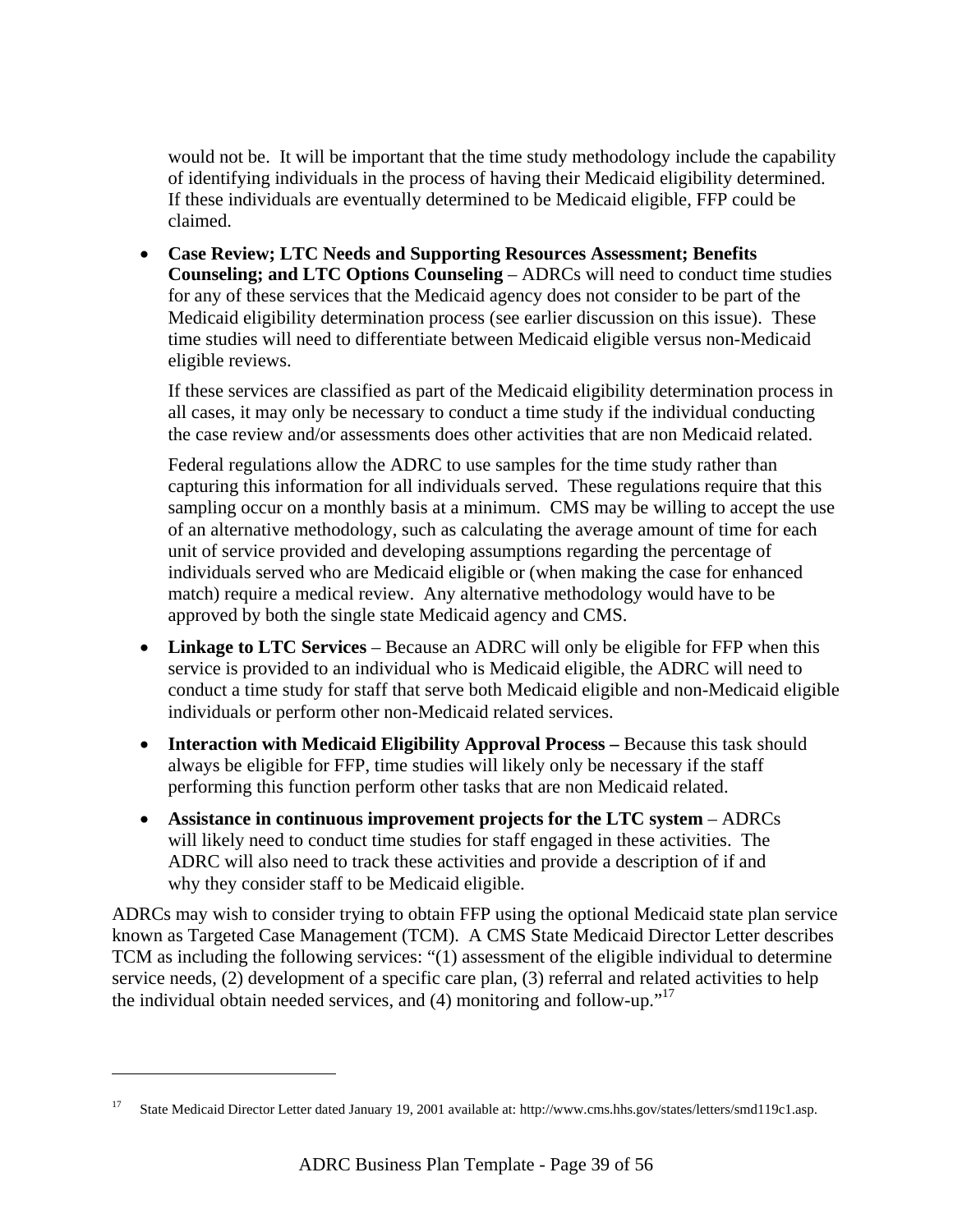would not be. It will be important that the time study methodology include the capability of identifying individuals in the process of having their Medicaid eligibility determined. If these individuals are eventually determined to be Medicaid eligible, FFP could be claimed.

- **Case Review; LTC Needs and Supporting Resources Assessment; Benefits Counseling; and LTC Options Counseling** – ADRCs will need to conduct time studies for any of these services that the Medicaid agency does not consider to be part of the Medicaid eligibility determination process (see earlier discussion on this issue). These time studies will need to differentiate between Medicaid eligible versus non-Medicaid eligible reviews.

  If these services are classified as part of the Medicaid eligibility determination process in all cases, it may only be necessary to conduct a time study if the individual conducting the case review and/or assessments does other activities that are non Medicaid related.

  Federal regulations allow the ADRC to use samples for the time study rather than capturing this information for all individuals served. These regulations require that this sampling occur on a monthly basis at a minimum. CMS may be willing to accept the use of an alternative methodology, such as calculating the average amount of time for each unit of service provided and developing assumptions regarding the percentage of individuals served who are Medicaid eligible or (when making the case for enhanced match) require a medical review. Any alternative methodology would have to be approved by both the single state Medicaid agency and CMS.

- **Linkage to LTC Services** – Because an ADRC will only be eligible for FFP when this service is provided to an individual who is Medicaid eligible, the ADRC will need to conduct a time study for staff that serve both Medicaid eligible and non-Medicaid eligible individuals or perform other non-Medicaid related services.

- **Interaction with Medicaid Eligibility Approval Process –** Because this task should always be eligible for FFP, time studies will likely only be necessary if the staff performing this function perform other tasks that are non Medicaid related.

- **Assistance in continuous improvement projects for the LTC system** – ADRCs will likely need to conduct time studies for staff engaged in these activities. The ADRC will also need to track these activities and provide a description of if and why they consider staff to be Medicaid eligible.

ADRCs may wish to consider trying to obtain FFP using the optional Medicaid state plan service known as Targeted Case Management (TCM). A CMS State Medicaid Director Letter describes TCM as including the following services: "(1) assessment of the eligible individual to determine service needs, (2) development of a specific care plan, (3) referral and related activities to help the individual obtain needed services, and (4) monitoring and follow-up."[17]

---

[17] State Medicaid Director Letter dated January 19, 2001 available at: http://www.cms.hhs.gov/states/letters/smd119c1.asp.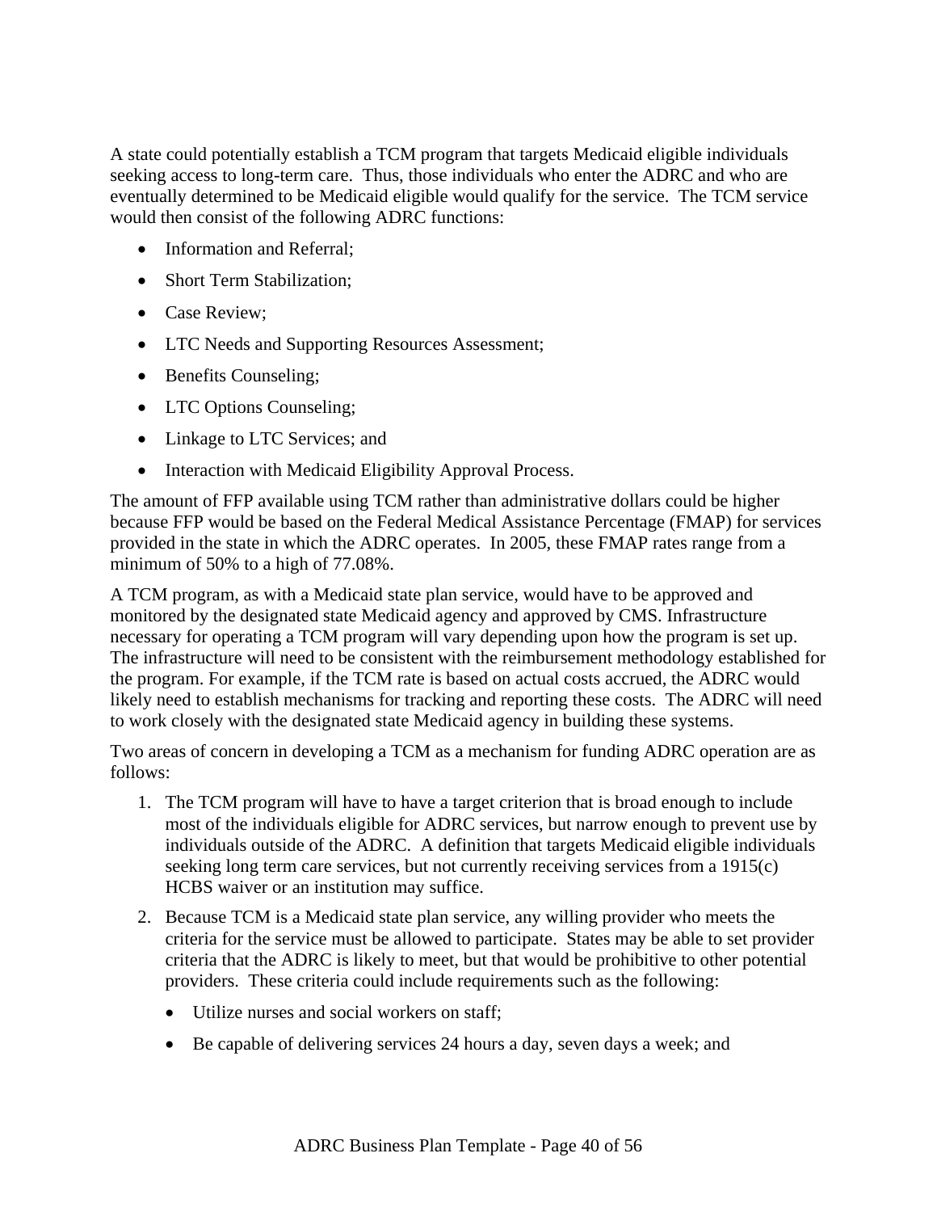A state could potentially establish a TCM program that targets Medicaid eligible individuals seeking access to long-term care. Thus, those individuals who enter the ADRC and who are eventually determined to be Medicaid eligible would qualify for the service. The TCM service would then consist of the following ADRC functions:

- Information and Referral;
- Short Term Stabilization;
- Case Review;
- LTC Needs and Supporting Resources Assessment;
- Benefits Counseling;
- LTC Options Counseling;
- Linkage to LTC Services; and
- Interaction with Medicaid Eligibility Approval Process.

The amount of FFP available using TCM rather than administrative dollars could be higher because FFP would be based on the Federal Medical Assistance Percentage (FMAP) for services provided in the state in which the ADRC operates. In 2005, these FMAP rates range from a minimum of 50% to a high of 77.08%.

A TCM program, as with a Medicaid state plan service, would have to be approved and monitored by the designated state Medicaid agency and approved by CMS. Infrastructure necessary for operating a TCM program will vary depending upon how the program is set up. The infrastructure will need to be consistent with the reimbursement methodology established for the program. For example, if the TCM rate is based on actual costs accrued, the ADRC would likely need to establish mechanisms for tracking and reporting these costs. The ADRC will need to work closely with the designated state Medicaid agency in building these systems.

Two areas of concern in developing a TCM as a mechanism for funding ADRC operation are as follows:

1. The TCM program will have to have a target criterion that is broad enough to include most of the individuals eligible for ADRC services, but narrow enough to prevent use by individuals outside of the ADRC. A definition that targets Medicaid eligible individuals seeking long term care services, but not currently receiving services from a 1915(c) HCBS waiver or an institution may suffice.
2. Because TCM is a Medicaid state plan service, any willing provider who meets the criteria for the service must be allowed to participate. States may be able to set provider criteria that the ADRC is likely to meet, but that would be prohibitive to other potential providers. These criteria could include requirements such as the following:
   - Utilize nurses and social workers on staff;
   - Be capable of delivering services 24 hours a day, seven days a week; and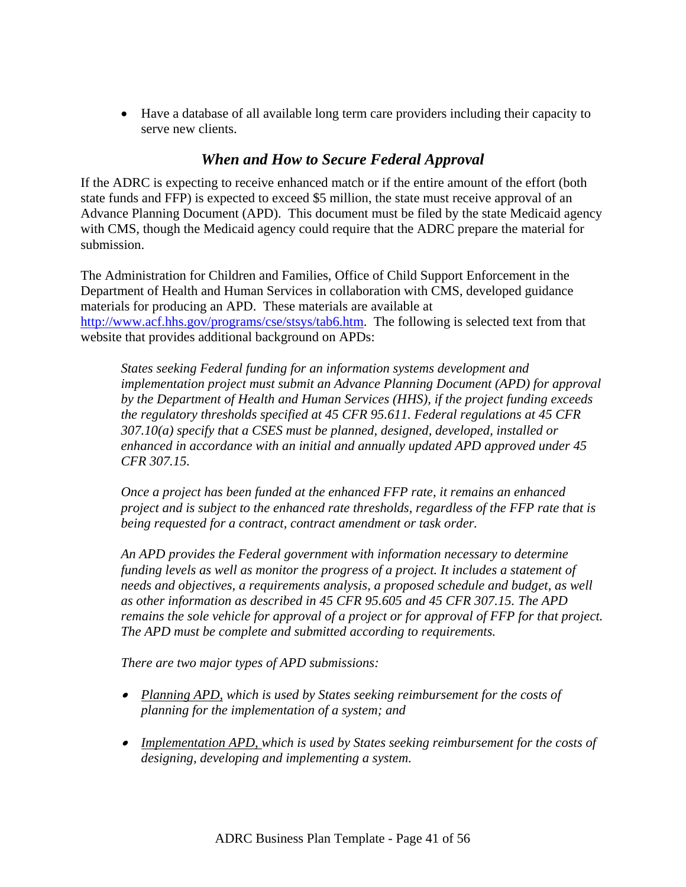- Have a database of all available long term care providers including their capacity to serve new clients.

### *When and How to Secure Federal Approval*

If the ADRC is expecting to receive enhanced match or if the entire amount of the effort (both state funds and FFP) is expected to exceed $5 million, the state must receive approval of an Advance Planning Document (APD). This document must be filed by the state Medicaid agency with CMS, though the Medicaid agency could require that the ADRC prepare the material for submission.

The Administration for Children and Families, Office of Child Support Enforcement in the Department of Health and Human Services in collaboration with CMS, developed guidance materials for producing an APD. These materials are available at http://www.acf.hhs.gov/programs/cse/stsys/tab6.htm. The following is selected text from that website that provides additional background on APDs:

> *States seeking Federal funding for an information systems development and implementation project must submit an Advance Planning Document (APD) for approval by the Department of Health and Human Services (HHS), if the project funding exceeds the regulatory thresholds specified at 45 CFR 95.611. Federal regulations at 45 CFR 307.10(a) specify that a CSES must be planned, designed, developed, installed or enhanced in accordance with an initial and annually updated APD approved under 45 CFR 307.15.*
>
> *Once a project has been funded at the enhanced FFP rate, it remains an enhanced project and is subject to the enhanced rate thresholds, regardless of the FFP rate that is being requested for a contract, contract amendment or task order.*
>
> *An APD provides the Federal government with information necessary to determine funding levels as well as monitor the progress of a project. It includes a statement of needs and objectives, a requirements analysis, a proposed schedule and budget, as well as other information as described in 45 CFR 95.605 and 45 CFR 307.15. The APD remains the sole vehicle for approval of a project or for approval of FFP for that project. The APD must be complete and submitted according to requirements.*
>
> *There are two major types of APD submissions:*
>
> - *Planning APD, which is used by States seeking reimbursement for the costs of planning for the implementation of a system; and*
> - *Implementation APD, which is used by States seeking reimbursement for the costs of designing, developing and implementing a system.*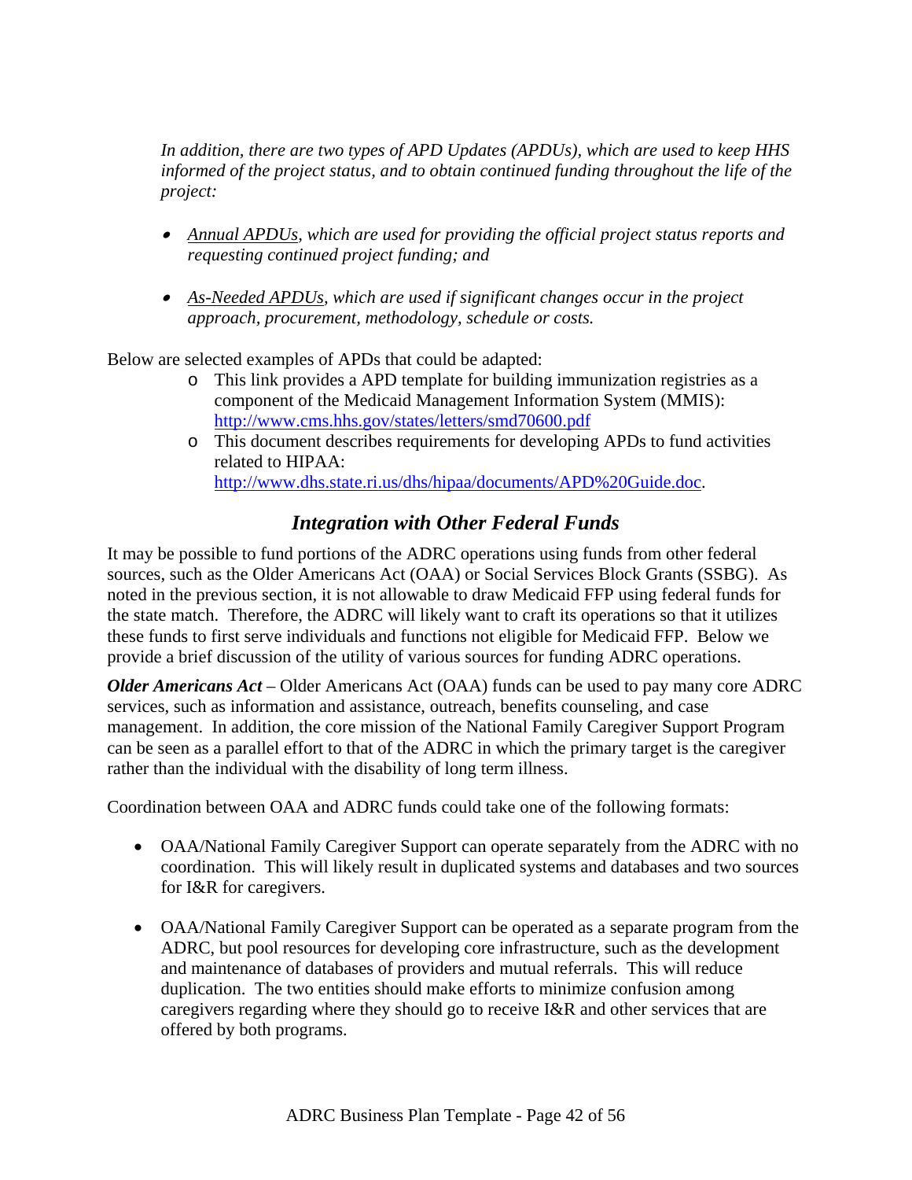*In addition, there are two types of APD Updates (APDUs), which are used to keep HHS informed of the project status, and to obtain continued funding throughout the life of the project:*

- *Annual APDUs, which are used for providing the official project status reports and requesting continued project funding; and*
- *As-Needed APDUs, which are used if significant changes occur in the project approach, procurement, methodology, schedule or costs.*

Below are selected examples of APDs that could be adapted:

- This link provides a APD template for building immunization registries as a component of the Medicaid Management Information System (MMIS): http://www.cms.hhs.gov/states/letters/smd70600.pdf
- This document describes requirements for developing APDs to fund activities related to HIPAA: http://www.dhs.state.ri.us/dhs/hipaa/documents/APD%20Guide.doc.

## *Integration with Other Federal Funds*

It may be possible to fund portions of the ADRC operations using funds from other federal sources, such as the Older Americans Act (OAA) or Social Services Block Grants (SSBG). As noted in the previous section, it is not allowable to draw Medicaid FFP using federal funds for the state match. Therefore, the ADRC will likely want to craft its operations so that it utilizes these funds to first serve individuals and functions not eligible for Medicaid FFP. Below we provide a brief discussion of the utility of various sources for funding ADRC operations.

***Older Americans Act*** – Older Americans Act (OAA) funds can be used to pay many core ADRC services, such as information and assistance, outreach, benefits counseling, and case management. In addition, the core mission of the National Family Caregiver Support Program can be seen as a parallel effort to that of the ADRC in which the primary target is the caregiver rather than the individual with the disability of long term illness.

Coordination between OAA and ADRC funds could take one of the following formats:

- OAA/National Family Caregiver Support can operate separately from the ADRC with no coordination. This will likely result in duplicated systems and databases and two sources for I&R for caregivers.
- OAA/National Family Caregiver Support can be operated as a separate program from the ADRC, but pool resources for developing core infrastructure, such as the development and maintenance of databases of providers and mutual referrals. This will reduce duplication. The two entities should make efforts to minimize confusion among caregivers regarding where they should go to receive I&R and other services that are offered by both programs.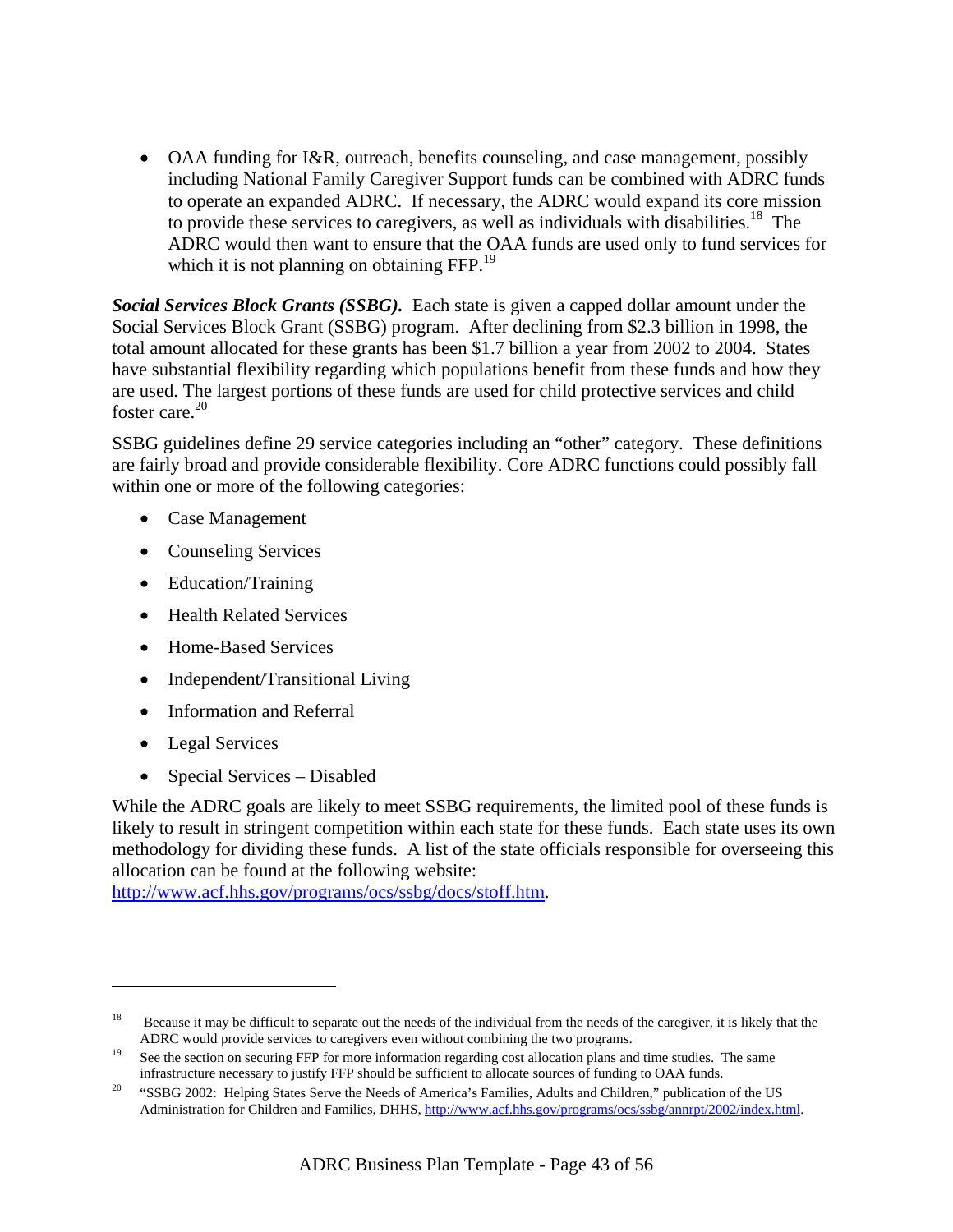- OAA funding for I&R, outreach, benefits counseling, and case management, possibly including National Family Caregiver Support funds can be combined with ADRC funds to operate an expanded ADRC. If necessary, the ADRC would expand its core mission to provide these services to caregivers, as well as individuals with disabilities.[18] The ADRC would then want to ensure that the OAA funds are used only to fund services for which it is not planning on obtaining FFP.[19]

***Social Services Block Grants (SSBG).*** Each state is given a capped dollar amount under the Social Services Block Grant (SSBG) program. After declining from $2.3 billion in 1998, the total amount allocated for these grants has been $1.7 billion a year from 2002 to 2004. States have substantial flexibility regarding which populations benefit from these funds and how they are used. The largest portions of these funds are used for child protective services and child foster care.[20]

SSBG guidelines define 29 service categories including an "other" category. These definitions are fairly broad and provide considerable flexibility. Core ADRC functions could possibly fall within one or more of the following categories:

- Case Management
- Counseling Services
- Education/Training
- Health Related Services
- Home-Based Services
- Independent/Transitional Living
- Information and Referral
- Legal Services
- Special Services – Disabled

While the ADRC goals are likely to meet SSBG requirements, the limited pool of these funds is likely to result in stringent competition within each state for these funds. Each state uses its own methodology for dividing these funds. A list of the state officials responsible for overseeing this allocation can be found at the following website: http://www.acf.hhs.gov/programs/ocs/ssbg/docs/stoff.htm.

---

[18] Because it may be difficult to separate out the needs of the individual from the needs of the caregiver, it is likely that the ADRC would provide services to caregivers even without combining the two programs.

[19] See the section on securing FFP for more information regarding cost allocation plans and time studies. The same infrastructure necessary to justify FFP should be sufficient to allocate sources of funding to OAA funds.

[20] "SSBG 2002: Helping States Serve the Needs of America's Families, Adults and Children," publication of the US Administration for Children and Families, DHHS, http://www.acf.hhs.gov/programs/ocs/ssbg/annrpt/2002/index.html.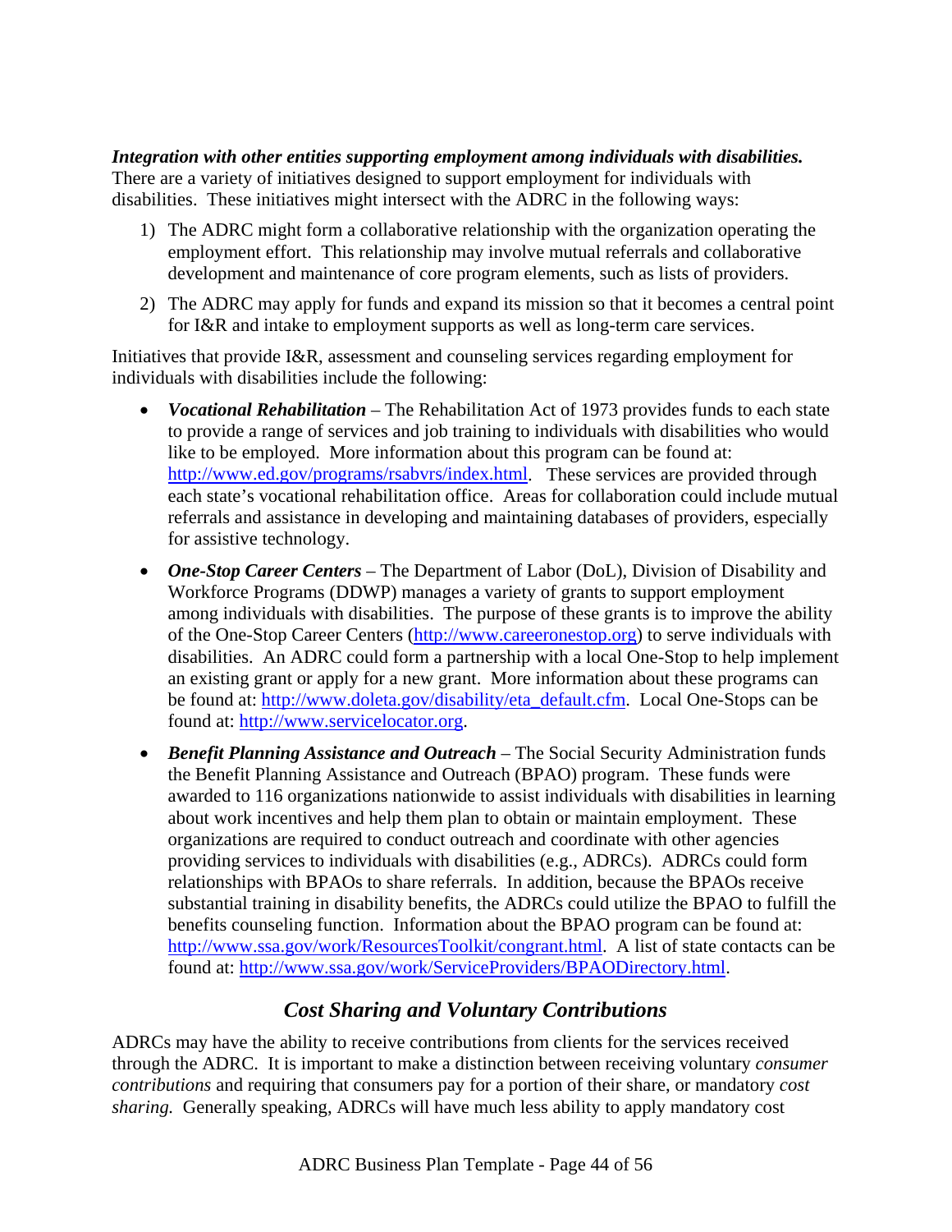***Integration with other entities supporting employment among individuals with disabilities.*** There are a variety of initiatives designed to support employment for individuals with disabilities. These initiatives might intersect with the ADRC in the following ways:

1) The ADRC might form a collaborative relationship with the organization operating the employment effort. This relationship may involve mutual referrals and collaborative development and maintenance of core program elements, such as lists of providers.

2) The ADRC may apply for funds and expand its mission so that it becomes a central point for I&R and intake to employment supports as well as long-term care services.

Initiatives that provide I&R, assessment and counseling services regarding employment for individuals with disabilities include the following:

- ***Vocational Rehabilitation*** – The Rehabilitation Act of 1973 provides funds to each state to provide a range of services and job training to individuals with disabilities who would like to be employed. More information about this program can be found at: http://www.ed.gov/programs/rsabvrs/index.html. These services are provided through each state's vocational rehabilitation office. Areas for collaboration could include mutual referrals and assistance in developing and maintaining databases of providers, especially for assistive technology.

- ***One-Stop Career Centers*** – The Department of Labor (DoL), Division of Disability and Workforce Programs (DDWP) manages a variety of grants to support employment among individuals with disabilities. The purpose of these grants is to improve the ability of the One-Stop Career Centers (http://www.careeronestop.org) to serve individuals with disabilities. An ADRC could form a partnership with a local One-Stop to help implement an existing grant or apply for a new grant. More information about these programs can be found at: http://www.doleta.gov/disability/eta_default.cfm. Local One-Stops can be found at: http://www.servicelocator.org.

- ***Benefit Planning Assistance and Outreach*** – The Social Security Administration funds the Benefit Planning Assistance and Outreach (BPAO) program. These funds were awarded to 116 organizations nationwide to assist individuals with disabilities in learning about work incentives and help them plan to obtain or maintain employment. These organizations are required to conduct outreach and coordinate with other agencies providing services to individuals with disabilities (e.g., ADRCs). ADRCs could form relationships with BPAOs to share referrals. In addition, because the BPAOs receive substantial training in disability benefits, the ADRCs could utilize the BPAO to fulfill the benefits counseling function. Information about the BPAO program can be found at: http://www.ssa.gov/work/ResourcesToolkit/congrant.html. A list of state contacts can be found at: http://www.ssa.gov/work/ServiceProviders/BPAODirectory.html.

## *Cost Sharing and Voluntary Contributions*

ADRCs may have the ability to receive contributions from clients for the services received through the ADRC. It is important to make a distinction between receiving voluntary *consumer contributions* and requiring that consumers pay for a portion of their share, or mandatory *cost sharing.* Generally speaking, ADRCs will have much less ability to apply mandatory cost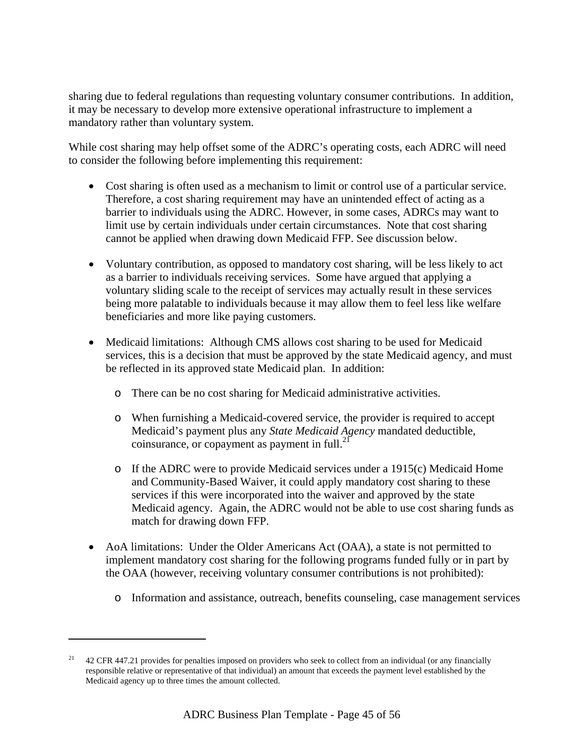sharing due to federal regulations than requesting voluntary consumer contributions. In addition, it may be necessary to develop more extensive operational infrastructure to implement a mandatory rather than voluntary system.

While cost sharing may help offset some of the ADRC's operating costs, each ADRC will need to consider the following before implementing this requirement:

- Cost sharing is often used as a mechanism to limit or control use of a particular service. Therefore, a cost sharing requirement may have an unintended effect of acting as a barrier to individuals using the ADRC. However, in some cases, ADRCs may want to limit use by certain individuals under certain circumstances. Note that cost sharing cannot be applied when drawing down Medicaid FFP. See discussion below.

- Voluntary contribution, as opposed to mandatory cost sharing, will be less likely to act as a barrier to individuals receiving services. Some have argued that applying a voluntary sliding scale to the receipt of services may actually result in these services being more palatable to individuals because it may allow them to feel less like welfare beneficiaries and more like paying customers.

- Medicaid limitations: Although CMS allows cost sharing to be used for Medicaid services, this is a decision that must be approved by the state Medicaid agency, and must be reflected in its approved state Medicaid plan. In addition:

  - There can be no cost sharing for Medicaid administrative activities.

  - When furnishing a Medicaid-covered service, the provider is required to accept Medicaid's payment plus any *State Medicaid Agency* mandated deductible, coinsurance, or copayment as payment in full.[21]

  - If the ADRC were to provide Medicaid services under a 1915(c) Medicaid Home and Community-Based Waiver, it could apply mandatory cost sharing to these services if this were incorporated into the waiver and approved by the state Medicaid agency. Again, the ADRC would not be able to use cost sharing funds as match for drawing down FFP.

- AoA limitations: Under the Older Americans Act (OAA), a state is not permitted to implement mandatory cost sharing for the following programs funded fully or in part by the OAA (however, receiving voluntary consumer contributions is not prohibited):

  - Information and assistance, outreach, benefits counseling, case management services

---

[21] 42 CFR 447.21 provides for penalties imposed on providers who seek to collect from an individual (or any financially responsible relative or representative of that individual) an amount that exceeds the payment level established by the Medicaid agency up to three times the amount collected.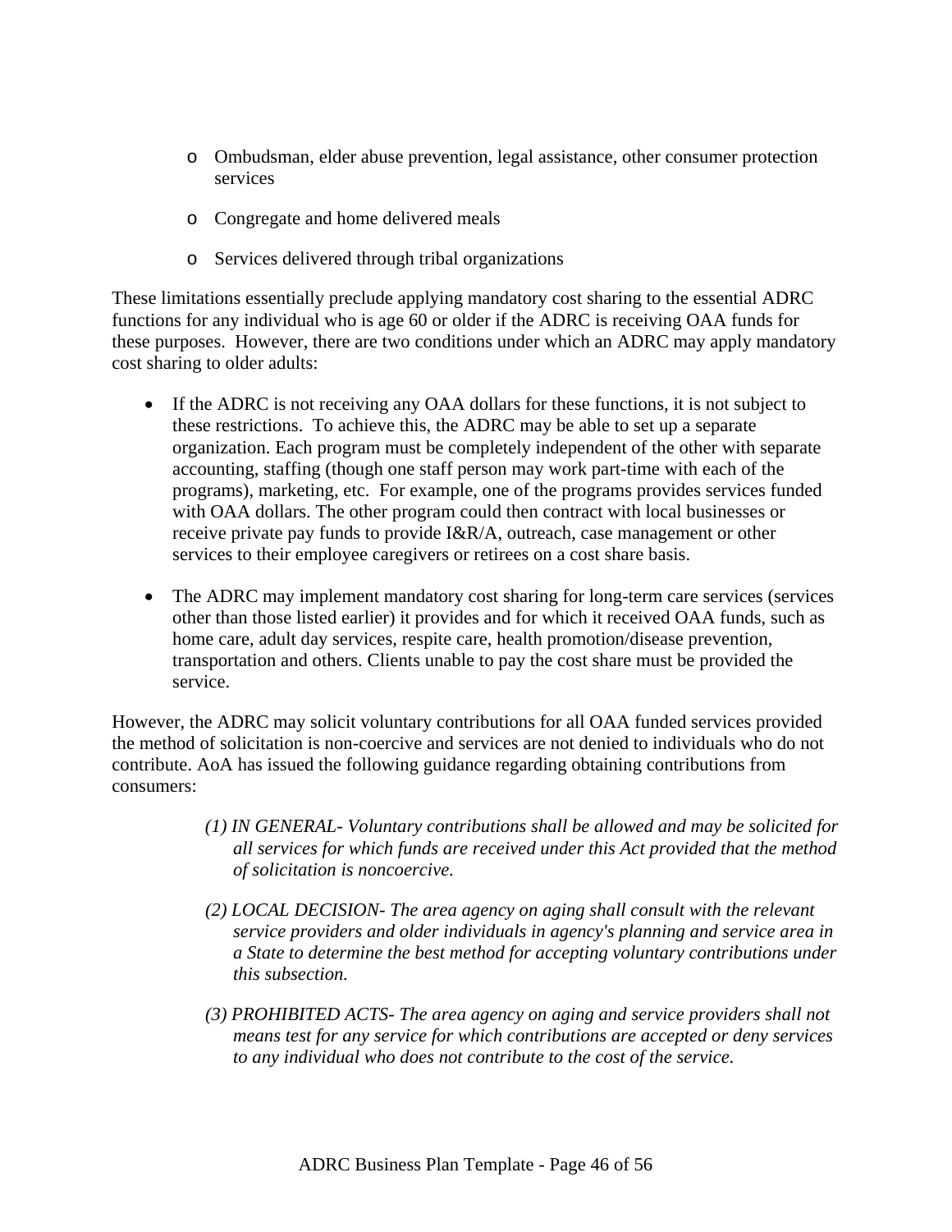- Ombudsman, elder abuse prevention, legal assistance, other consumer protection services
   - Congregate and home delivered meals
   - Services delivered through tribal organizations

These limitations essentially preclude applying mandatory cost sharing to the essential ADRC functions for any individual who is age 60 or older if the ADRC is receiving OAA funds for these purposes. However, there are two conditions under which an ADRC may apply mandatory cost sharing to older adults:

- If the ADRC is not receiving any OAA dollars for these functions, it is not subject to these restrictions. To achieve this, the ADRC may be able to set up a separate organization. Each program must be completely independent of the other with separate accounting, staffing (though one staff person may work part-time with each of the programs), marketing, etc. For example, one of the programs provides services funded with OAA dollars. The other program could then contract with local businesses or receive private pay funds to provide I&R/A, outreach, case management or other services to their employee caregivers or retirees on a cost share basis.

- The ADRC may implement mandatory cost sharing for long-term care services (services other than those listed earlier) it provides and for which it received OAA funds, such as home care, adult day services, respite care, health promotion/disease prevention, transportation and others. Clients unable to pay the cost share must be provided the service.

However, the ADRC may solicit voluntary contributions for all OAA funded services provided the method of solicitation is non-coercive and services are not denied to individuals who do not contribute. AoA has issued the following guidance regarding obtaining contributions from consumers:

> *(1) IN GENERAL- Voluntary contributions shall be allowed and may be solicited for all services for which funds are received under this Act provided that the method of solicitation is noncoercive.*
>
> *(2) LOCAL DECISION- The area agency on aging shall consult with the relevant service providers and older individuals in agency's planning and service area in a State to determine the best method for accepting voluntary contributions under this subsection.*
>
> *(3) PROHIBITED ACTS- The area agency on aging and service providers shall not means test for any service for which contributions are accepted or deny services to any individual who does not contribute to the cost of the service.*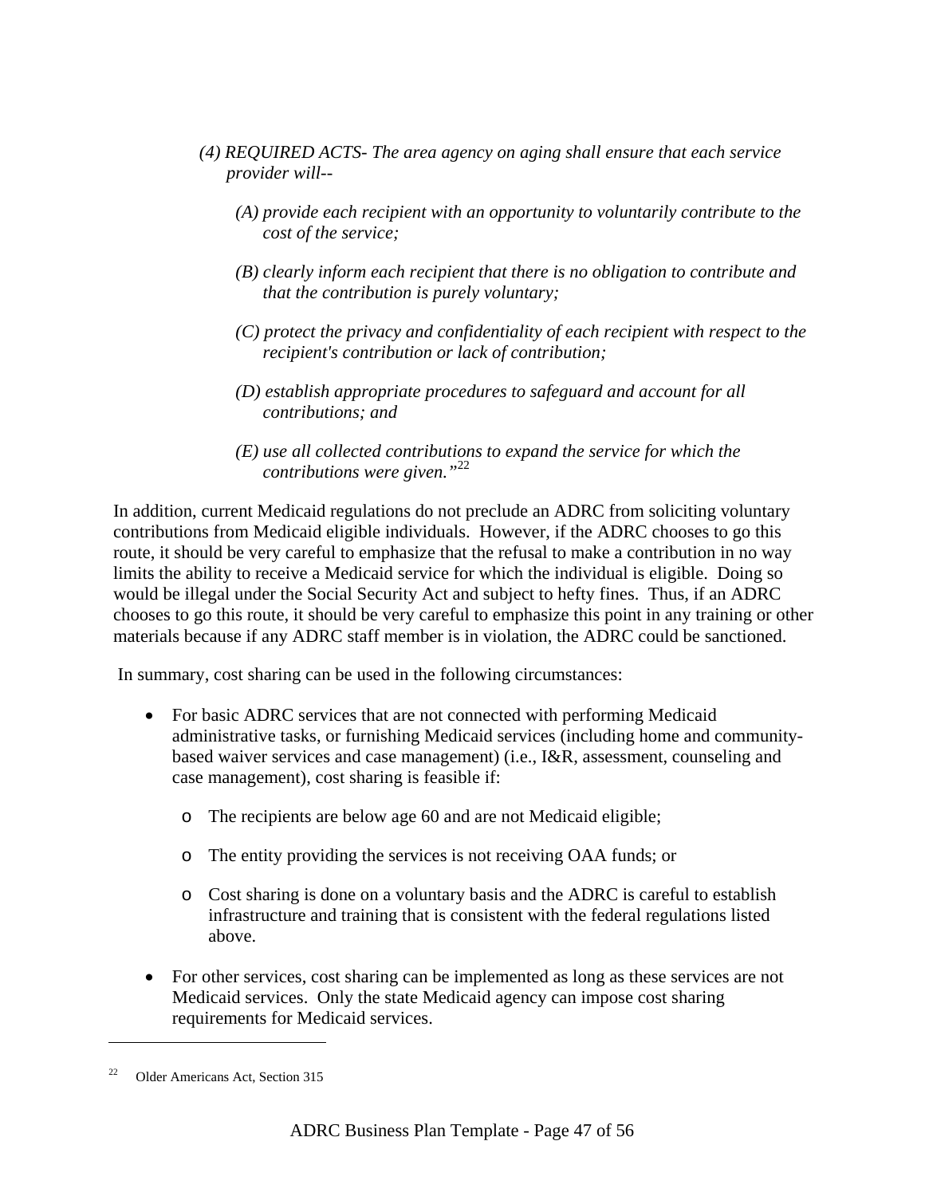*(4) REQUIRED ACTS- The area agency on aging shall ensure that each service provider will--*

> *(A) provide each recipient with an opportunity to voluntarily contribute to the cost of the service;*
>
> *(B) clearly inform each recipient that there is no obligation to contribute and that the contribution is purely voluntary;*
>
> *(C) protect the privacy and confidentiality of each recipient with respect to the recipient's contribution or lack of contribution;*
>
> *(D) establish appropriate procedures to safeguard and account for all contributions; and*
>
> *(E) use all collected contributions to expand the service for which the contributions were given."*[22]

In addition, current Medicaid regulations do not preclude an ADRC from soliciting voluntary contributions from Medicaid eligible individuals. However, if the ADRC chooses to go this route, it should be very careful to emphasize that the refusal to make a contribution in no way limits the ability to receive a Medicaid service for which the individual is eligible. Doing so would be illegal under the Social Security Act and subject to hefty fines. Thus, if an ADRC chooses to go this route, it should be very careful to emphasize this point in any training or other materials because if any ADRC staff member is in violation, the ADRC could be sanctioned.

In summary, cost sharing can be used in the following circumstances:

- For basic ADRC services that are not connected with performing Medicaid administrative tasks, or furnishing Medicaid services (including home and community-based waiver services and case management) (i.e., I&R, assessment, counseling and case management), cost sharing is feasible if:
  - The recipients are below age 60 and are not Medicaid eligible;
  - The entity providing the services is not receiving OAA funds; or
  - Cost sharing is done on a voluntary basis and the ADRC is careful to establish infrastructure and training that is consistent with the federal regulations listed above.
- For other services, cost sharing can be implemented as long as these services are not Medicaid services. Only the state Medicaid agency can impose cost sharing requirements for Medicaid services.

---

[22] Older Americans Act, Section 315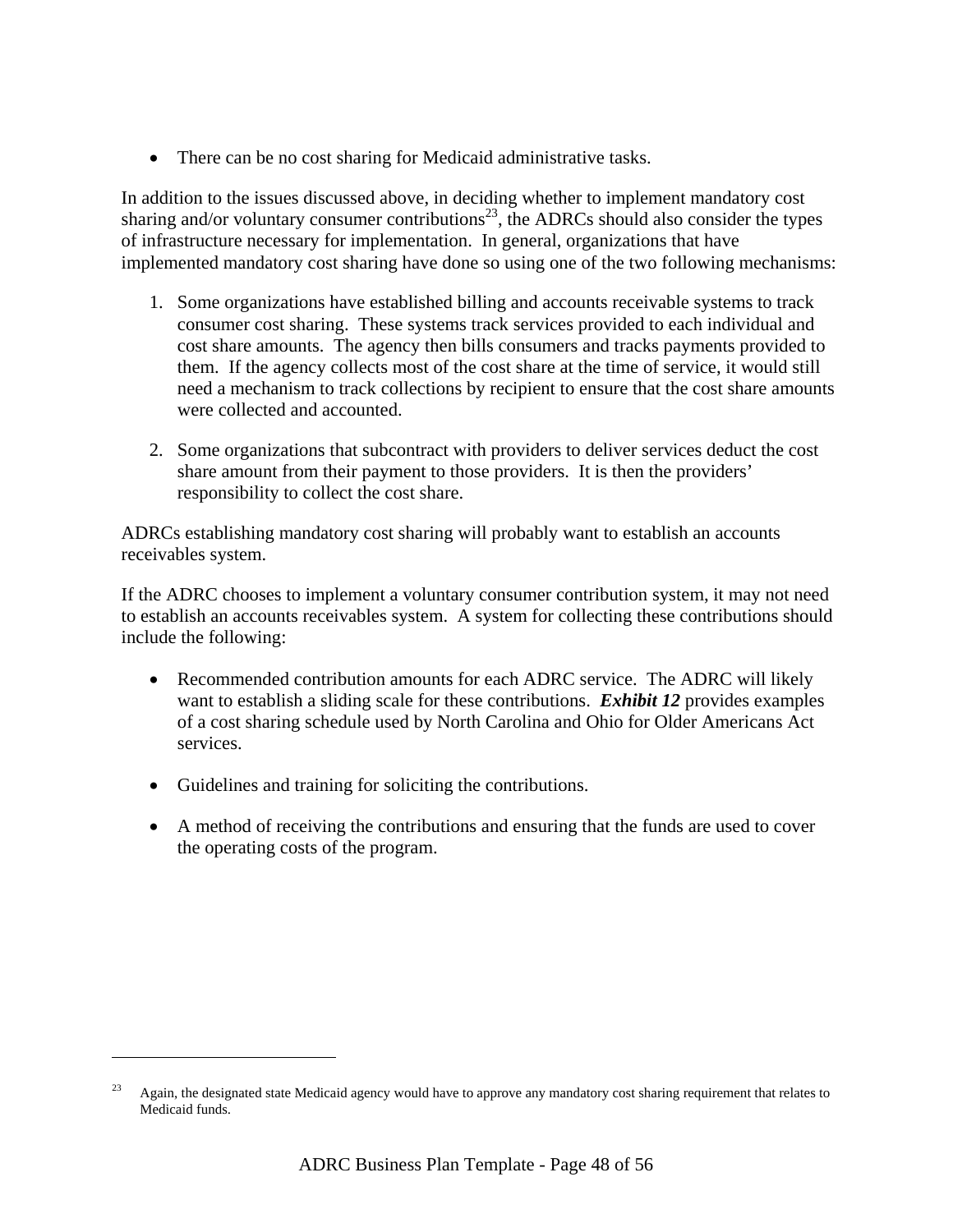- There can be no cost sharing for Medicaid administrative tasks.

In addition to the issues discussed above, in deciding whether to implement mandatory cost sharing and/or voluntary consumer contributions[23], the ADRCs should also consider the types of infrastructure necessary for implementation. In general, organizations that have implemented mandatory cost sharing have done so using one of the two following mechanisms:

1. Some organizations have established billing and accounts receivable systems to track consumer cost sharing. These systems track services provided to each individual and cost share amounts. The agency then bills consumers and tracks payments provided to them. If the agency collects most of the cost share at the time of service, it would still need a mechanism to track collections by recipient to ensure that the cost share amounts were collected and accounted.

2. Some organizations that subcontract with providers to deliver services deduct the cost share amount from their payment to those providers. It is then the providers' responsibility to collect the cost share.

ADRCs establishing mandatory cost sharing will probably want to establish an accounts receivables system.

If the ADRC chooses to implement a voluntary consumer contribution system, it may not need to establish an accounts receivables system. A system for collecting these contributions should include the following:

- Recommended contribution amounts for each ADRC service. The ADRC will likely want to establish a sliding scale for these contributions. ***Exhibit 12*** provides examples of a cost sharing schedule used by North Carolina and Ohio for Older Americans Act services.

- Guidelines and training for soliciting the contributions.

- A method of receiving the contributions and ensuring that the funds are used to cover the operating costs of the program.

---

[23] Again, the designated state Medicaid agency would have to approve any mandatory cost sharing requirement that relates to Medicaid funds.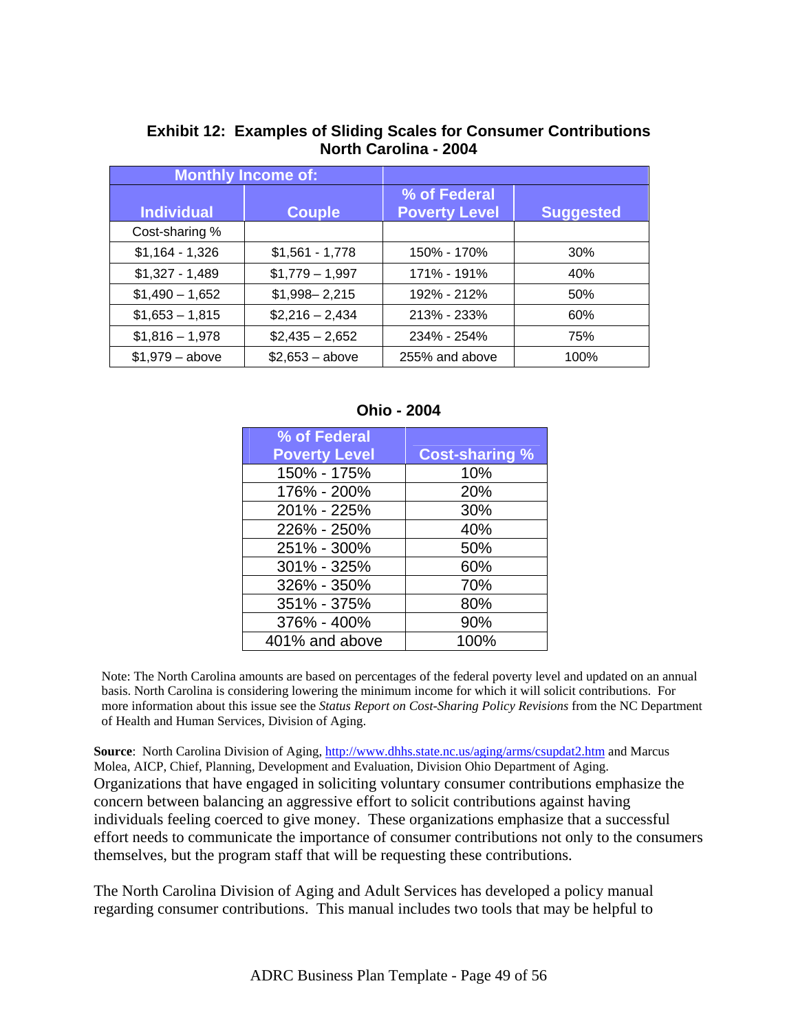**Exhibit 12: Examples of Sliding Scales for Consumer Contributions North Carolina - 2004**

| Monthly Income of: | | | |
|---|---|---|---|
| Individual | Couple | % of Federal Poverty Level | Suggested |
| Cost-sharing % | | | |
| $1,164 - 1,326 | $1,561 - 1,778 | 150% - 170% | 30% |
| $1,327 - 1,489 | $1,779 – 1,997 | 171% - 191% | 40% |
| $1,490 – 1,652 | $1,998– 2,215 | 192% - 212% | 50% |
| $1,653 – 1,815 | $2,216 – 2,434 | 213% - 233% | 60% |
| $1,816 – 1,978 | $2,435 – 2,652 | 234% - 254% | 75% |
| $1,979 – above | $2,653 – above | 255% and above | 100% |

**Ohio - 2004**

| % of Federal Poverty Level | Cost-sharing % |
|---|---|
| 150% - 175% | 10% |
| 176% - 200% | 20% |
| 201% - 225% | 30% |
| 226% - 250% | 40% |
| 251% - 300% | 50% |
| 301% - 325% | 60% |
| 326% - 350% | 70% |
| 351% - 375% | 80% |
| 376% - 400% | 90% |
| 401% and above | 100% |

Note: The North Carolina amounts are based on percentages of the federal poverty level and updated on an annual basis. North Carolina is considering lowering the minimum income for which it will solicit contributions. For more information about this issue see the *Status Report on Cost-Sharing Policy Revisions* from the NC Department of Health and Human Services, Division of Aging.

**Source**: North Carolina Division of Aging, http://www.dhhs.state.nc.us/aging/arms/csupdat2.htm and Marcus Molea, AICP, Chief, Planning, Development and Evaluation, Division Ohio Department of Aging.

Organizations that have engaged in soliciting voluntary consumer contributions emphasize the concern between balancing an aggressive effort to solicit contributions against having individuals feeling coerced to give money. These organizations emphasize that a successful effort needs to communicate the importance of consumer contributions not only to the consumers themselves, but the program staff that will be requesting these contributions.

The North Carolina Division of Aging and Adult Services has developed a policy manual regarding consumer contributions. This manual includes two tools that may be helpful to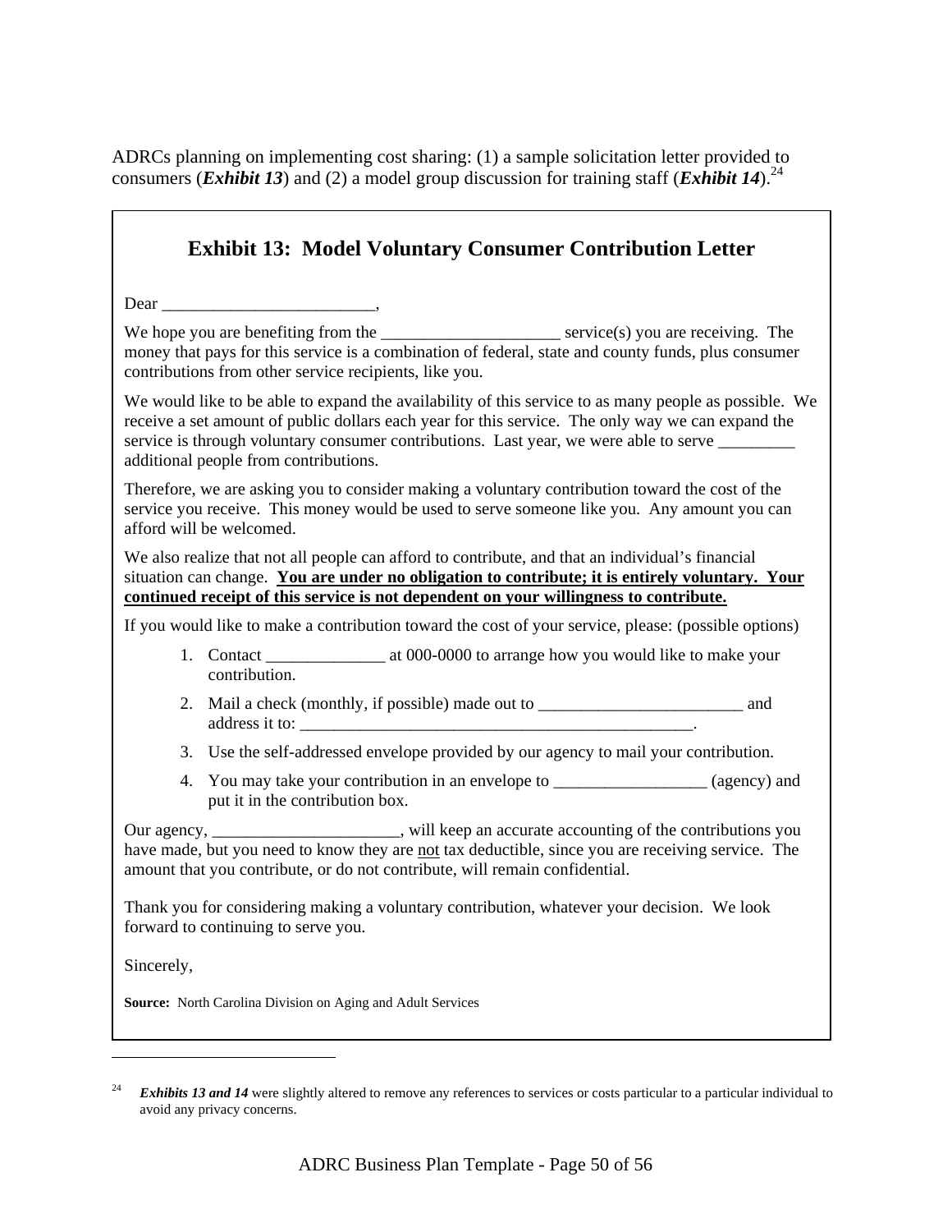ADRCs planning on implementing cost sharing: (1) a sample solicitation letter provided to consumers (***Exhibit 13***) and (2) a model group discussion for training staff (***Exhibit 14***).[24]

## Exhibit 13: Model Voluntary Consumer Contribution Letter

Dear _________________________,

We hope you are benefiting from the _____________________ service(s) you are receiving. The money that pays for this service is a combination of federal, state and county funds, plus consumer contributions from other service recipients, like you.

We would like to be able to expand the availability of this service to as many people as possible. We receive a set amount of public dollars each year for this service. The only way we can expand the service is through voluntary consumer contributions. Last year, we were able to serve _________ additional people from contributions.

Therefore, we are asking you to consider making a voluntary contribution toward the cost of the service you receive. This money would be used to serve someone like you. Any amount you can afford will be welcomed.

We also realize that not all people can afford to contribute, and that an individual's financial situation can change. **You are under no obligation to contribute; it is entirely voluntary. Your continued receipt of this service is not dependent on your willingness to contribute.**

If you would like to make a contribution toward the cost of your service, please: (possible options)

1. Contact ______________ at 000-0000 to arrange how you would like to make your contribution.
2. Mail a check (monthly, if possible) made out to ________________________ and address it to: ________________________________________________.
3. Use the self-addressed envelope provided by our agency to mail your contribution.
4. You may take your contribution in an envelope to __________________ (agency) and put it in the contribution box.

Our agency, ______________________, will keep an accurate accounting of the contributions you have made, but you need to know they are not tax deductible, since you are receiving service. The amount that you contribute, or do not contribute, will remain confidential.

Thank you for considering making a voluntary contribution, whatever your decision. We look forward to continuing to serve you.

Sincerely,

**Source:** North Carolina Division on Aging and Adult Services

---

[24] ***Exhibits 13 and 14*** were slightly altered to remove any references to services or costs particular to a particular individual to avoid any privacy concerns.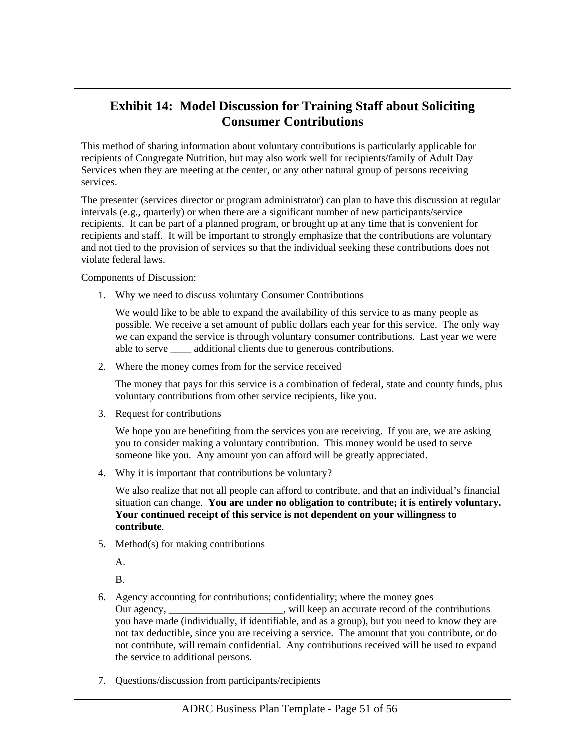## Exhibit 14: Model Discussion for Training Staff about Soliciting Consumer Contributions

This method of sharing information about voluntary contributions is particularly applicable for recipients of Congregate Nutrition, but may also work well for recipients/family of Adult Day Services when they are meeting at the center, or any other natural group of persons receiving services.

The presenter (services director or program administrator) can plan to have this discussion at regular intervals (e.g., quarterly) or when there are a significant number of new participants/service recipients. It can be part of a planned program, or brought up at any time that is convenient for recipients and staff. It will be important to strongly emphasize that the contributions are voluntary and not tied to the provision of services so that the individual seeking these contributions does not violate federal laws.

Components of Discussion:

1. Why we need to discuss voluntary Consumer Contributions

   We would like to be able to expand the availability of this service to as many people as possible. We receive a set amount of public dollars each year for this service. The only way we can expand the service is through voluntary consumer contributions. Last year we were able to serve ____ additional clients due to generous contributions.

2. Where the money comes from for the service received

   The money that pays for this service is a combination of federal, state and county funds, plus voluntary contributions from other service recipients, like you.

3. Request for contributions

   We hope you are benefiting from the services you are receiving. If you are, we are asking you to consider making a voluntary contribution. This money would be used to serve someone like you. Any amount you can afford will be greatly appreciated.

4. Why it is important that contributions be voluntary?

   We also realize that not all people can afford to contribute, and that an individual's financial situation can change. **You are under no obligation to contribute; it is entirely voluntary. Your continued receipt of this service is not dependent on your willingness to contribute**.

5. Method(s) for making contributions

   A.

   B.

6. Agency accounting for contributions; confidentiality; where the money goes
   Our agency, ______________________, will keep an accurate record of the contributions you have made (individually, if identifiable, and as a group), but you need to know they are <u>not</u> tax deductible, since you are receiving a service. The amount that you contribute, or do not contribute, will remain confidential. Any contributions received will be used to expand the service to additional persons.

7. Questions/discussion from participants/recipients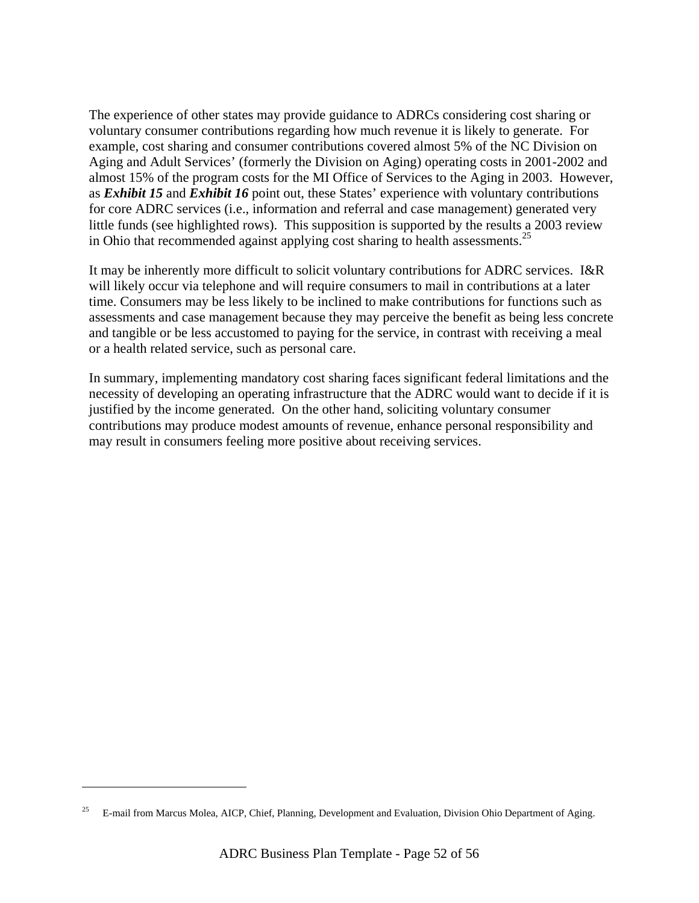The experience of other states may provide guidance to ADRCs considering cost sharing or voluntary consumer contributions regarding how much revenue it is likely to generate. For example, cost sharing and consumer contributions covered almost 5% of the NC Division on Aging and Adult Services' (formerly the Division on Aging) operating costs in 2001-2002 and almost 15% of the program costs for the MI Office of Services to the Aging in 2003. However, as ***Exhibit 15*** and ***Exhibit 16*** point out, these States' experience with voluntary contributions for core ADRC services (i.e., information and referral and case management) generated very little funds (see highlighted rows). This supposition is supported by the results a 2003 review in Ohio that recommended against applying cost sharing to health assessments.[25]

It may be inherently more difficult to solicit voluntary contributions for ADRC services. I&R will likely occur via telephone and will require consumers to mail in contributions at a later time. Consumers may be less likely to be inclined to make contributions for functions such as assessments and case management because they may perceive the benefit as being less concrete and tangible or be less accustomed to paying for the service, in contrast with receiving a meal or a health related service, such as personal care.

In summary, implementing mandatory cost sharing faces significant federal limitations and the necessity of developing an operating infrastructure that the ADRC would want to decide if it is justified by the income generated. On the other hand, soliciting voluntary consumer contributions may produce modest amounts of revenue, enhance personal responsibility and may result in consumers feeling more positive about receiving services.

---

[25] E-mail from Marcus Molea, AICP, Chief, Planning, Development and Evaluation, Division Ohio Department of Aging.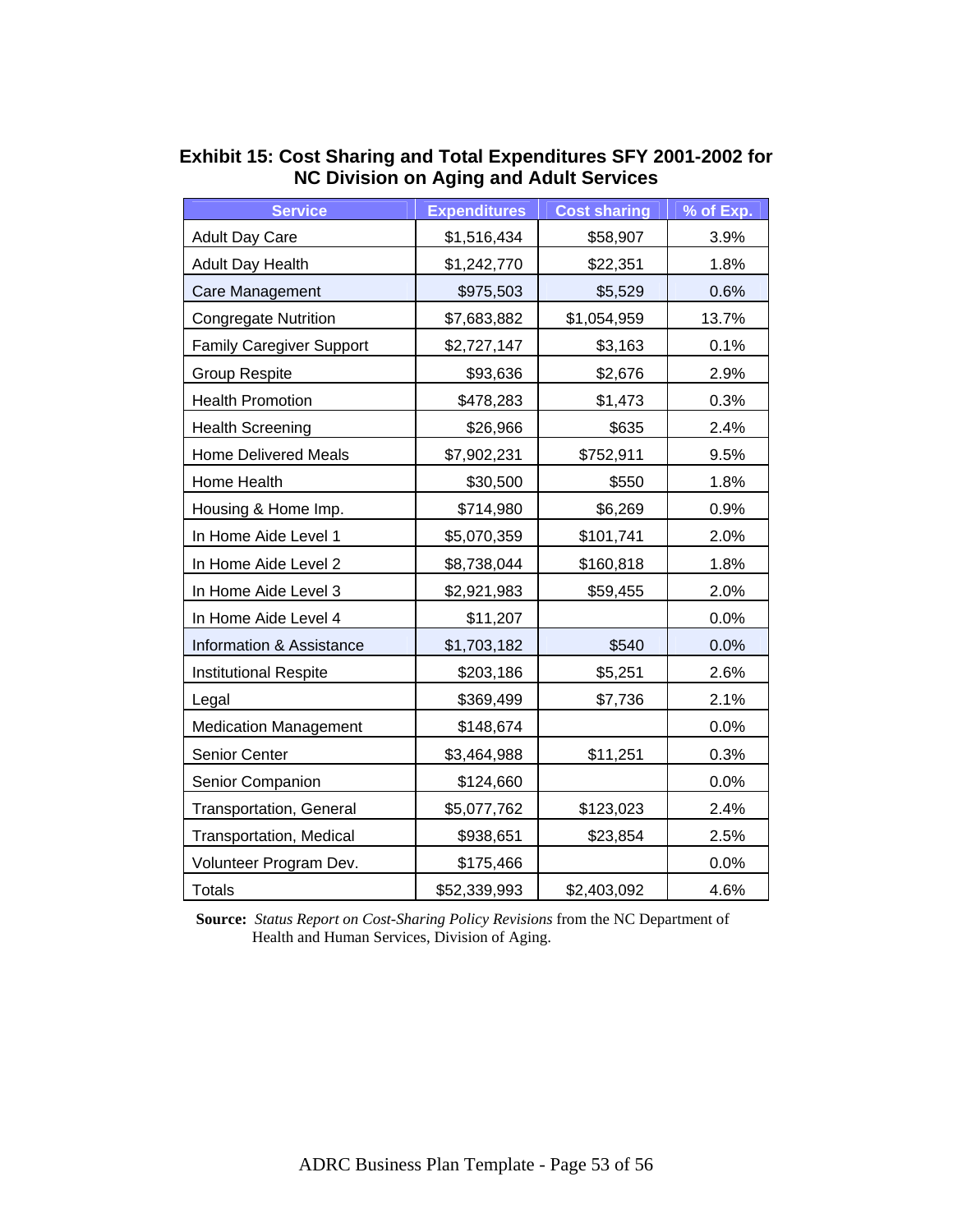**Exhibit 15: Cost Sharing and Total Expenditures SFY 2001-2002 for NC Division on Aging and Adult Services**

| Service | Expenditures | Cost sharing | % of Exp. |
|---|---|---|---|
| Adult Day Care | $1,516,434 | $58,907 | 3.9% |
| Adult Day Health | $1,242,770 | $22,351 | 1.8% |
| Care Management | $975,503 | $5,529 | 0.6% |
| Congregate Nutrition | $7,683,882 | $1,054,959 | 13.7% |
| Family Caregiver Support | $2,727,147 | $3,163 | 0.1% |
| Group Respite | $93,636 | $2,676 | 2.9% |
| Health Promotion | $478,283 | $1,473 | 0.3% |
| Health Screening | $26,966 | $635 | 2.4% |
| Home Delivered Meals | $7,902,231 | $752,911 | 9.5% |
| Home Health | $30,500 | $550 | 1.8% |
| Housing & Home Imp. | $714,980 | $6,269 | 0.9% |
| In Home Aide Level 1 | $5,070,359 | $101,741 | 2.0% |
| In Home Aide Level 2 | $8,738,044 | $160,818 | 1.8% |
| In Home Aide Level 3 | $2,921,983 | $59,455 | 2.0% |
| In Home Aide Level 4 | $11,207 | | 0.0% |
| Information & Assistance | $1,703,182 | $540 | 0.0% |
| Institutional Respite | $203,186 | $5,251 | 2.6% |
| Legal | $369,499 | $7,736 | 2.1% |
| Medication Management | $148,674 | | 0.0% |
| Senior Center | $3,464,988 | $11,251 | 0.3% |
| Senior Companion | $124,660 | | 0.0% |
| Transportation, General | $5,077,762 | $123,023 | 2.4% |
| Transportation, Medical | $938,651 | $23,854 | 2.5% |
| Volunteer Program Dev. | $175,466 | | 0.0% |
| Totals | $52,339,993 | $2,403,092 | 4.6% |

**Source:** *Status Report on Cost-Sharing Policy Revisions* from the NC Department of Health and Human Services, Division of Aging.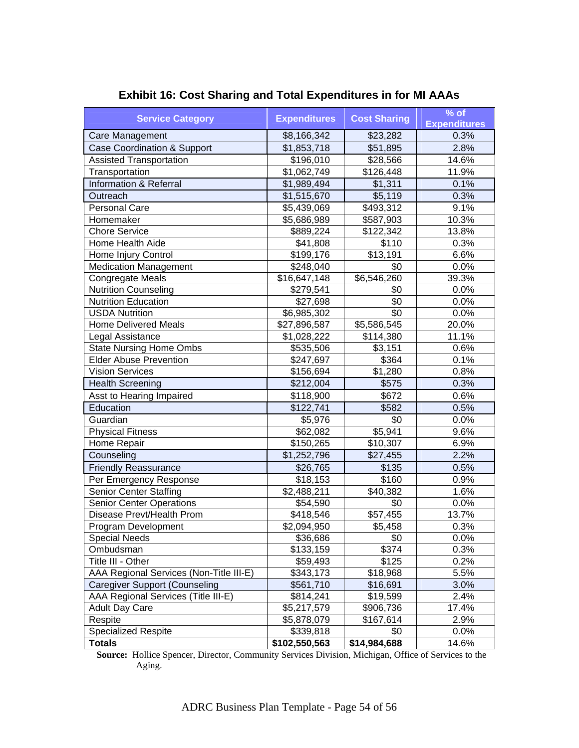## Exhibit 16: Cost Sharing and Total Expenditures in for MI AAAs

| Service Category | Expenditures | Cost Sharing | % of Expenditures |
|---|---|---|---|
| Care Management | $8,166,342 | $23,282 | 0.3% |
| Case Coordination & Support | $1,853,718 | $51,895 | 2.8% |
| Assisted Transportation | $196,010 | $28,566 | 14.6% |
| Transportation | $1,062,749 | $126,448 | 11.9% |
| Information & Referral | $1,989,494 | $1,311 | 0.1% |
| Outreach | $1,515,670 | $5,119 | 0.3% |
| Personal Care | $5,439,069 | $493,312 | 9.1% |
| Homemaker | $5,686,989 | $587,903 | 10.3% |
| Chore Service | $889,224 | $122,342 | 13.8% |
| Home Health Aide | $41,808 | $110 | 0.3% |
| Home Injury Control | $199,176 | $13,191 | 6.6% |
| Medication Management | $248,040 | $0 | 0.0% |
| Congregate Meals | $16,647,148 | $6,546,260 | 39.3% |
| Nutrition Counseling | $279,541 | $0 | 0.0% |
| Nutrition Education | $27,698 | $0 | 0.0% |
| USDA Nutrition | $6,985,302 | $0 | 0.0% |
| Home Delivered Meals | $27,896,587 | $5,586,545 | 20.0% |
| Legal Assistance | $1,028,222 | $114,380 | 11.1% |
| State Nursing Home Ombs | $535,506 | $3,151 | 0.6% |
| Elder Abuse Prevention | $247,697 | $364 | 0.1% |
| Vision Services | $156,694 | $1,280 | 0.8% |
| Health Screening | $212,004 | $575 | 0.3% |
| Asst to Hearing Impaired | $118,900 | $672 | 0.6% |
| Education | $122,741 | $582 | 0.5% |
| Guardian | $5,976 | $0 | 0.0% |
| Physical Fitness | $62,082 | $5,941 | 9.6% |
| Home Repair | $150,265 | $10,307 | 6.9% |
| Counseling | $1,252,796 | $27,455 | 2.2% |
| Friendly Reassurance | $26,765 | $135 | 0.5% |
| Per Emergency Response | $18,153 | $160 | 0.9% |
| Senior Center Staffing | $2,488,211 | $40,382 | 1.6% |
| Senior Center Operations | $54,590 | $0 | 0.0% |
| Disease Prevt/Health Prom | $418,546 | $57,455 | 13.7% |
| Program Development | $2,094,950 | $5,458 | 0.3% |
| Special Needs | $36,686 | $0 | 0.0% |
| Ombudsman | $133,159 | $374 | 0.3% |
| Title III - Other | $59,493 | $125 | 0.2% |
| AAA Regional Services (Non-Title III-E) | $343,173 | $18,968 | 5.5% |
| Caregiver Support (Counseling | $561,710 | $16,691 | 3.0% |
| AAA Regional Services (Title III-E) | $814,241 | $19,599 | 2.4% |
| Adult Day Care | $5,217,579 | $906,736 | 17.4% |
| Respite | $5,878,079 | $167,614 | 2.9% |
| Specialized Respite | $339,818 | $0 | 0.0% |
| **Totals** | **$102,550,563** | **$14,984,688** | 14.6% |

**Source:** Hollice Spencer, Director, Community Services Division, Michigan, Office of Services to the Aging.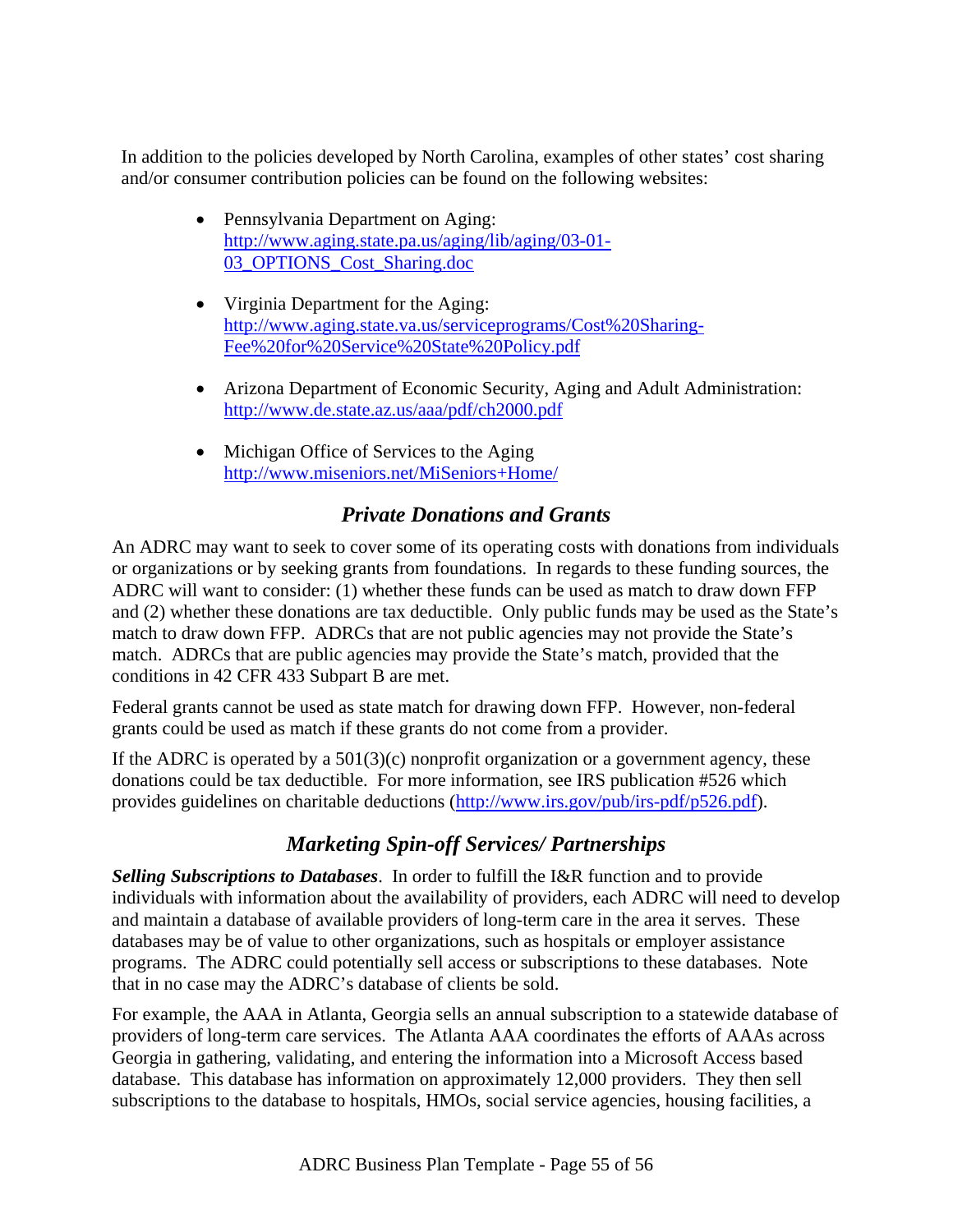In addition to the policies developed by North Carolina, examples of other states' cost sharing and/or consumer contribution policies can be found on the following websites:

- Pennsylvania Department on Aging: http://www.aging.state.pa.us/aging/lib/aging/03-01-03_OPTIONS_Cost_Sharing.doc
- Virginia Department for the Aging: http://www.aging.state.va.us/serviceprograms/Cost%20Sharing-Fee%20for%20Service%20State%20Policy.pdf
- Arizona Department of Economic Security, Aging and Adult Administration: http://www.de.state.az.us/aaa/pdf/ch2000.pdf
- Michigan Office of Services to the Aging http://www.miseniors.net/MiSeniors+Home/

## *Private Donations and Grants*

An ADRC may want to seek to cover some of its operating costs with donations from individuals or organizations or by seeking grants from foundations. In regards to these funding sources, the ADRC will want to consider: (1) whether these funds can be used as match to draw down FFP and (2) whether these donations are tax deductible. Only public funds may be used as the State's match to draw down FFP. ADRCs that are not public agencies may not provide the State's match. ADRCs that are public agencies may provide the State's match, provided that the conditions in 42 CFR 433 Subpart B are met.

Federal grants cannot be used as state match for drawing down FFP. However, non-federal grants could be used as match if these grants do not come from a provider.

If the ADRC is operated by a 501(3)(c) nonprofit organization or a government agency, these donations could be tax deductible. For more information, see IRS publication #526 which provides guidelines on charitable deductions (http://www.irs.gov/pub/irs-pdf/p526.pdf).

## *Marketing Spin-off Services/ Partnerships*

***Selling Subscriptions to Databases***. In order to fulfill the I&R function and to provide individuals with information about the availability of providers, each ADRC will need to develop and maintain a database of available providers of long-term care in the area it serves. These databases may be of value to other organizations, such as hospitals or employer assistance programs. The ADRC could potentially sell access or subscriptions to these databases. Note that in no case may the ADRC's database of clients be sold.

For example, the AAA in Atlanta, Georgia sells an annual subscription to a statewide database of providers of long-term care services. The Atlanta AAA coordinates the efforts of AAAs across Georgia in gathering, validating, and entering the information into a Microsoft Access based database. This database has information on approximately 12,000 providers. They then sell subscriptions to the database to hospitals, HMOs, social service agencies, housing facilities, a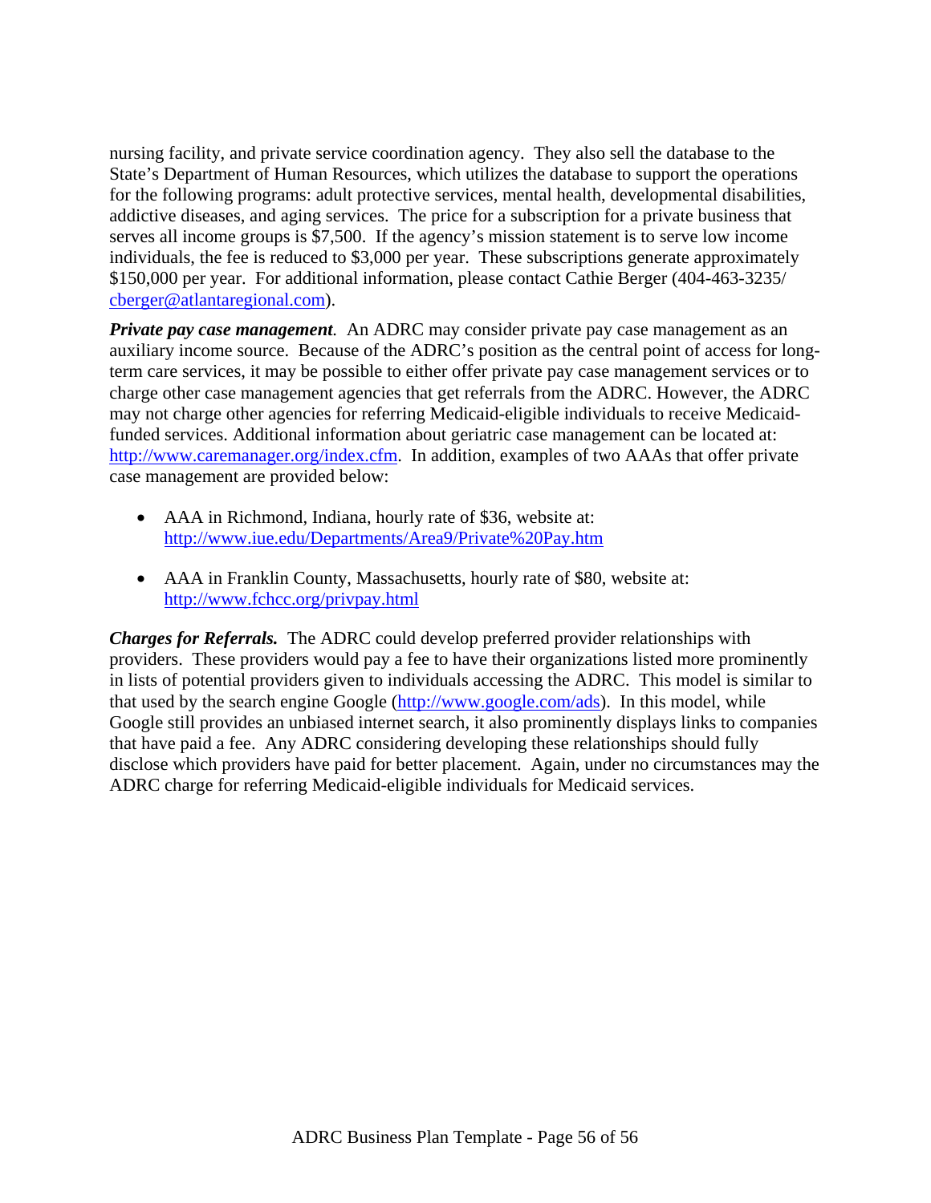nursing facility, and private service coordination agency. They also sell the database to the State's Department of Human Resources, which utilizes the database to support the operations for the following programs: adult protective services, mental health, developmental disabilities, addictive diseases, and aging services. The price for a subscription for a private business that serves all income groups is $7,500. If the agency's mission statement is to serve low income individuals, the fee is reduced to $3,000 per year. These subscriptions generate approximately $150,000 per year. For additional information, please contact Cathie Berger (404-463-3235/ cberger@atlantaregional.com).

***Private pay case management***. An ADRC may consider private pay case management as an auxiliary income source. Because of the ADRC's position as the central point of access for long-term care services, it may be possible to either offer private pay case management services or to charge other case management agencies that get referrals from the ADRC. However, the ADRC may not charge other agencies for referring Medicaid-eligible individuals to receive Medicaid-funded services. Additional information about geriatric case management can be located at: http://www.caremanager.org/index.cfm. In addition, examples of two AAAs that offer private case management are provided below:

- AAA in Richmond, Indiana, hourly rate of $36, website at: http://www.iue.edu/Departments/Area9/Private%20Pay.htm
- AAA in Franklin County, Massachusetts, hourly rate of $80, website at: http://www.fchcc.org/privpay.html

***Charges for Referrals.*** The ADRC could develop preferred provider relationships with providers. These providers would pay a fee to have their organizations listed more prominently in lists of potential providers given to individuals accessing the ADRC. This model is similar to that used by the search engine Google (http://www.google.com/ads). In this model, while Google still provides an unbiased internet search, it also prominently displays links to companies that have paid a fee. Any ADRC considering developing these relationships should fully disclose which providers have paid for better placement. Again, under no circumstances may the ADRC charge for referring Medicaid-eligible individuals for Medicaid services.